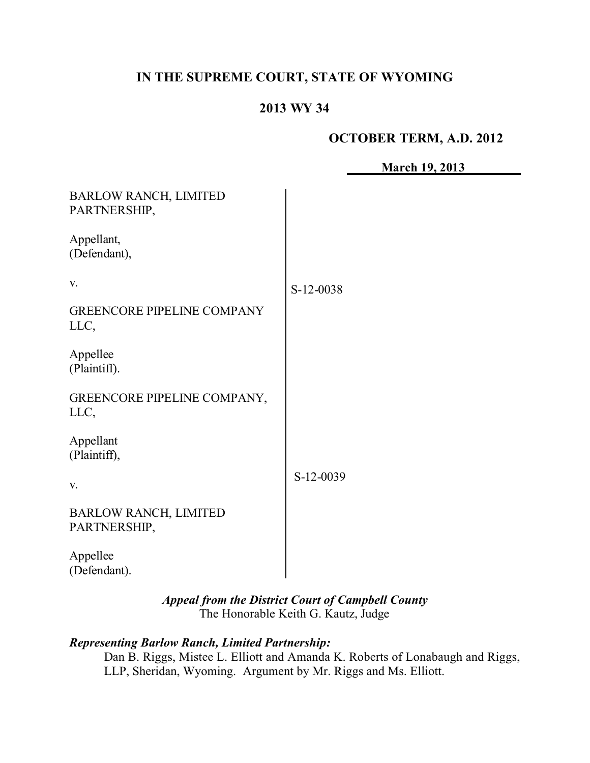# IN THE SUPREME COURT, STATE OF WYOMING

## 2013 WY 34

**OCTOBER TERM, A.D. 2012**

**March 19, 2013**

| | |
|---|---|
| BARLOW RANCH, LIMITED PARTNERSHIP,<br><br>Appellant,<br>(Defendant),<br><br>v.<br><br>GREENCORE PIPELINE COMPANY LLC,<br><br>Appellee<br>(Plaintiff). | S-12-0038 |
| GREENCORE PIPELINE COMPANY, LLC,<br><br>Appellant<br>(Plaintiff),<br><br>v.<br><br>BARLOW RANCH, LIMITED PARTNERSHIP,<br><br>Appellee<br>(Defendant). | S-12-0039 |

***Appeal from the District Court of Campbell County***
The Honorable Keith G. Kautz, Judge

***Representing Barlow Ranch, Limited Partnership:***
Dan B. Riggs, Mistee L. Elliott and Amanda K. Roberts of Lonabaugh and Riggs, LLP, Sheridan, Wyoming. Argument by Mr. Riggs and Ms. Elliott.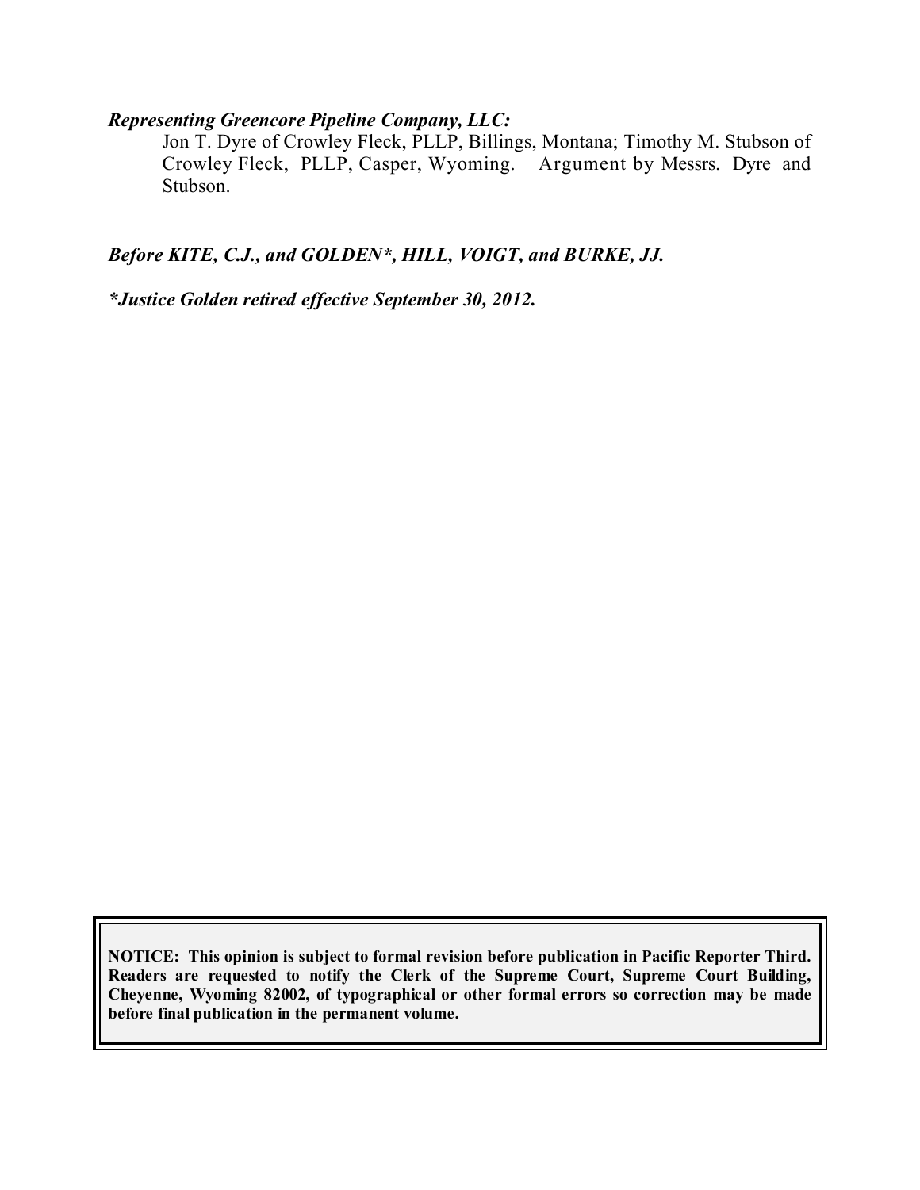***Representing Greencore Pipeline Company, LLC:***

Jon T. Dyre of Crowley Fleck, PLLP, Billings, Montana; Timothy M. Stubson of Crowley Fleck, PLLP, Casper, Wyoming. Argument by Messrs. Dyre and Stubson.

***Before KITE, C.J., and GOLDEN\*, HILL, VOIGT, and BURKE, JJ.***

***\*Justice Golden retired effective September 30, 2012.***

**NOTICE: This opinion is subject to formal revision before publication in Pacific Reporter Third. Readers are requested to notify the Clerk of the Supreme Court, Supreme Court Building, Cheyenne, Wyoming 82002, of typographical or other formal errors so correction may be made before final publication in the permanent volume.**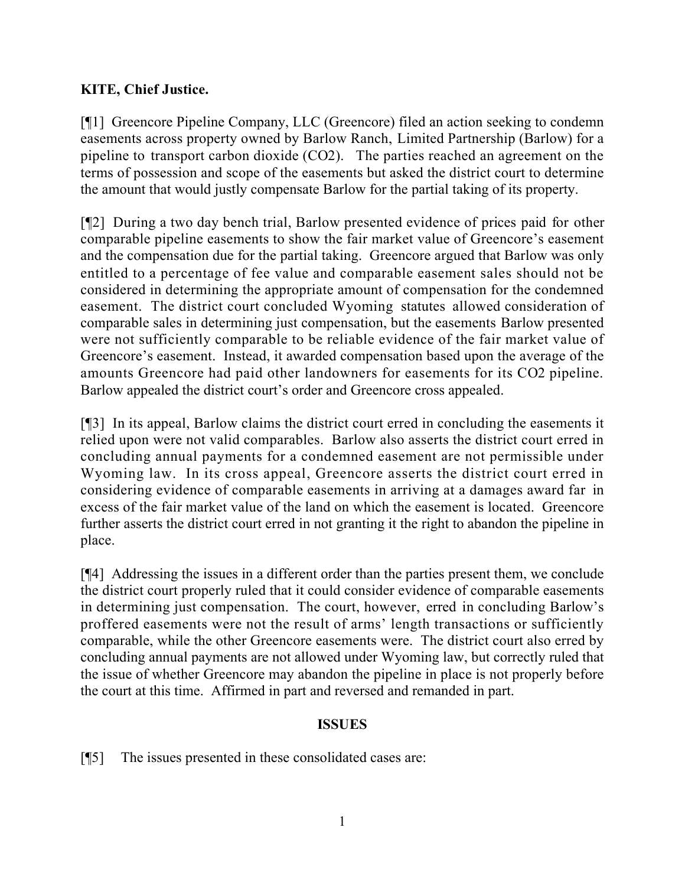**KITE, Chief Justice.**

[¶1] Greencore Pipeline Company, LLC (Greencore) filed an action seeking to condemn easements across property owned by Barlow Ranch, Limited Partnership (Barlow) for a pipeline to transport carbon dioxide ($CO_2$). The parties reached an agreement on the terms of possession and scope of the easements but asked the district court to determine the amount that would justly compensate Barlow for the partial taking of its property.

[¶2] During a two day bench trial, Barlow presented evidence of prices paid for other comparable pipeline easements to show the fair market value of Greencore's easement and the compensation due for the partial taking. Greencore argued that Barlow was only entitled to a percentage of fee value and comparable easement sales should not be considered in determining the appropriate amount of compensation for the condemned easement. The district court concluded Wyoming statutes allowed consideration of comparable sales in determining just compensation, but the easements Barlow presented were not sufficiently comparable to be reliable evidence of the fair market value of Greencore's easement. Instead, it awarded compensation based upon the average of the amounts Greencore had paid other landowners for easements for its $CO_2$ pipeline. Barlow appealed the district court's order and Greencore cross appealed.

[¶3] In its appeal, Barlow claims the district court erred in concluding the easements it relied upon were not valid comparables. Barlow also asserts the district court erred in concluding annual payments for a condemned easement are not permissible under Wyoming law. In its cross appeal, Greencore asserts the district court erred in considering evidence of comparable easements in arriving at a damages award far in excess of the fair market value of the land on which the easement is located. Greencore further asserts the district court erred in not granting it the right to abandon the pipeline in place.

[¶4] Addressing the issues in a different order than the parties present them, we conclude the district court properly ruled that it could consider evidence of comparable easements in determining just compensation. The court, however, erred in concluding Barlow's proffered easements were not the result of arms' length transactions or sufficiently comparable, while the other Greencore easements were. The district court also erred by concluding annual payments are not allowed under Wyoming law, but correctly ruled that the issue of whether Greencore may abandon the pipeline in place is not properly before the court at this time. Affirmed in part and reversed and remanded in part.

## ISSUES

[¶5] The issues presented in these consolidated cases are: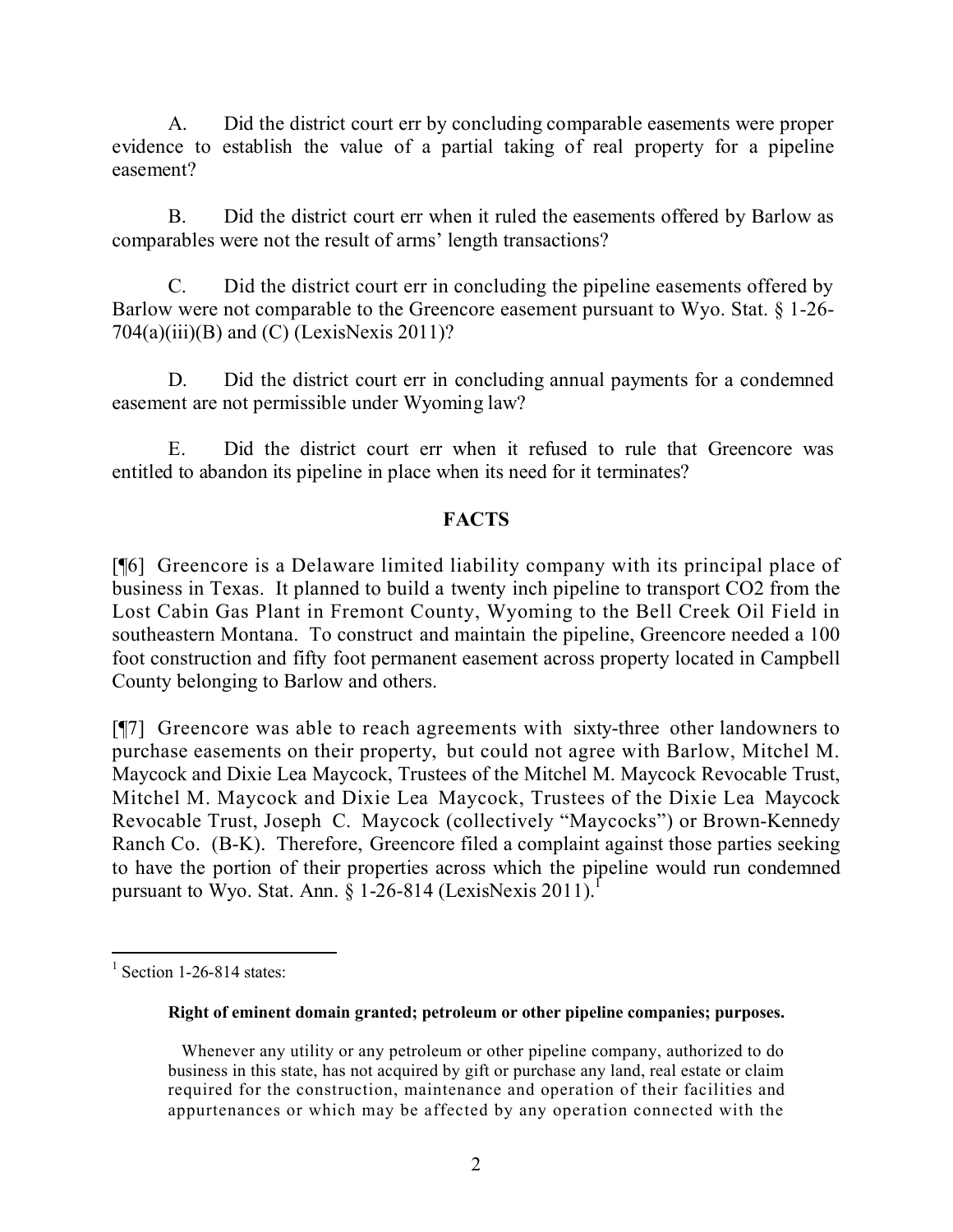A. Did the district court err by concluding comparable easements were proper evidence to establish the value of a partial taking of real property for a pipeline easement?

B. Did the district court err when it ruled the easements offered by Barlow as comparables were not the result of arms' length transactions?

C. Did the district court err in concluding the pipeline easements offered by Barlow were not comparable to the Greencore easement pursuant to Wyo. Stat. § 1-26-704(a)(iii)(B) and (C) (LexisNexis 2011)?

D. Did the district court err in concluding annual payments for a condemned easement are not permissible under Wyoming law?

E. Did the district court err when it refused to rule that Greencore was entitled to abandon its pipeline in place when its need for it terminates?

## FACTS

[¶6] Greencore is a Delaware limited liability company with its principal place of business in Texas. It planned to build a twenty inch pipeline to transport CO2 from the Lost Cabin Gas Plant in Fremont County, Wyoming to the Bell Creek Oil Field in southeastern Montana. To construct and maintain the pipeline, Greencore needed a 100 foot construction and fifty foot permanent easement across property located in Campbell County belonging to Barlow and others.

[¶7] Greencore was able to reach agreements with sixty-three other landowners to purchase easements on their property, but could not agree with Barlow, Mitchel M. Maycock and Dixie Lea Maycock, Trustees of the Mitchel M. Maycock Revocable Trust, Mitchel M. Maycock and Dixie Lea Maycock, Trustees of the Dixie Lea Maycock Revocable Trust, Joseph C. Maycock (collectively "Maycocks") or Brown-Kennedy Ranch Co. (B-K). Therefore, Greencore filed a complaint against those parties seeking to have the portion of their properties across which the pipeline would run condemned pursuant to Wyo. Stat. Ann. § 1-26-814 (LexisNexis 2011).[1]

---

[1] Section 1-26-814 states:

**Right of eminent domain granted; petroleum or other pipeline companies; purposes.**

Whenever any utility or any petroleum or other pipeline company, authorized to do business in this state, has not acquired by gift or purchase any land, real estate or claim required for the construction, maintenance and operation of their facilities and appurtenances or which may be affected by any operation connected with the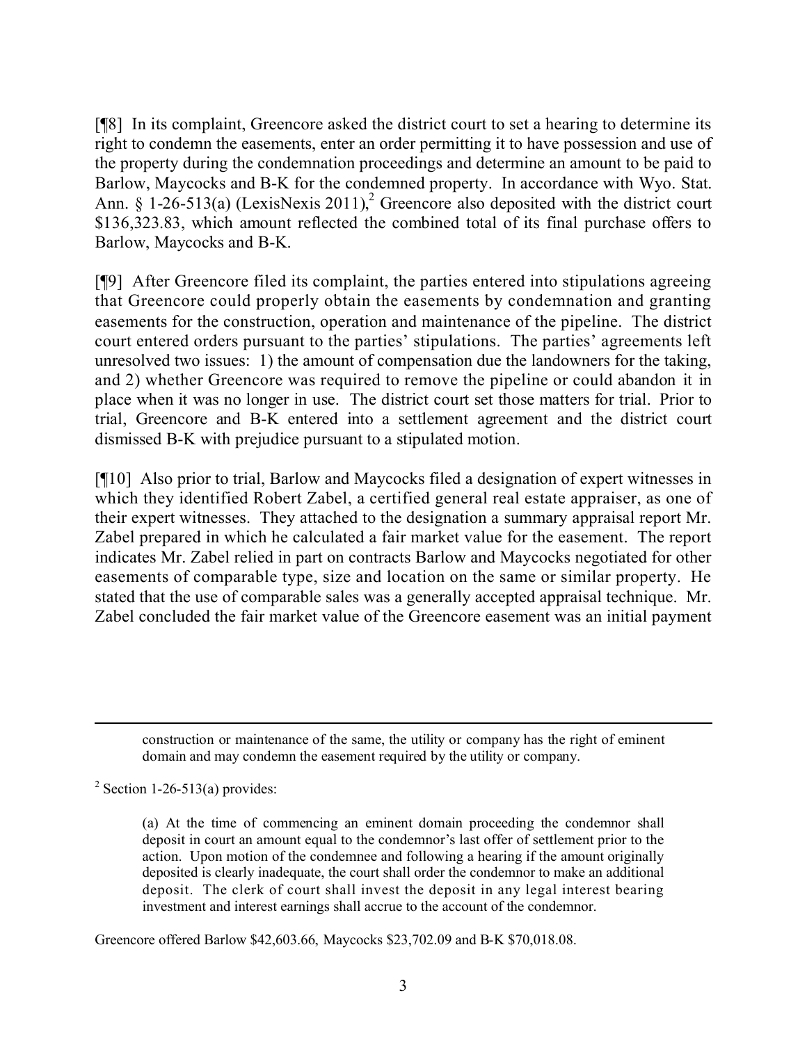[¶8] In its complaint, Greencore asked the district court to set a hearing to determine its right to condemn the easements, enter an order permitting it to have possession and use of the property during the condemnation proceedings and determine an amount to be paid to Barlow, Maycocks and B-K for the condemned property. In accordance with Wyo. Stat. Ann. § 1-26-513(a) (LexisNexis 2011),[2] Greencore also deposited with the district court $136,323.83, which amount reflected the combined total of its final purchase offers to Barlow, Maycocks and B-K.

[¶9] After Greencore filed its complaint, the parties entered into stipulations agreeing that Greencore could properly obtain the easements by condemnation and granting easements for the construction, operation and maintenance of the pipeline. The district court entered orders pursuant to the parties' stipulations. The parties' agreements left unresolved two issues: 1) the amount of compensation due the landowners for the taking, and 2) whether Greencore was required to remove the pipeline or could abandon it in place when it was no longer in use. The district court set those matters for trial. Prior to trial, Greencore and B-K entered into a settlement agreement and the district court dismissed B-K with prejudice pursuant to a stipulated motion.

[¶10] Also prior to trial, Barlow and Maycocks filed a designation of expert witnesses in which they identified Robert Zabel, a certified general real estate appraiser, as one of their expert witnesses. They attached to the designation a summary appraisal report Mr. Zabel prepared in which he calculated a fair market value for the easement. The report indicates Mr. Zabel relied in part on contracts Barlow and Maycocks negotiated for other easements of comparable type, size and location on the same or similar property. He stated that the use of comparable sales was a generally accepted appraisal technique. Mr. Zabel concluded the fair market value of the Greencore easement was an initial payment

---

> construction or maintenance of the same, the utility or company has the right of eminent domain and may condemn the easement required by the utility or company.

[2] Section 1-26-513(a) provides:

> (a) At the time of commencing an eminent domain proceeding the condemnor shall deposit in court an amount equal to the condemnor's last offer of settlement prior to the action. Upon motion of the condemnee and following a hearing if the amount originally deposited is clearly inadequate, the court shall order the condemnor to make an additional deposit. The clerk of court shall invest the deposit in any legal interest bearing investment and interest earnings shall accrue to the account of the condemnor.

Greencore offered Barlow $42,603.66, Maycocks $23,702.09 and B-K $70,018.08.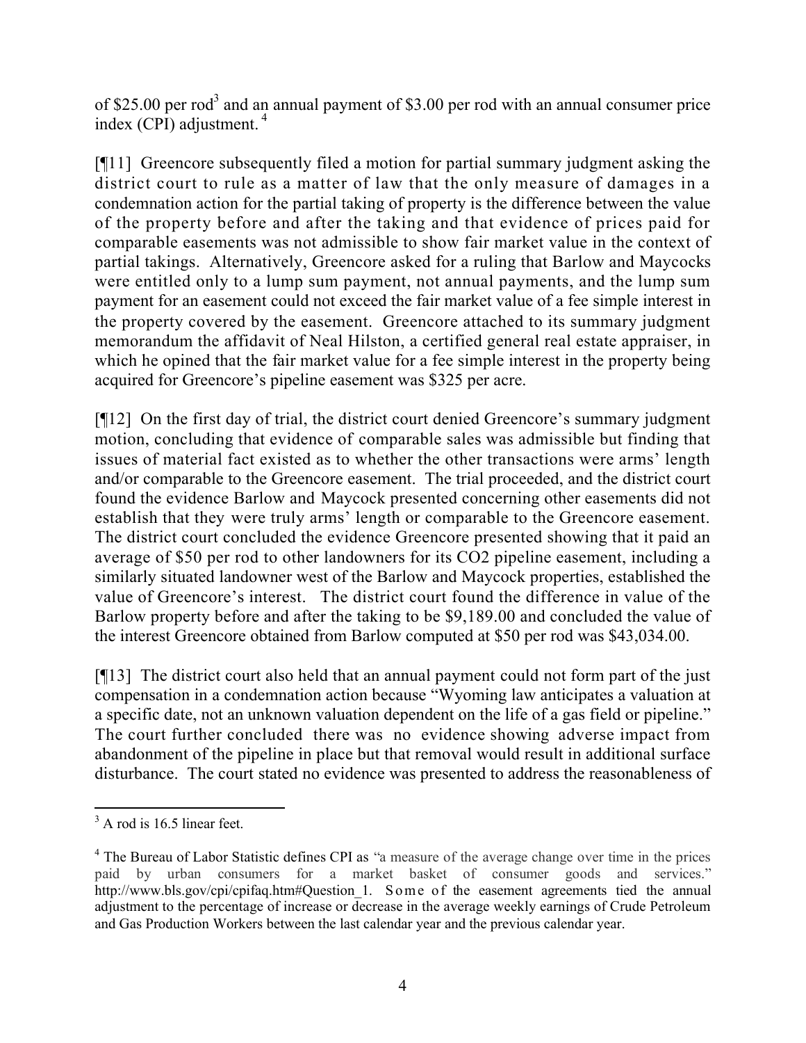of $25.00 per rod[3] and an annual payment of $3.00 per rod with an annual consumer price index (CPI) adjustment.[4]

[¶11] Greencore subsequently filed a motion for partial summary judgment asking the district court to rule as a matter of law that the only measure of damages in a condemnation action for the partial taking of property is the difference between the value of the property before and after the taking and that evidence of prices paid for comparable easements was not admissible to show fair market value in the context of partial takings. Alternatively, Greencore asked for a ruling that Barlow and Maycocks were entitled only to a lump sum payment, not annual payments, and the lump sum payment for an easement could not exceed the fair market value of a fee simple interest in the property covered by the easement. Greencore attached to its summary judgment memorandum the affidavit of Neal Hilston, a certified general real estate appraiser, in which he opined that the fair market value for a fee simple interest in the property being acquired for Greencore's pipeline easement was $325 per acre.

[¶12] On the first day of trial, the district court denied Greencore's summary judgment motion, concluding that evidence of comparable sales was admissible but finding that issues of material fact existed as to whether the other transactions were arms' length and/or comparable to the Greencore easement. The trial proceeded, and the district court found the evidence Barlow and Maycock presented concerning other easements did not establish that they were truly arms' length or comparable to the Greencore easement. The district court concluded the evidence Greencore presented showing that it paid an average of $50 per rod to other landowners for its $CO_2$ pipeline easement, including a similarly situated landowner west of the Barlow and Maycock properties, established the value of Greencore's interest. The district court found the difference in value of the Barlow property before and after the taking to be $9,189.00 and concluded the value of the interest Greencore obtained from Barlow computed at $50 per rod was $43,034.00.

[¶13] The district court also held that an annual payment could not form part of the just compensation in a condemnation action because "Wyoming law anticipates a valuation at a specific date, not an unknown valuation dependent on the life of a gas field or pipeline." The court further concluded there was no evidence showing adverse impact from abandonment of the pipeline in place but that removal would result in additional surface disturbance. The court stated no evidence was presented to address the reasonableness of

---

[3] A rod is 16.5 linear feet.

[4] The Bureau of Labor Statistic defines CPI as "a measure of the average change over time in the prices paid by urban consumers for a market basket of consumer goods and services." http://www.bls.gov/cpi/cpifaq.htm#Question_1. Some of the easement agreements tied the annual adjustment to the percentage of increase or decrease in the average weekly earnings of Crude Petroleum and Gas Production Workers between the last calendar year and the previous calendar year.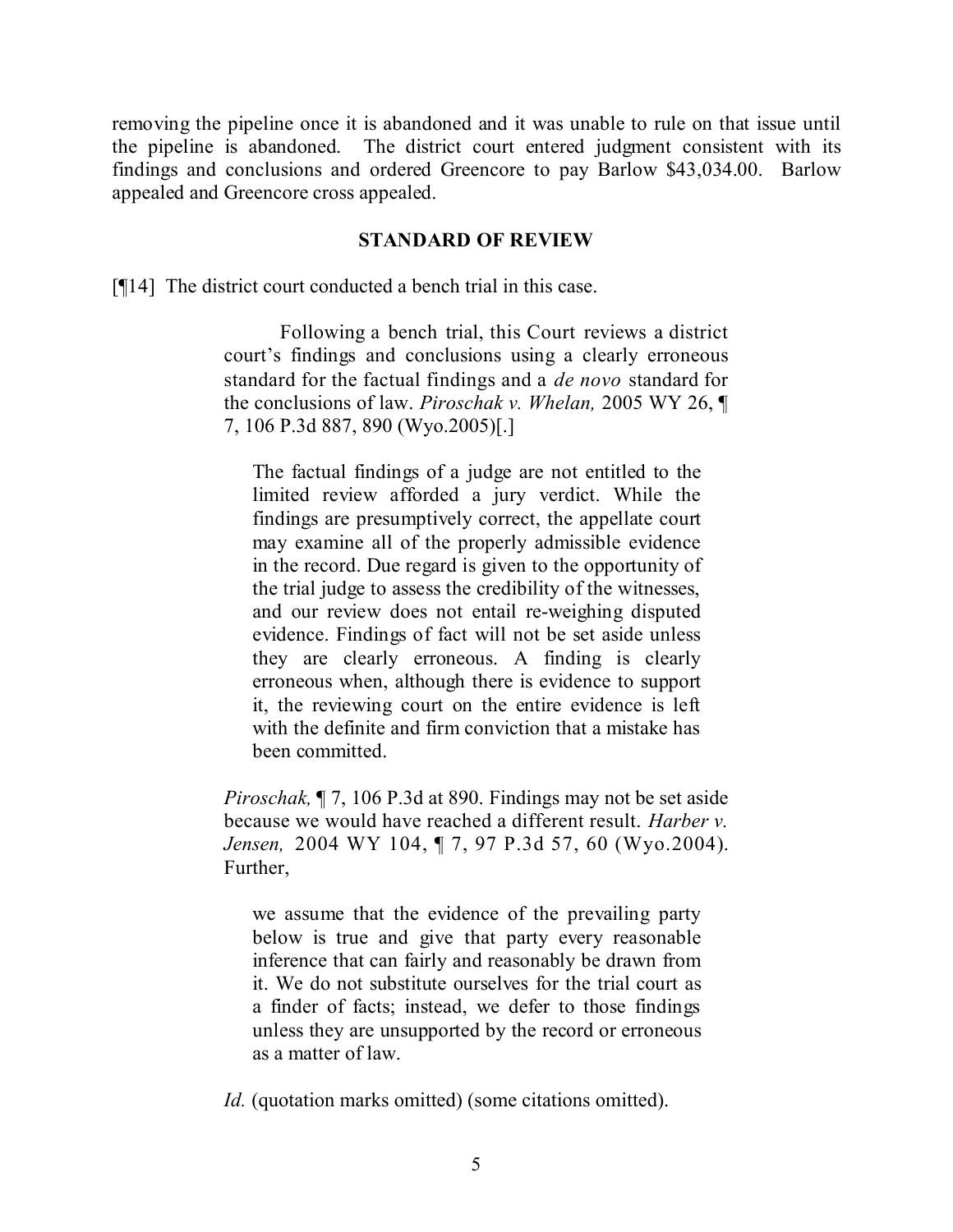removing the pipeline once it is abandoned and it was unable to rule on that issue until the pipeline is abandoned. The district court entered judgment consistent with its findings and conclusions and ordered Greencore to pay Barlow $43,034.00. Barlow appealed and Greencore cross appealed.

## STANDARD OF REVIEW

[¶14] The district court conducted a bench trial in this case.

> Following a bench trial, this Court reviews a district court's findings and conclusions using a clearly erroneous standard for the factual findings and a *de novo* standard for the conclusions of law. *Piroschak v. Whelan,* 2005 WY 26, ¶ 7, 106 P.3d 887, 890 (Wyo.2005)[.]
>
> > The factual findings of a judge are not entitled to the limited review afforded a jury verdict. While the findings are presumptively correct, the appellate court may examine all of the properly admissible evidence in the record. Due regard is given to the opportunity of the trial judge to assess the credibility of the witnesses, and our review does not entail re-weighing disputed evidence. Findings of fact will not be set aside unless they are clearly erroneous. A finding is clearly erroneous when, although there is evidence to support it, the reviewing court on the entire evidence is left with the definite and firm conviction that a mistake has been committed.
>
> *Piroschak,* ¶ 7, 106 P.3d at 890. Findings may not be set aside because we would have reached a different result. *Harber v. Jensen,* 2004 WY 104, ¶ 7, 97 P.3d 57, 60 (Wyo.2004). Further,
>
> > we assume that the evidence of the prevailing party below is true and give that party every reasonable inference that can fairly and reasonably be drawn from it. We do not substitute ourselves for the trial court as a finder of facts; instead, we defer to those findings unless they are unsupported by the record or erroneous as a matter of law.
>
> *Id.* (quotation marks omitted) (some citations omitted).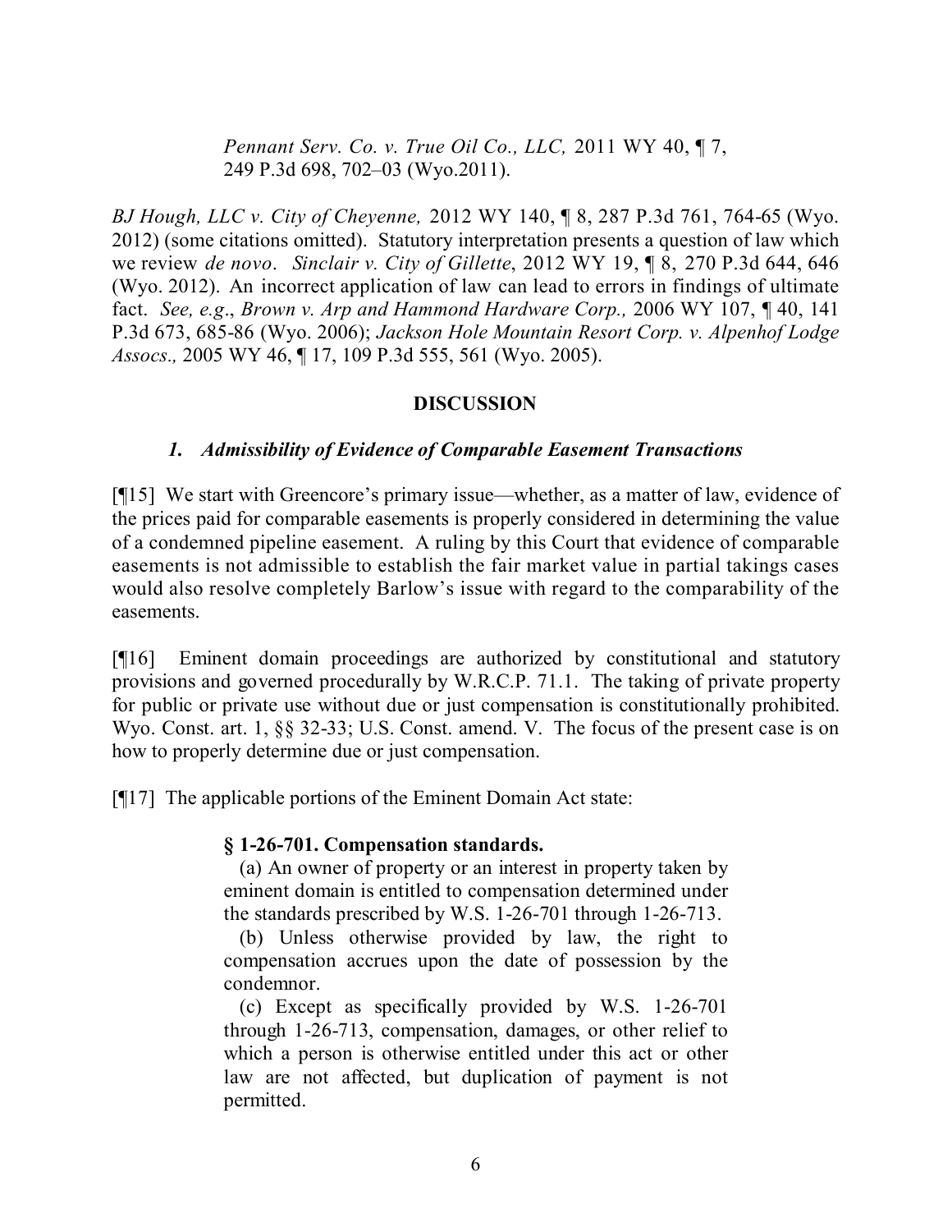> *Pennant Serv. Co. v. True Oil Co., LLC,* 2011 WY 40, ¶ 7, 249 P.3d 698, 702–03 (Wyo.2011).

*BJ Hough, LLC v. City of Cheyenne,* 2012 WY 140, ¶ 8, 287 P.3d 761, 764-65 (Wyo. 2012) (some citations omitted). Statutory interpretation presents a question of law which we review *de novo*. *Sinclair v. City of Gillette*, 2012 WY 19, ¶ 8, 270 P.3d 644, 646 (Wyo. 2012). An incorrect application of law can lead to errors in findings of ultimate fact. *See, e.g*., *Brown v. Arp and Hammond Hardware Corp.,* 2006 WY 107, ¶ 40, 141 P.3d 673, 685-86 (Wyo. 2006); *Jackson Hole Mountain Resort Corp. v. Alpenhof Lodge Assocs.,* 2005 WY 46, ¶ 17, 109 P.3d 555, 561 (Wyo. 2005).

## DISCUSSION

### *1. Admissibility of Evidence of Comparable Easement Transactions*

[¶15] We start with Greencore's primary issue—whether, as a matter of law, evidence of the prices paid for comparable easements is properly considered in determining the value of a condemned pipeline easement. A ruling by this Court that evidence of comparable easements is not admissible to establish the fair market value in partial takings cases would also resolve completely Barlow's issue with regard to the comparability of the easements.

[¶16] Eminent domain proceedings are authorized by constitutional and statutory provisions and governed procedurally by W.R.C.P. 71.1. The taking of private property for public or private use without due or just compensation is constitutionally prohibited. Wyo. Const. art. 1, §§ 32-33; U.S. Const. amend. V. The focus of the present case is on how to properly determine due or just compensation.

[¶17] The applicable portions of the Eminent Domain Act state:

> **§ 1-26-701. Compensation standards.**
>
> (a) An owner of property or an interest in property taken by eminent domain is entitled to compensation determined under the standards prescribed by W.S. 1-26-701 through 1-26-713.
>
> (b) Unless otherwise provided by law, the right to compensation accrues upon the date of possession by the condemnor.
>
> (c) Except as specifically provided by W.S. 1-26-701 through 1-26-713, compensation, damages, or other relief to which a person is otherwise entitled under this act or other law are not affected, but duplication of payment is not permitted.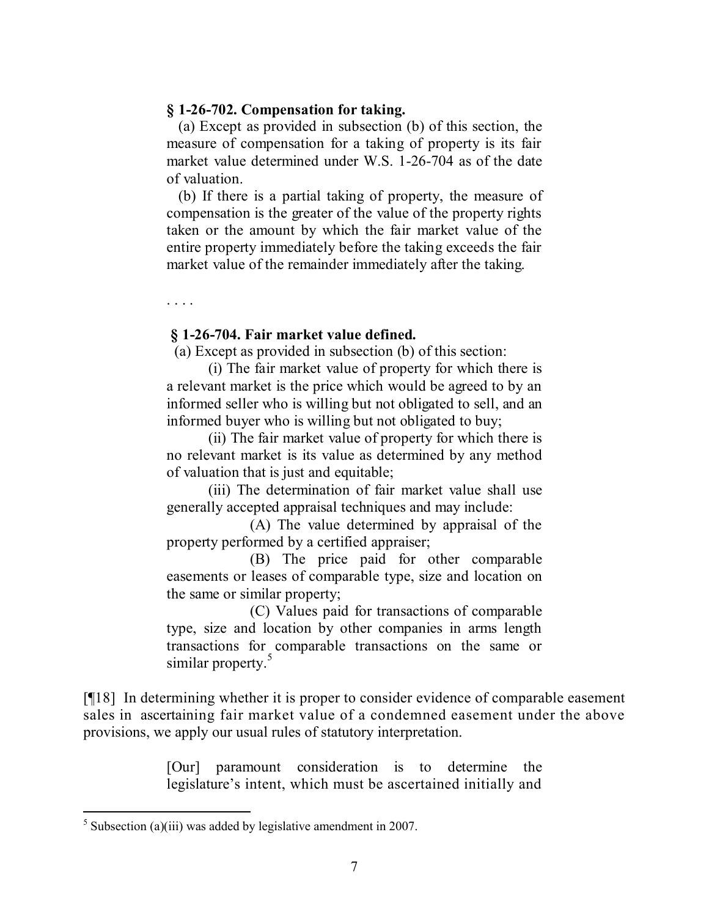**§ 1-26-702. Compensation for taking.**

(a) Except as provided in subsection (b) of this section, the measure of compensation for a taking of property is its fair market value determined under W.S. 1-26-704 as of the date of valuation.

(b) If there is a partial taking of property, the measure of compensation is the greater of the value of the property rights taken or the amount by which the fair market value of the entire property immediately before the taking exceeds the fair market value of the remainder immediately after the taking.

. . . .

**§ 1-26-704. Fair market value defined.**

(a) Except as provided in subsection (b) of this section:

(i) The fair market value of property for which there is a relevant market is the price which would be agreed to by an informed seller who is willing but not obligated to sell, and an informed buyer who is willing but not obligated to buy;

(ii) The fair market value of property for which there is no relevant market is its value as determined by any method of valuation that is just and equitable;

(iii) The determination of fair market value shall use generally accepted appraisal techniques and may include:

(A) The value determined by appraisal of the property performed by a certified appraiser;

(B) The price paid for other comparable easements or leases of comparable type, size and location on the same or similar property;

(C) Values paid for transactions of comparable type, size and location by other companies in arms length transactions for comparable transactions on the same or similar property.[5]

[¶18] In determining whether it is proper to consider evidence of comparable easement sales in ascertaining fair market value of a condemned easement under the above provisions, we apply our usual rules of statutory interpretation.

> [Our] paramount consideration is to determine the legislature's intent, which must be ascertained initially and

[5] Subsection (a)(iii) was added by legislative amendment in 2007.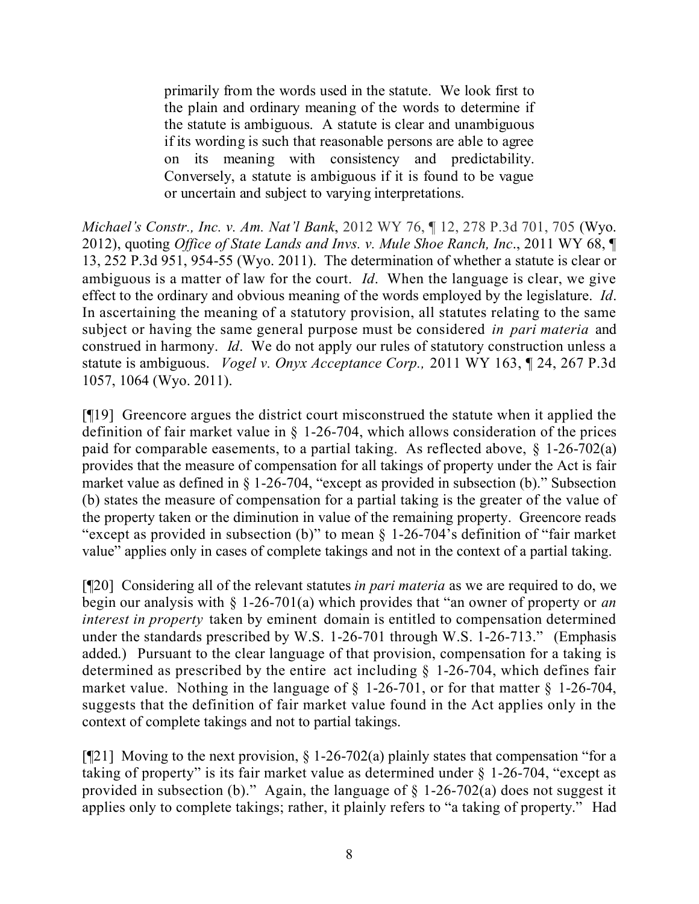> primarily from the words used in the statute. We look first to the plain and ordinary meaning of the words to determine if the statute is ambiguous. A statute is clear and unambiguous if its wording is such that reasonable persons are able to agree on its meaning with consistency and predictability. Conversely, a statute is ambiguous if it is found to be vague or uncertain and subject to varying interpretations.

*Michael's Constr., Inc. v. Am. Nat'l Bank*, 2012 WY 76, ¶ 12, 278 P.3d 701, 705 (Wyo. 2012), quoting *Office of State Lands and Invs. v. Mule Shoe Ranch, Inc*., 2011 WY 68, ¶ 13, 252 P.3d 951, 954-55 (Wyo. 2011). The determination of whether a statute is clear or ambiguous is a matter of law for the court. *Id*. When the language is clear, we give effect to the ordinary and obvious meaning of the words employed by the legislature. *Id*. In ascertaining the meaning of a statutory provision, all statutes relating to the same subject or having the same general purpose must be considered *in pari materia* and construed in harmony. *Id*. We do not apply our rules of statutory construction unless a statute is ambiguous. *Vogel v. Onyx Acceptance Corp.,* 2011 WY 163, ¶ 24, 267 P.3d 1057, 1064 (Wyo. 2011).

[¶19] Greencore argues the district court misconstrued the statute when it applied the definition of fair market value in § 1-26-704, which allows consideration of the prices paid for comparable easements, to a partial taking. As reflected above, § 1-26-702(a) provides that the measure of compensation for all takings of property under the Act is fair market value as defined in § 1-26-704, "except as provided in subsection (b)." Subsection (b) states the measure of compensation for a partial taking is the greater of the value of the property taken or the diminution in value of the remaining property. Greencore reads "except as provided in subsection (b)" to mean § 1-26-704's definition of "fair market value" applies only in cases of complete takings and not in the context of a partial taking.

[¶20] Considering all of the relevant statutes *in pari materia* as we are required to do, we begin our analysis with § 1-26-701(a) which provides that "an owner of property or *an interest in property* taken by eminent domain is entitled to compensation determined under the standards prescribed by W.S. 1-26-701 through W.S. 1-26-713." (Emphasis added.) Pursuant to the clear language of that provision, compensation for a taking is determined as prescribed by the entire act including § 1-26-704, which defines fair market value. Nothing in the language of § 1-26-701, or for that matter § 1-26-704, suggests that the definition of fair market value found in the Act applies only in the context of complete takings and not to partial takings.

[¶21] Moving to the next provision, § 1-26-702(a) plainly states that compensation "for a taking of property" is its fair market value as determined under § 1-26-704, "except as provided in subsection (b)." Again, the language of § 1-26-702(a) does not suggest it applies only to complete takings; rather, it plainly refers to "a taking of property." Had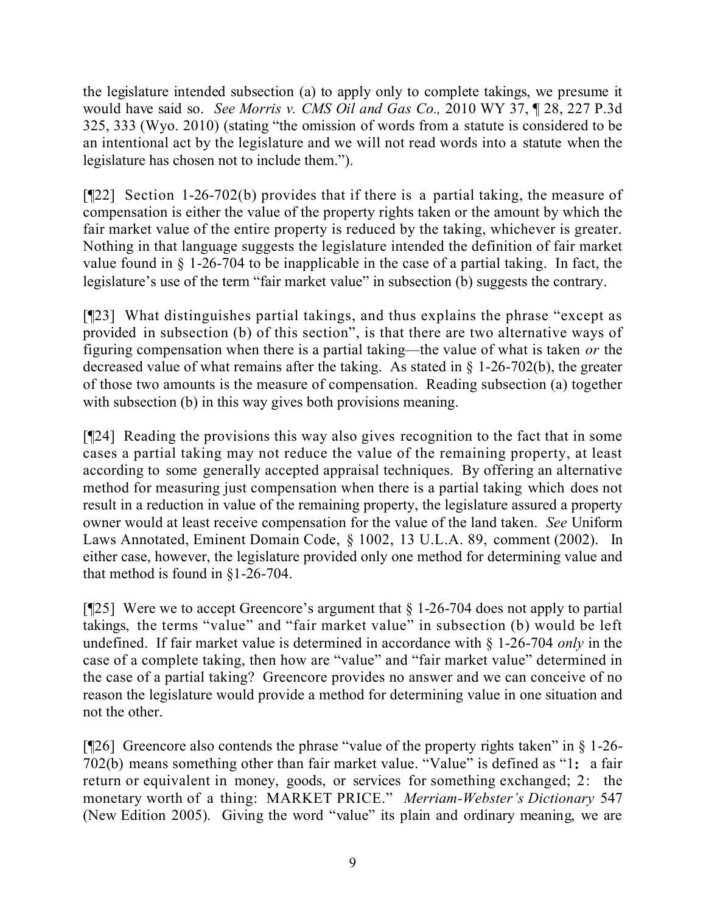the legislature intended subsection (a) to apply only to complete takings, we presume it would have said so. *See Morris v. CMS Oil and Gas Co.,* 2010 WY 37, ¶ 28, 227 P.3d 325, 333 (Wyo. 2010) (stating "the omission of words from a statute is considered to be an intentional act by the legislature and we will not read words into a statute when the legislature has chosen not to include them.").

[¶22] Section 1-26-702(b) provides that if there is a partial taking, the measure of compensation is either the value of the property rights taken or the amount by which the fair market value of the entire property is reduced by the taking, whichever is greater. Nothing in that language suggests the legislature intended the definition of fair market value found in § 1-26-704 to be inapplicable in the case of a partial taking. In fact, the legislature's use of the term "fair market value" in subsection (b) suggests the contrary.

[¶23] What distinguishes partial takings, and thus explains the phrase "except as provided in subsection (b) of this section", is that there are two alternative ways of figuring compensation when there is a partial taking—the value of what is taken *or* the decreased value of what remains after the taking. As stated in § 1-26-702(b), the greater of those two amounts is the measure of compensation. Reading subsection (a) together with subsection (b) in this way gives both provisions meaning.

[¶24] Reading the provisions this way also gives recognition to the fact that in some cases a partial taking may not reduce the value of the remaining property, at least according to some generally accepted appraisal techniques. By offering an alternative method for measuring just compensation when there is a partial taking which does not result in a reduction in value of the remaining property, the legislature assured a property owner would at least receive compensation for the value of the land taken. *See* Uniform Laws Annotated, Eminent Domain Code, § 1002, 13 U.L.A. 89, comment (2002). In either case, however, the legislature provided only one method for determining value and that method is found in §1-26-704.

[¶25] Were we to accept Greencore's argument that § 1-26-704 does not apply to partial takings, the terms "value" and "fair market value" in subsection (b) would be left undefined. If fair market value is determined in accordance with § 1-26-704 *only* in the case of a complete taking, then how are "value" and "fair market value" determined in the case of a partial taking? Greencore provides no answer and we can conceive of no reason the legislature would provide a method for determining value in one situation and not the other.

[¶26] Greencore also contends the phrase "value of the property rights taken" in § 1-26-702(b) means something other than fair market value. "Value" is defined as "1: a fair return or equivalent in money, goods, or services for something exchanged; 2: the monetary worth of a thing: MARKET PRICE." *Merriam-Webster's Dictionary* 547 (New Edition 2005). Giving the word "value" its plain and ordinary meaning, we are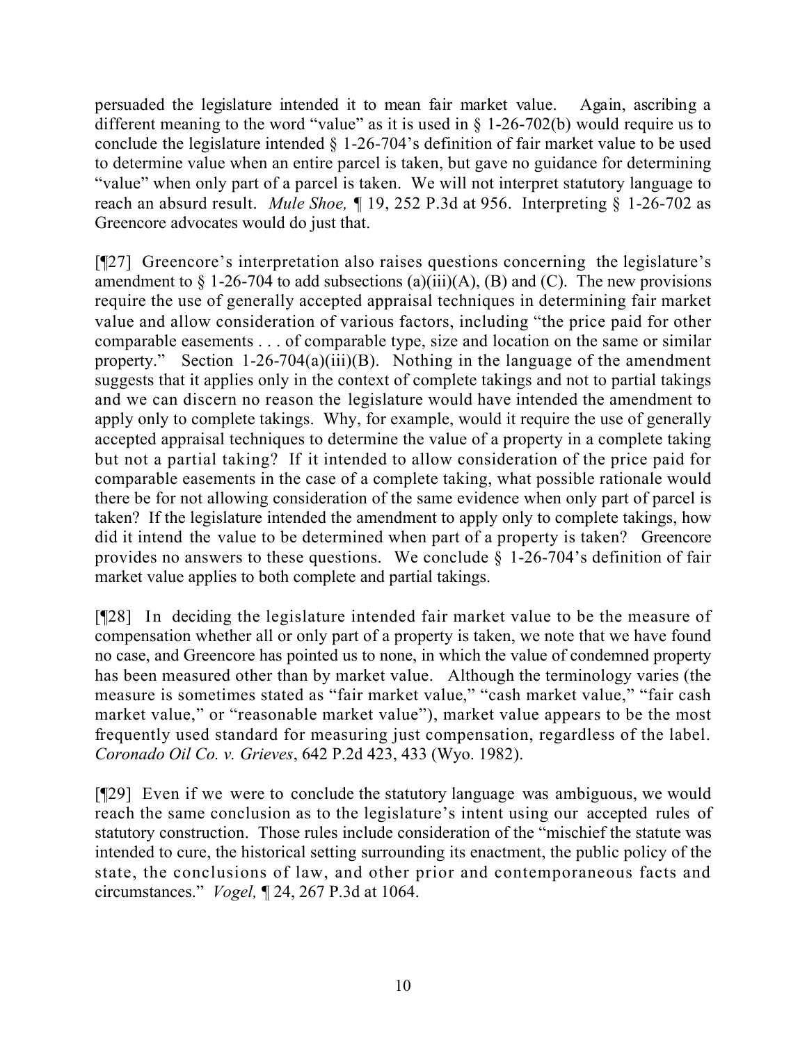persuaded the legislature intended it to mean fair market value. Again, ascribing a different meaning to the word "value" as it is used in § 1-26-702(b) would require us to conclude the legislature intended § 1-26-704's definition of fair market value to be used to determine value when an entire parcel is taken, but gave no guidance for determining "value" when only part of a parcel is taken. We will not interpret statutory language to reach an absurd result. *Mule Shoe,* ¶ 19, 252 P.3d at 956. Interpreting § 1-26-702 as Greencore advocates would do just that.

[¶27] Greencore's interpretation also raises questions concerning the legislature's amendment to § 1-26-704 to add subsections (a)(iii)(A), (B) and (C). The new provisions require the use of generally accepted appraisal techniques in determining fair market value and allow consideration of various factors, including "the price paid for other comparable easements . . . of comparable type, size and location on the same or similar property." Section 1-26-704(a)(iii)(B). Nothing in the language of the amendment suggests that it applies only in the context of complete takings and not to partial takings and we can discern no reason the legislature would have intended the amendment to apply only to complete takings. Why, for example, would it require the use of generally accepted appraisal techniques to determine the value of a property in a complete taking but not a partial taking? If it intended to allow consideration of the price paid for comparable easements in the case of a complete taking, what possible rationale would there be for not allowing consideration of the same evidence when only part of parcel is taken? If the legislature intended the amendment to apply only to complete takings, how did it intend the value to be determined when part of a property is taken? Greencore provides no answers to these questions. We conclude § 1-26-704's definition of fair market value applies to both complete and partial takings.

[¶28] In deciding the legislature intended fair market value to be the measure of compensation whether all or only part of a property is taken, we note that we have found no case, and Greencore has pointed us to none, in which the value of condemned property has been measured other than by market value. Although the terminology varies (the measure is sometimes stated as "fair market value," "cash market value," "fair cash market value," or "reasonable market value"), market value appears to be the most frequently used standard for measuring just compensation, regardless of the label. *Coronado Oil Co. v. Grieves*, 642 P.2d 423, 433 (Wyo. 1982).

[¶29] Even if we were to conclude the statutory language was ambiguous, we would reach the same conclusion as to the legislature's intent using our accepted rules of statutory construction. Those rules include consideration of the "mischief the statute was intended to cure, the historical setting surrounding its enactment, the public policy of the state, the conclusions of law, and other prior and contemporaneous facts and circumstances." *Vogel,* ¶ 24, 267 P.3d at 1064.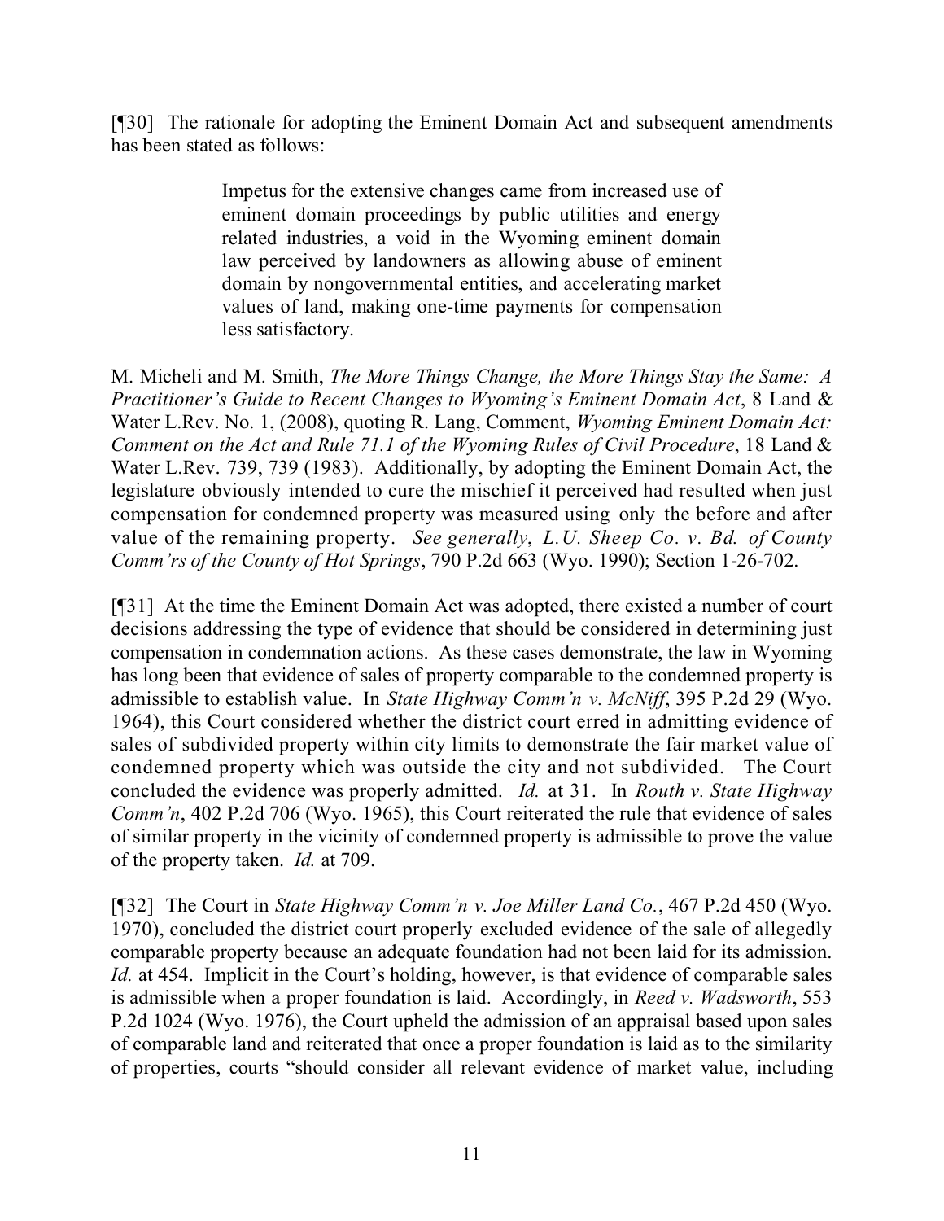[¶30] The rationale for adopting the Eminent Domain Act and subsequent amendments has been stated as follows:

> Impetus for the extensive changes came from increased use of eminent domain proceedings by public utilities and energy related industries, a void in the Wyoming eminent domain law perceived by landowners as allowing abuse of eminent domain by nongovernmental entities, and accelerating market values of land, making one-time payments for compensation less satisfactory.

M. Micheli and M. Smith, *The More Things Change, the More Things Stay the Same: A Practitioner's Guide to Recent Changes to Wyoming's Eminent Domain Act*, 8 Land & Water L.Rev. No. 1, (2008), quoting R. Lang, Comment, *Wyoming Eminent Domain Act: Comment on the Act and Rule 71.1 of the Wyoming Rules of Civil Procedure*, 18 Land & Water L.Rev. 739, 739 (1983). Additionally, by adopting the Eminent Domain Act, the legislature obviously intended to cure the mischief it perceived had resulted when just compensation for condemned property was measured using only the before and after value of the remaining property. *See generally*, *L.U. Sheep Co. v. Bd. of County Comm'rs of the County of Hot Springs*, 790 P.2d 663 (Wyo. 1990); Section 1-26-702.

[¶31] At the time the Eminent Domain Act was adopted, there existed a number of court decisions addressing the type of evidence that should be considered in determining just compensation in condemnation actions. As these cases demonstrate, the law in Wyoming has long been that evidence of sales of property comparable to the condemned property is admissible to establish value. In *State Highway Comm'n v. McNiff*, 395 P.2d 29 (Wyo. 1964), this Court considered whether the district court erred in admitting evidence of sales of subdivided property within city limits to demonstrate the fair market value of condemned property which was outside the city and not subdivided. The Court concluded the evidence was properly admitted. *Id.* at 31. In *Routh v. State Highway Comm'n*, 402 P.2d 706 (Wyo. 1965), this Court reiterated the rule that evidence of sales of similar property in the vicinity of condemned property is admissible to prove the value of the property taken. *Id.* at 709.

[¶32] The Court in *State Highway Comm'n v. Joe Miller Land Co.*, 467 P.2d 450 (Wyo. 1970), concluded the district court properly excluded evidence of the sale of allegedly comparable property because an adequate foundation had not been laid for its admission. *Id.* at 454. Implicit in the Court's holding, however, is that evidence of comparable sales is admissible when a proper foundation is laid. Accordingly, in *Reed v. Wadsworth*, 553 P.2d 1024 (Wyo. 1976), the Court upheld the admission of an appraisal based upon sales of comparable land and reiterated that once a proper foundation is laid as to the similarity of properties, courts "should consider all relevant evidence of market value, including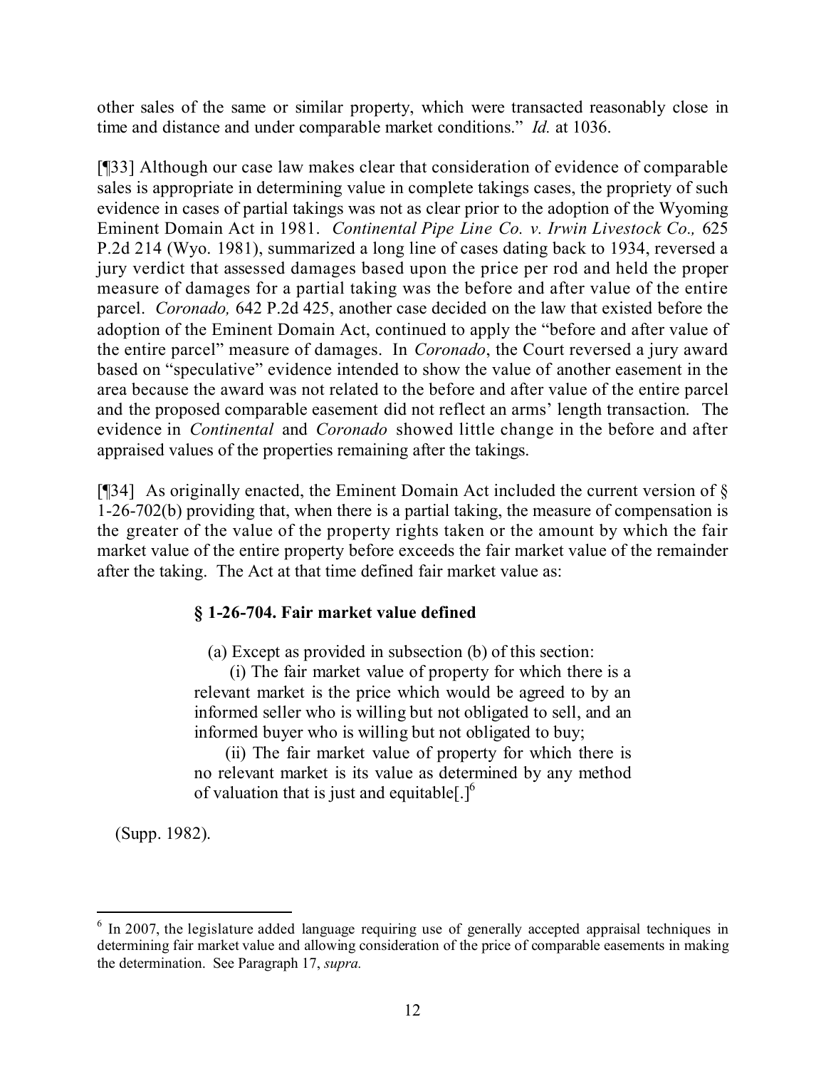other sales of the same or similar property, which were transacted reasonably close in time and distance and under comparable market conditions." *Id.* at 1036.

[¶33] Although our case law makes clear that consideration of evidence of comparable sales is appropriate in determining value in complete takings cases, the propriety of such evidence in cases of partial takings was not as clear prior to the adoption of the Wyoming Eminent Domain Act in 1981. *Continental Pipe Line Co. v. Irwin Livestock Co.,* 625 P.2d 214 (Wyo. 1981), summarized a long line of cases dating back to 1934, reversed a jury verdict that assessed damages based upon the price per rod and held the proper measure of damages for a partial taking was the before and after value of the entire parcel. *Coronado,* 642 P.2d 425, another case decided on the law that existed before the adoption of the Eminent Domain Act, continued to apply the "before and after value of the entire parcel" measure of damages. In *Coronado*, the Court reversed a jury award based on "speculative" evidence intended to show the value of another easement in the area because the award was not related to the before and after value of the entire parcel and the proposed comparable easement did not reflect an arms' length transaction. The evidence in *Continental* and *Coronado* showed little change in the before and after appraised values of the properties remaining after the takings.

[¶34] As originally enacted, the Eminent Domain Act included the current version of § 1-26-702(b) providing that, when there is a partial taking, the measure of compensation is the greater of the value of the property rights taken or the amount by which the fair market value of the entire property before exceeds the fair market value of the remainder after the taking. The Act at that time defined fair market value as:

> **§ 1-26-704. Fair market value defined**
>
> (a) Except as provided in subsection (b) of this section:
>
> (i) The fair market value of property for which there is a relevant market is the price which would be agreed to by an informed seller who is willing but not obligated to sell, and an informed buyer who is willing but not obligated to buy;
>
> (ii) The fair market value of property for which there is no relevant market is its value as determined by any method of valuation that is just and equitable[.][6]

(Supp. 1982).

[6] In 2007, the legislature added language requiring use of generally accepted appraisal techniques in determining fair market value and allowing consideration of the price of comparable easements in making the determination. See Paragraph 17, *supra.*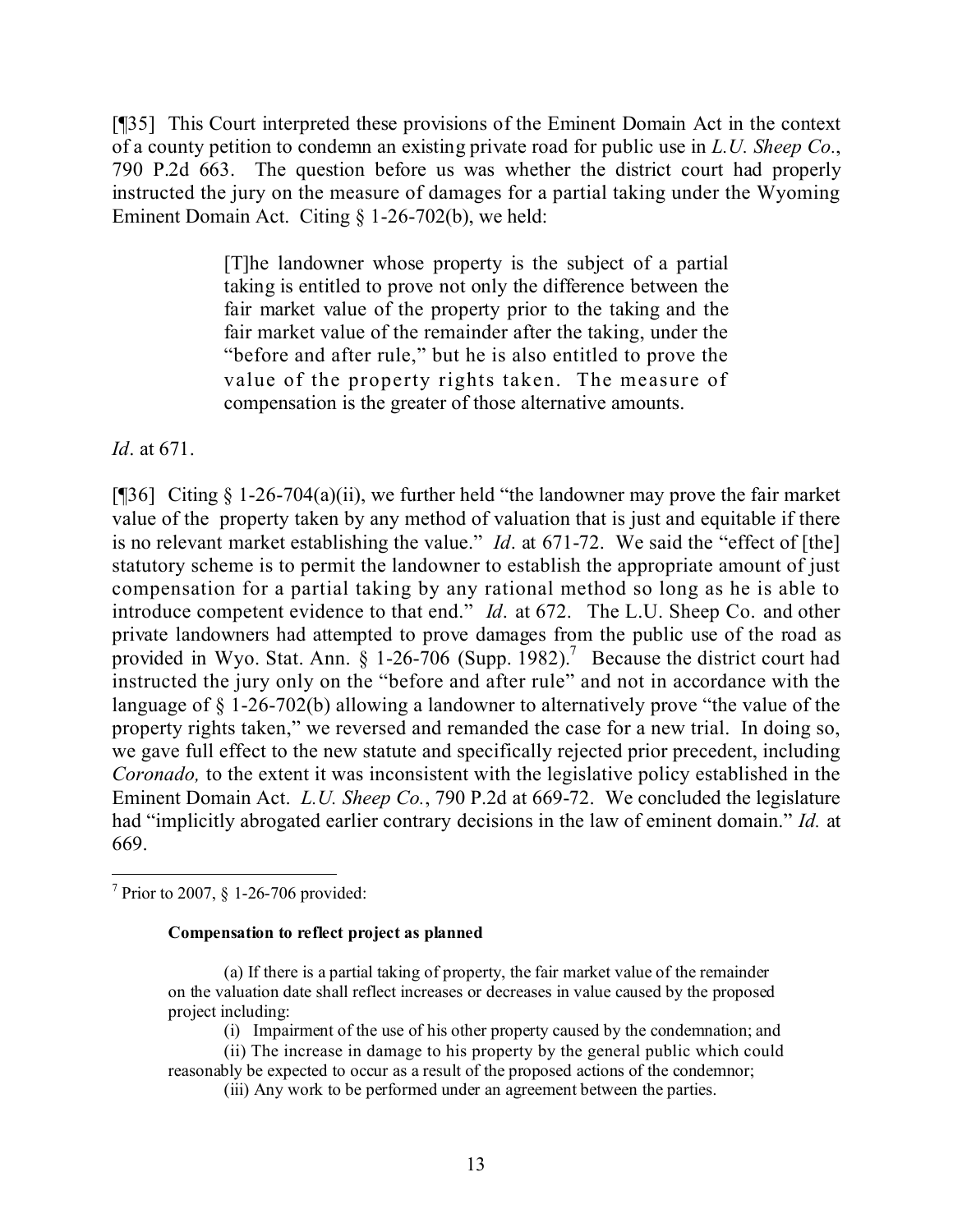[¶35] This Court interpreted these provisions of the Eminent Domain Act in the context of a county petition to condemn an existing private road for public use in *L.U. Sheep Co.*, 790 P.2d 663. The question before us was whether the district court had properly instructed the jury on the measure of damages for a partial taking under the Wyoming Eminent Domain Act. Citing § 1-26-702(b), we held:

> [T]he landowner whose property is the subject of a partial taking is entitled to prove not only the difference between the fair market value of the property prior to the taking and the fair market value of the remainder after the taking, under the "before and after rule," but he is also entitled to prove the value of the property rights taken. The measure of compensation is the greater of those alternative amounts.

*Id*. at 671.

[¶36] Citing § 1-26-704(a)(ii), we further held "the landowner may prove the fair market value of the property taken by any method of valuation that is just and equitable if there is no relevant market establishing the value." *Id*. at 671-72. We said the "effect of [the] statutory scheme is to permit the landowner to establish the appropriate amount of just compensation for a partial taking by any rational method so long as he is able to introduce competent evidence to that end." *Id*. at 672. The L.U. Sheep Co. and other private landowners had attempted to prove damages from the public use of the road as provided in Wyo. Stat. Ann. § 1-26-706 (Supp. 1982).[7] Because the district court had instructed the jury only on the "before and after rule" and not in accordance with the language of § 1-26-702(b) allowing a landowner to alternatively prove "the value of the property rights taken," we reversed and remanded the case for a new trial. In doing so, we gave full effect to the new statute and specifically rejected prior precedent, including *Coronado,* to the extent it was inconsistent with the legislative policy established in the Eminent Domain Act. *L.U. Sheep Co.*, 790 P.2d at 669-72. We concluded the legislature had "implicitly abrogated earlier contrary decisions in the law of eminent domain." *Id.* at 669.

---

[7] Prior to 2007, § 1-26-706 provided:

> **Compensation to reflect project as planned**
>
> (a) If there is a partial taking of property, the fair market value of the remainder on the valuation date shall reflect increases or decreases in value caused by the proposed project including:
>
> (i) Impairment of the use of his other property caused by the condemnation; and
>
> (ii) The increase in damage to his property by the general public which could reasonably be expected to occur as a result of the proposed actions of the condemnor;
>
> (iii) Any work to be performed under an agreement between the parties.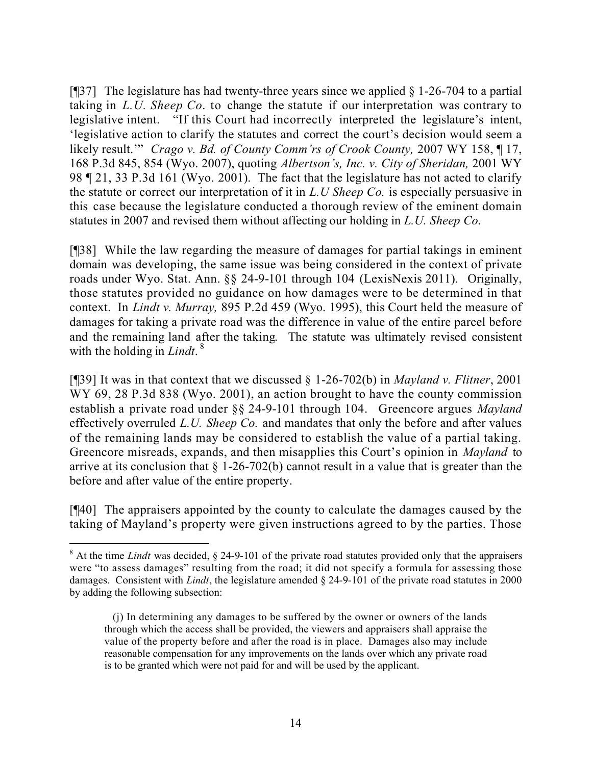[¶37] The legislature has had twenty-three years since we applied § 1-26-704 to a partial taking in *L.U. Sheep Co*. to change the statute if our interpretation was contrary to legislative intent. "If this Court had incorrectly interpreted the legislature's intent, 'legislative action to clarify the statutes and correct the court's decision would seem a likely result.'" *Crago v. Bd. of County Comm'rs of Crook County,* 2007 WY 158, ¶ 17, 168 P.3d 845, 854 (Wyo. 2007), quoting *Albertson's, Inc. v. City of Sheridan,* 2001 WY 98 ¶ 21, 33 P.3d 161 (Wyo. 2001). The fact that the legislature has not acted to clarify the statute or correct our interpretation of it in *L.U Sheep Co.* is especially persuasive in this case because the legislature conducted a thorough review of the eminent domain statutes in 2007 and revised them without affecting our holding in *L.U. Sheep Co.*

[¶38] While the law regarding the measure of damages for partial takings in eminent domain was developing, the same issue was being considered in the context of private roads under Wyo. Stat. Ann. §§ 24-9-101 through 104 (LexisNexis 2011). Originally, those statutes provided no guidance on how damages were to be determined in that context. In *Lindt v. Murray,* 895 P.2d 459 (Wyo. 1995), this Court held the measure of damages for taking a private road was the difference in value of the entire parcel before and the remaining land after the taking. The statute was ultimately revised consistent with the holding in *Lindt*.[8]

[¶39] It was in that context that we discussed § 1-26-702(b) in *Mayland v. Flitner*, 2001 WY 69, 28 P.3d 838 (Wyo. 2001), an action brought to have the county commission establish a private road under §§ 24-9-101 through 104. Greencore argues *Mayland* effectively overruled *L.U. Sheep Co.* and mandates that only the before and after values of the remaining lands may be considered to establish the value of a partial taking. Greencore misreads, expands, and then misapplies this Court's opinion in *Mayland* to arrive at its conclusion that § 1-26-702(b) cannot result in a value that is greater than the before and after value of the entire property.

[¶40] The appraisers appointed by the county to calculate the damages caused by the taking of Mayland's property were given instructions agreed to by the parties. Those

---

[8] At the time *Lindt* was decided, § 24-9-101 of the private road statutes provided only that the appraisers were "to assess damages" resulting from the road; it did not specify a formula for assessing those damages. Consistent with *Lindt*, the legislature amended § 24-9-101 of the private road statutes in 2000 by adding the following subsection:

> (j) In determining any damages to be suffered by the owner or owners of the lands through which the access shall be provided, the viewers and appraisers shall appraise the value of the property before and after the road is in place. Damages also may include reasonable compensation for any improvements on the lands over which any private road is to be granted which were not paid for and will be used by the applicant.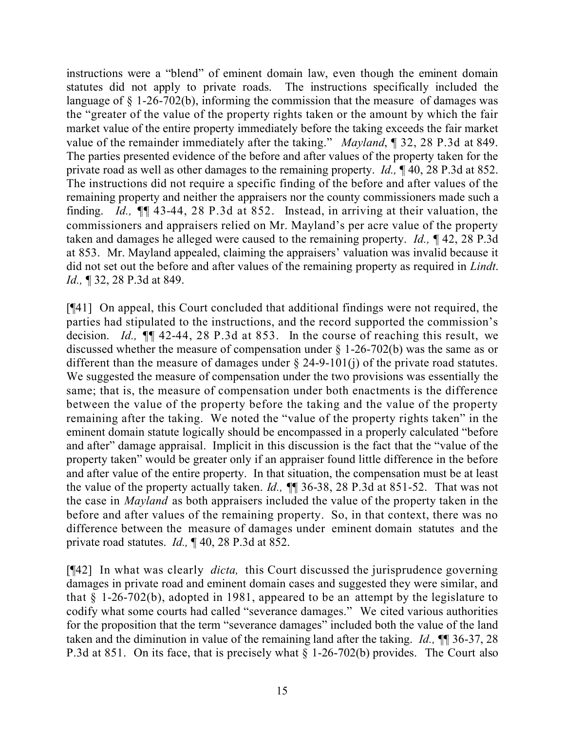instructions were a "blend" of eminent domain law, even though the eminent domain statutes did not apply to private roads. The instructions specifically included the language of § 1-26-702(b), informing the commission that the measure of damages was the "greater of the value of the property rights taken or the amount by which the fair market value of the entire property immediately before the taking exceeds the fair market value of the remainder immediately after the taking." *Mayland*, ¶ 32, 28 P.3d at 849. The parties presented evidence of the before and after values of the property taken for the private road as well as other damages to the remaining property. *Id.,* ¶ 40, 28 P.3d at 852. The instructions did not require a specific finding of the before and after values of the remaining property and neither the appraisers nor the county commissioners made such a finding. *Id.,* ¶¶ 43-44, 28 P.3d at 852. Instead, in arriving at their valuation, the commissioners and appraisers relied on Mr. Mayland's per acre value of the property taken and damages he alleged were caused to the remaining property. *Id.,* ¶ 42, 28 P.3d at 853. Mr. Mayland appealed, claiming the appraisers' valuation was invalid because it did not set out the before and after values of the remaining property as required in *Lindt*. *Id.,* ¶ 32, 28 P.3d at 849.

[¶41] On appeal, this Court concluded that additional findings were not required, the parties had stipulated to the instructions, and the record supported the commission's decision. *Id.,* ¶¶ 42-44, 28 P.3d at 853. In the course of reaching this result, we discussed whether the measure of compensation under § 1-26-702(b) was the same as or different than the measure of damages under § 24-9-101(j) of the private road statutes. We suggested the measure of compensation under the two provisions was essentially the same; that is, the measure of compensation under both enactments is the difference between the value of the property before the taking and the value of the property remaining after the taking. We noted the "value of the property rights taken" in the eminent domain statute logically should be encompassed in a properly calculated "before and after" damage appraisal. Implicit in this discussion is the fact that the "value of the property taken" would be greater only if an appraiser found little difference in the before and after value of the entire property. In that situation, the compensation must be at least the value of the property actually taken. *Id.,* ¶¶ 36-38, 28 P.3d at 851-52. That was not the case in *Mayland* as both appraisers included the value of the property taken in the before and after values of the remaining property. So, in that context, there was no difference between the measure of damages under eminent domain statutes and the private road statutes. *Id.,* ¶ 40, 28 P.3d at 852.

[¶42] In what was clearly *dicta,* this Court discussed the jurisprudence governing damages in private road and eminent domain cases and suggested they were similar, and that § 1-26-702(b), adopted in 1981, appeared to be an attempt by the legislature to codify what some courts had called "severance damages." We cited various authorities for the proposition that the term "severance damages" included both the value of the land taken and the diminution in value of the remaining land after the taking. *Id.,* ¶¶ 36-37, 28 P.3d at 851. On its face, that is precisely what § 1-26-702(b) provides. The Court also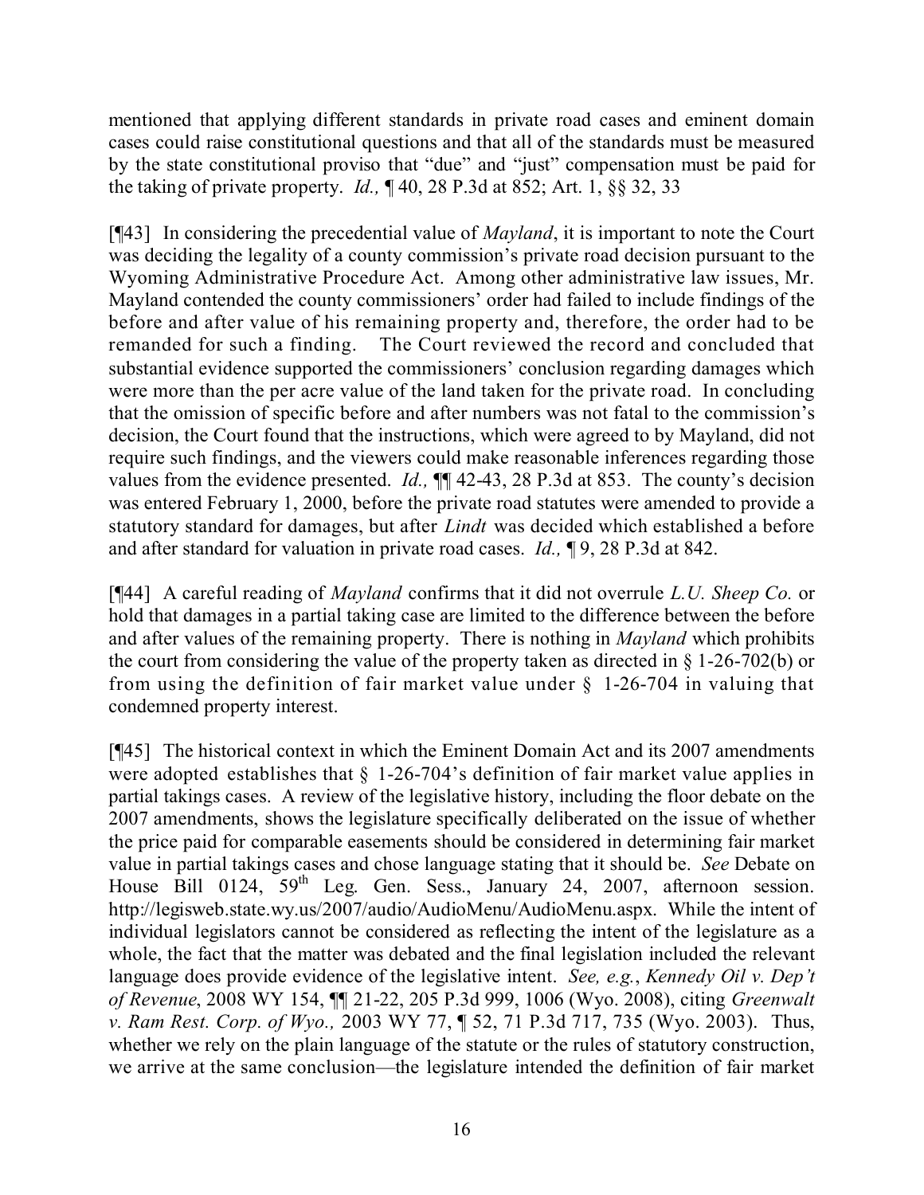mentioned that applying different standards in private road cases and eminent domain cases could raise constitutional questions and that all of the standards must be measured by the state constitutional proviso that "due" and "just" compensation must be paid for the taking of private property. *Id.,* ¶ 40, 28 P.3d at 852; Art. 1, §§ 32, 33

[¶43] In considering the precedential value of *Mayland*, it is important to note the Court was deciding the legality of a county commission's private road decision pursuant to the Wyoming Administrative Procedure Act. Among other administrative law issues, Mr. Mayland contended the county commissioners' order had failed to include findings of the before and after value of his remaining property and, therefore, the order had to be remanded for such a finding. The Court reviewed the record and concluded that substantial evidence supported the commissioners' conclusion regarding damages which were more than the per acre value of the land taken for the private road. In concluding that the omission of specific before and after numbers was not fatal to the commission's decision, the Court found that the instructions, which were agreed to by Mayland, did not require such findings, and the viewers could make reasonable inferences regarding those values from the evidence presented. *Id.,* ¶¶ 42-43, 28 P.3d at 853. The county's decision was entered February 1, 2000, before the private road statutes were amended to provide a statutory standard for damages, but after *Lindt* was decided which established a before and after standard for valuation in private road cases. *Id.,* ¶ 9, 28 P.3d at 842.

[¶44] A careful reading of *Mayland* confirms that it did not overrule *L.U. Sheep Co.* or hold that damages in a partial taking case are limited to the difference between the before and after values of the remaining property. There is nothing in *Mayland* which prohibits the court from considering the value of the property taken as directed in § 1-26-702(b) or from using the definition of fair market value under § 1-26-704 in valuing that condemned property interest.

[¶45] The historical context in which the Eminent Domain Act and its 2007 amendments were adopted establishes that § 1-26-704's definition of fair market value applies in partial takings cases. A review of the legislative history, including the floor debate on the 2007 amendments, shows the legislature specifically deliberated on the issue of whether the price paid for comparable easements should be considered in determining fair market value in partial takings cases and chose language stating that it should be. *See* Debate on House Bill 0124, 59th Leg. Gen. Sess., January 24, 2007, afternoon session. http://legisweb.state.wy.us/2007/audio/AudioMenu/AudioMenu.aspx. While the intent of individual legislators cannot be considered as reflecting the intent of the legislature as a whole, the fact that the matter was debated and the final legislation included the relevant language does provide evidence of the legislative intent. *See, e.g.*, *Kennedy Oil v. Dep't of Revenue*, 2008 WY 154, ¶¶ 21-22, 205 P.3d 999, 1006 (Wyo. 2008), citing *Greenwalt v. Ram Rest. Corp. of Wyo.,* 2003 WY 77, ¶ 52, 71 P.3d 717, 735 (Wyo. 2003). Thus, whether we rely on the plain language of the statute or the rules of statutory construction, we arrive at the same conclusion—the legislature intended the definition of fair market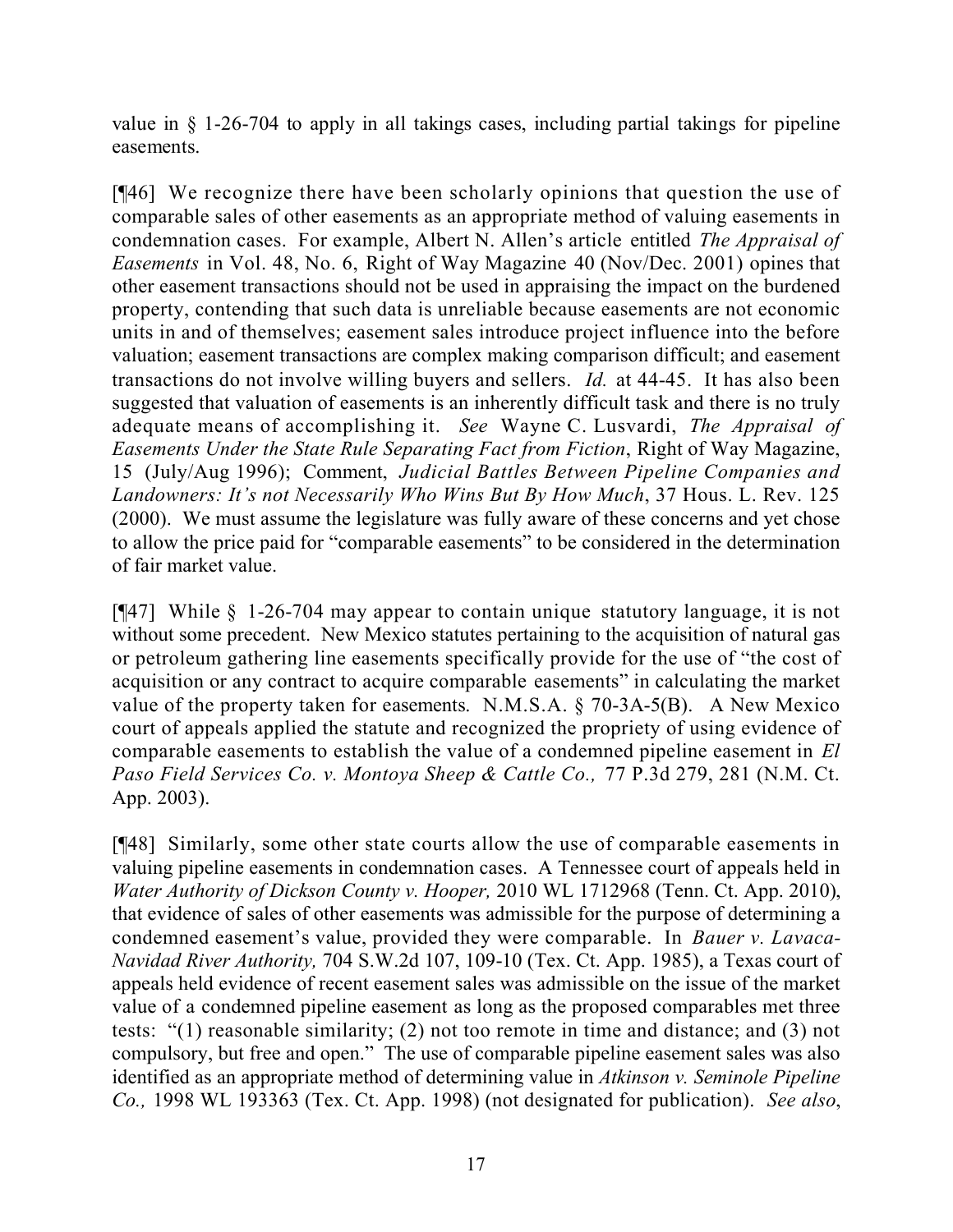value in § 1-26-704 to apply in all takings cases, including partial takings for pipeline easements.

[¶46] We recognize there have been scholarly opinions that question the use of comparable sales of other easements as an appropriate method of valuing easements in condemnation cases. For example, Albert N. Allen's article entitled *The Appraisal of Easements* in Vol. 48, No. 6, Right of Way Magazine 40 (Nov/Dec. 2001) opines that other easement transactions should not be used in appraising the impact on the burdened property, contending that such data is unreliable because easements are not economic units in and of themselves; easement sales introduce project influence into the before valuation; easement transactions are complex making comparison difficult; and easement transactions do not involve willing buyers and sellers. *Id.* at 44-45. It has also been suggested that valuation of easements is an inherently difficult task and there is no truly adequate means of accomplishing it. *See* Wayne C. Lusvardi, *The Appraisal of Easements Under the State Rule Separating Fact from Fiction*, Right of Way Magazine, 15 (July/Aug 1996); Comment, *Judicial Battles Between Pipeline Companies and Landowners: It's not Necessarily Who Wins But By How Much*, 37 Hous. L. Rev. 125 (2000). We must assume the legislature was fully aware of these concerns and yet chose to allow the price paid for "comparable easements" to be considered in the determination of fair market value.

[¶47] While § 1-26-704 may appear to contain unique statutory language, it is not without some precedent. New Mexico statutes pertaining to the acquisition of natural gas or petroleum gathering line easements specifically provide for the use of "the cost of acquisition or any contract to acquire comparable easements" in calculating the market value of the property taken for easements. N.M.S.A. § 70-3A-5(B). A New Mexico court of appeals applied the statute and recognized the propriety of using evidence of comparable easements to establish the value of a condemned pipeline easement in *El Paso Field Services Co. v. Montoya Sheep & Cattle Co.,* 77 P.3d 279, 281 (N.M. Ct. App. 2003).

[¶48] Similarly, some other state courts allow the use of comparable easements in valuing pipeline easements in condemnation cases. A Tennessee court of appeals held in *Water Authority of Dickson County v. Hooper,* 2010 WL 1712968 (Tenn. Ct. App. 2010), that evidence of sales of other easements was admissible for the purpose of determining a condemned easement's value, provided they were comparable. In *Bauer v. Lavaca-Navidad River Authority,* 704 S.W.2d 107, 109-10 (Tex. Ct. App. 1985), a Texas court of appeals held evidence of recent easement sales was admissible on the issue of the market value of a condemned pipeline easement as long as the proposed comparables met three tests: "(1) reasonable similarity; (2) not too remote in time and distance; and (3) not compulsory, but free and open." The use of comparable pipeline easement sales was also identified as an appropriate method of determining value in *Atkinson v. Seminole Pipeline Co.,* 1998 WL 193363 (Tex. Ct. App. 1998) (not designated for publication). *See also*,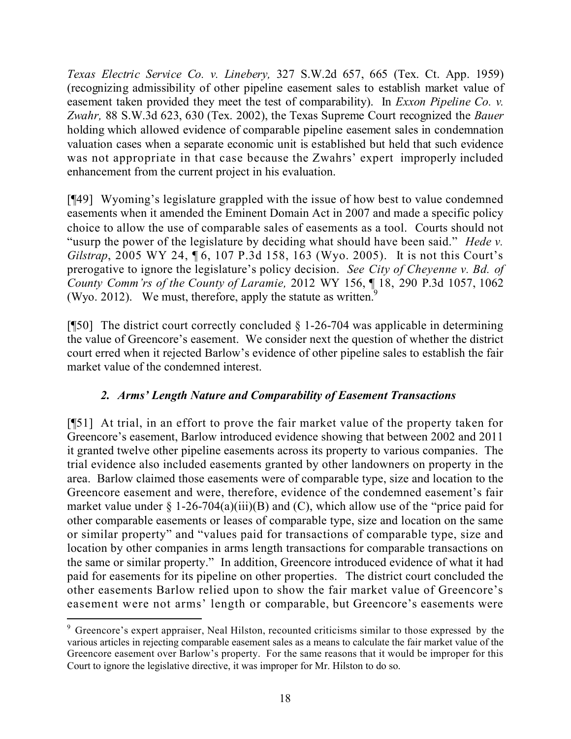*Texas Electric Service Co. v. Linebery,* 327 S.W.2d 657, 665 (Tex. Ct. App. 1959) (recognizing admissibility of other pipeline easement sales to establish market value of easement taken provided they meet the test of comparability). In *Exxon Pipeline Co. v. Zwahr,* 88 S.W.3d 623, 630 (Tex. 2002), the Texas Supreme Court recognized the *Bauer* holding which allowed evidence of comparable pipeline easement sales in condemnation valuation cases when a separate economic unit is established but held that such evidence was not appropriate in that case because the Zwahrs' expert improperly included enhancement from the current project in his evaluation.

[¶49] Wyoming's legislature grappled with the issue of how best to value condemned easements when it amended the Eminent Domain Act in 2007 and made a specific policy choice to allow the use of comparable sales of easements as a tool. Courts should not "usurp the power of the legislature by deciding what should have been said." *Hede v. Gilstrap*, 2005 WY 24, ¶ 6, 107 P.3d 158, 163 (Wyo. 2005). It is not this Court's prerogative to ignore the legislature's policy decision. *See City of Cheyenne v. Bd. of County Comm'rs of the County of Laramie,* 2012 WY 156, ¶ 18, 290 P.3d 1057, 1062 (Wyo. 2012). We must, therefore, apply the statute as written.[9]

[¶50] The district court correctly concluded § 1-26-704 was applicable in determining the value of Greencore's easement. We consider next the question of whether the district court erred when it rejected Barlow's evidence of other pipeline sales to establish the fair market value of the condemned interest.

### *2. Arms' Length Nature and Comparability of Easement Transactions*

[¶51] At trial, in an effort to prove the fair market value of the property taken for Greencore's easement, Barlow introduced evidence showing that between 2002 and 2011 it granted twelve other pipeline easements across its property to various companies. The trial evidence also included easements granted by other landowners on property in the area. Barlow claimed those easements were of comparable type, size and location to the Greencore easement and were, therefore, evidence of the condemned easement's fair market value under § 1-26-704(a)(iii)(B) and (C), which allow use of the "price paid for other comparable easements or leases of comparable type, size and location on the same or similar property" and "values paid for transactions of comparable type, size and location by other companies in arms length transactions for comparable transactions on the same or similar property." In addition, Greencore introduced evidence of what it had paid for easements for its pipeline on other properties. The district court concluded the other easements Barlow relied upon to show the fair market value of Greencore's easement were not arms' length or comparable, but Greencore's easements were

---

[9] Greencore's expert appraiser, Neal Hilston, recounted criticisms similar to those expressed by the various articles in rejecting comparable easement sales as a means to calculate the fair market value of the Greencore easement over Barlow's property. For the same reasons that it would be improper for this Court to ignore the legislative directive, it was improper for Mr. Hilston to do so.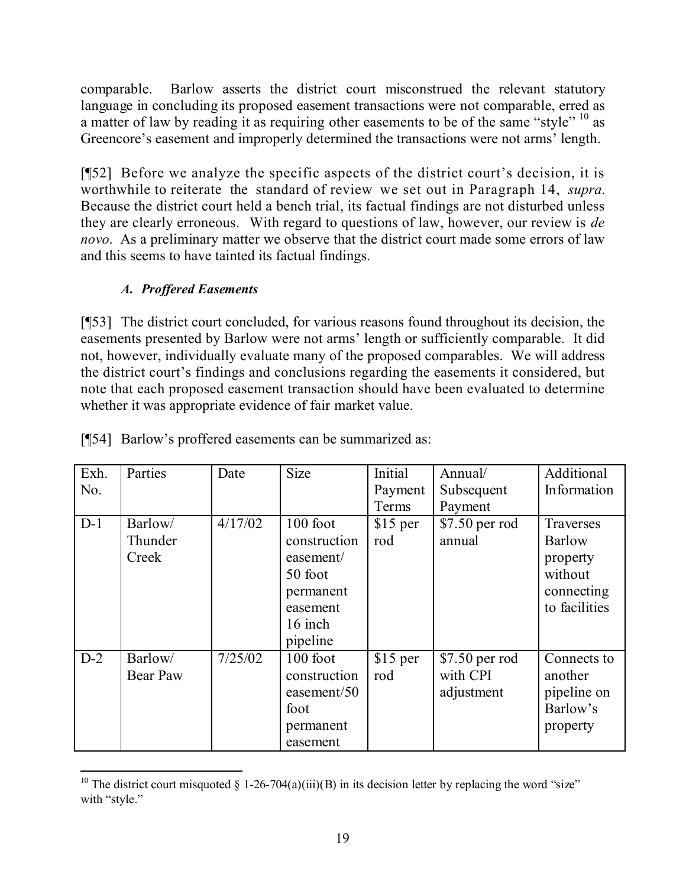comparable. Barlow asserts the district court misconstrued the relevant statutory language in concluding its proposed easement transactions were not comparable, erred as a matter of law by reading it as requiring other easements to be of the same "style" [10] as Greencore's easement and improperly determined the transactions were not arms' length.

[¶52] Before we analyze the specific aspects of the district court's decision, it is worthwhile to reiterate the standard of review we set out in Paragraph 14, *supra*. Because the district court held a bench trial, its factual findings are not disturbed unless they are clearly erroneous. With regard to questions of law, however, our review is *de novo*. As a preliminary matter we observe that the district court made some errors of law and this seems to have tainted its factual findings.

### *A. Proffered Easements*

[¶53] The district court concluded, for various reasons found throughout its decision, the easements presented by Barlow were not arms' length or sufficiently comparable. It did not, however, individually evaluate many of the proposed comparables. We will address the district court's findings and conclusions regarding the easements it considered, but note that each proposed easement transaction should have been evaluated to determine whether it was appropriate evidence of fair market value.

[¶54] Barlow's proffered easements can be summarized as:

| Exh. No. | Parties | Date | Size | Initial Payment Terms | Annual/ Subsequent Payment | Additional Information |
|---|---|---|---|---|---|---|
| D-1 | Barlow/ Thunder Creek | 4/17/02 | 100 foot construction easement/ 50 foot permanent easement 16 inch pipeline | $15 per rod | $7.50 per rod annual | Traverses Barlow property without connecting to facilities |
| D-2 | Barlow/ Bear Paw | 7/25/02 | 100 foot construction easement/50 foot permanent easement | $15 per rod | $7.50 per rod with CPI adjustment | Connects to another pipeline on Barlow's property |

[10] The district court misquoted § 1-26-704(a)(iii)(B) in its decision letter by replacing the word "size" with "style."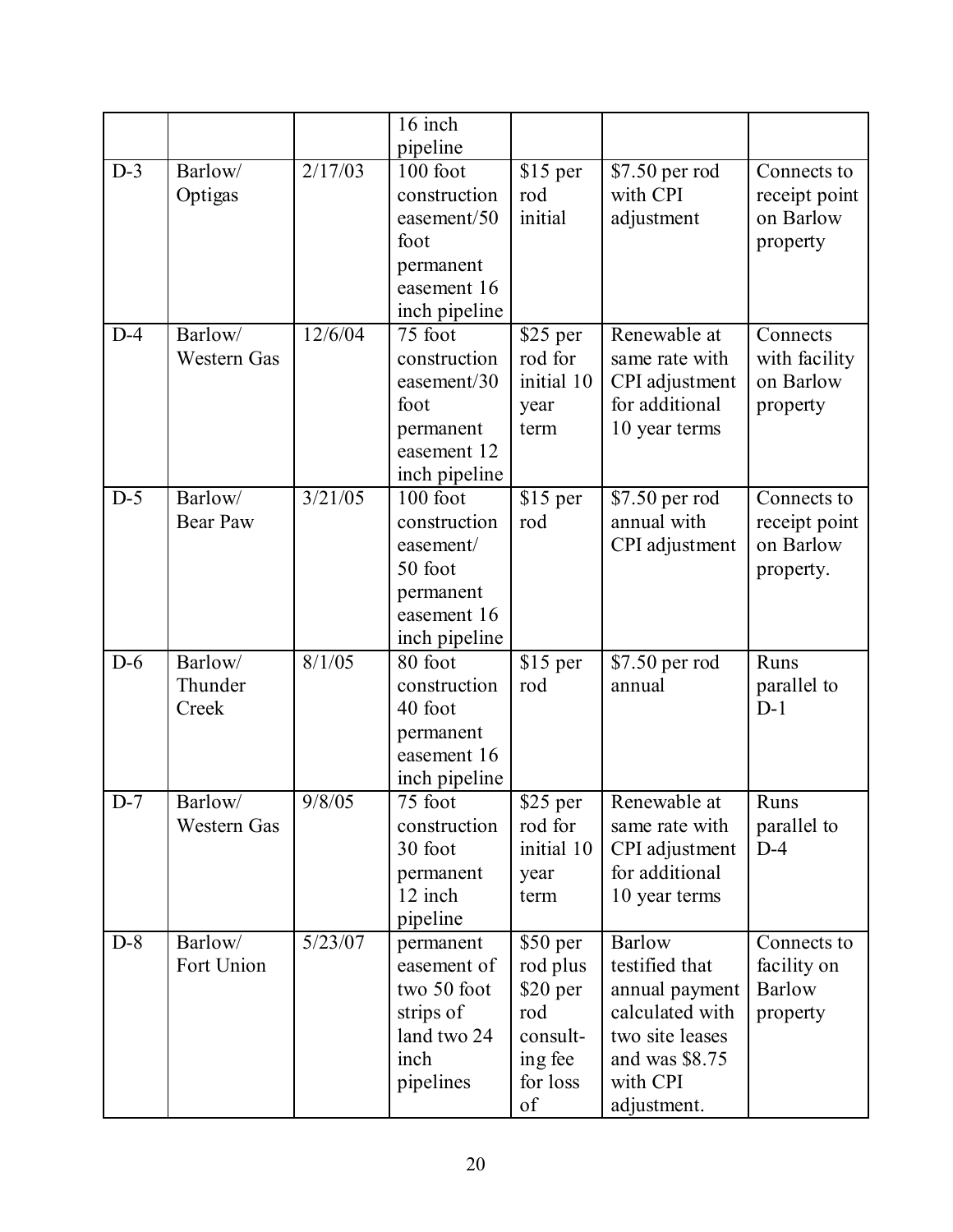| | | | 16 inch pipeline | | | |
|---|---|---|---|---|---|---|
| D-3 | Barlow/ Optigas | 2/17/03 | 100 foot construction easement/50 foot permanent easement 16 inch pipeline | $15 per rod initial | $7.50 per rod with CPI adjustment | Connects to receipt point on Barlow property |
| D-4 | Barlow/ Western Gas | 12/6/04 | 75 foot construction easement/30 foot permanent easement 12 inch pipeline | $25 per rod for initial 10 year term | Renewable at same rate with CPI adjustment for additional 10 year terms | Connects with facility on Barlow property |
| D-5 | Barlow/ Bear Paw | 3/21/05 | 100 foot construction easement/ 50 foot permanent easement 16 inch pipeline | $15 per rod | $7.50 per rod annual with CPI adjustment | Connects to receipt point on Barlow property. |
| D-6 | Barlow/ Thunder Creek | 8/1/05 | 80 foot construction 40 foot permanent easement 16 inch pipeline | $15 per rod | $7.50 per rod annual | Runs parallel to D-1 |
| D-7 | Barlow/ Western Gas | 9/8/05 | 75 foot construction 30 foot permanent 12 inch pipeline | $25 per rod for initial 10 year term | Renewable at same rate with CPI adjustment for additional 10 year terms | Runs parallel to D-4 |
| D-8 | Barlow/ Fort Union | 5/23/07 | permanent easement of two 50 foot strips of land two 24 inch pipelines | $50 per rod plus $20 per rod consult-ing fee for loss of | Barlow testified that annual payment calculated with two site leases and was $8.75 with CPI adjustment. | Connects to facility on Barlow property |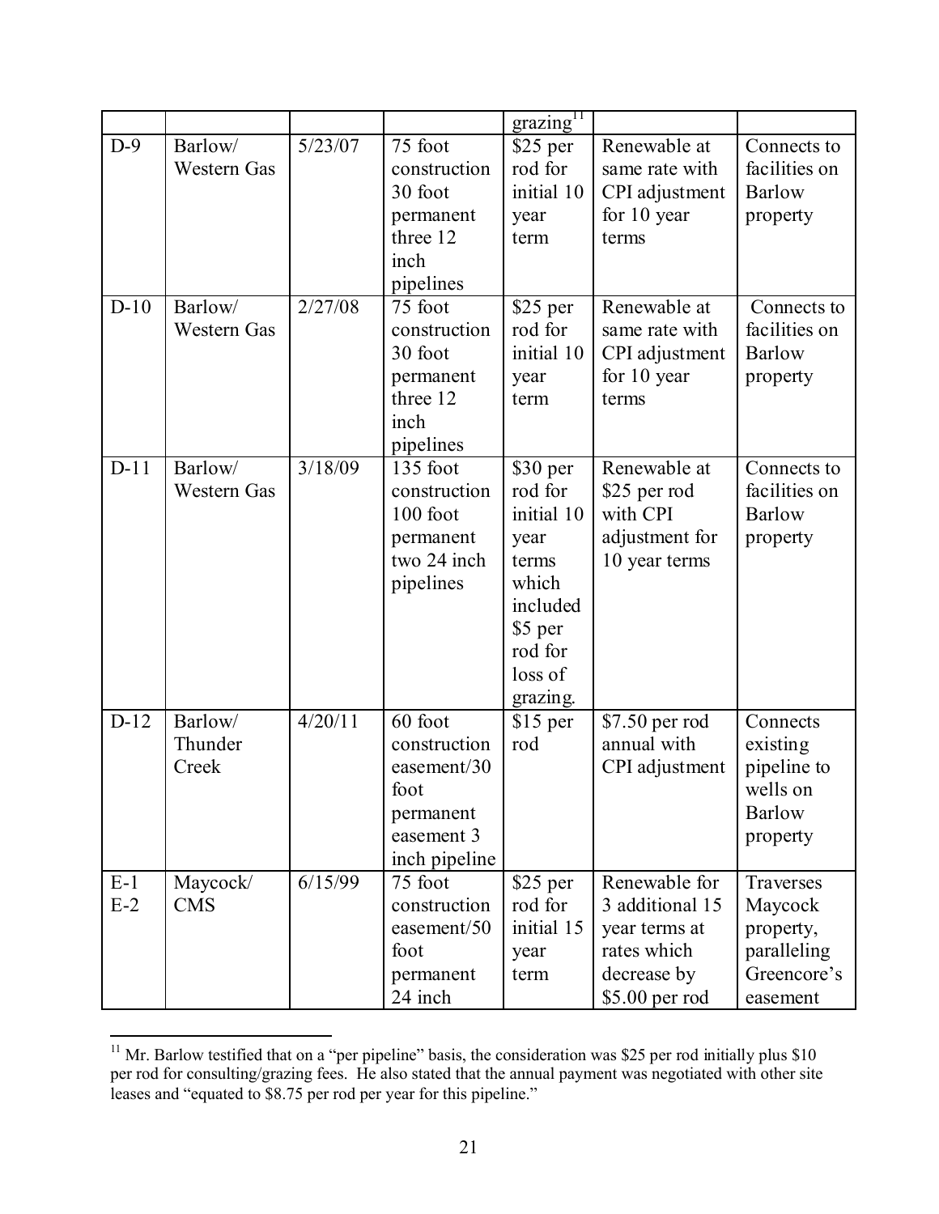| | | | | grazing[11] | | |
|---|---|---|---|---|---|---|
| D-9 | Barlow/ Western Gas | 5/23/07 | 75 foot construction 30 foot permanent three 12 inch pipelines | $25 per rod for initial 10 year term | Renewable at same rate with CPI adjustment for 10 year terms | Connects to facilities on Barlow property |
| D-10 | Barlow/ Western Gas | 2/27/08 | 75 foot construction 30 foot permanent three 12 inch pipelines | $25 per rod for initial 10 year term | Renewable at same rate with CPI adjustment for 10 year terms | Connects to facilities on Barlow property |
| D-11 | Barlow/ Western Gas | 3/18/09 | 135 foot construction 100 foot permanent two 24 inch pipelines | $30 per rod for initial 10 year terms which included $5 per rod for loss of grazing. | Renewable at $25 per rod with CPI adjustment for 10 year terms | Connects to facilities on Barlow property |
| D-12 | Barlow/ Thunder Creek | 4/20/11 | 60 foot construction easement/30 foot permanent easement 3 inch pipeline | $15 per rod | $7.50 per rod annual with CPI adjustment | Connects existing pipeline to wells on Barlow property |
| E-1 E-2 | Maycock/ CMS | 6/15/99 | 75 foot construction easement/50 foot permanent 24 inch | $25 per rod for initial 15 year term | Renewable for 3 additional 15 year terms at rates which decrease by $5.00 per rod | Traverses Maycock property, paralleling Greencore's easement |

[11] Mr. Barlow testified that on a "per pipeline" basis, the consideration was $25 per rod initially plus $10 per rod for consulting/grazing fees. He also stated that the annual payment was negotiated with other site leases and "equated to $8.75 per rod per year for this pipeline."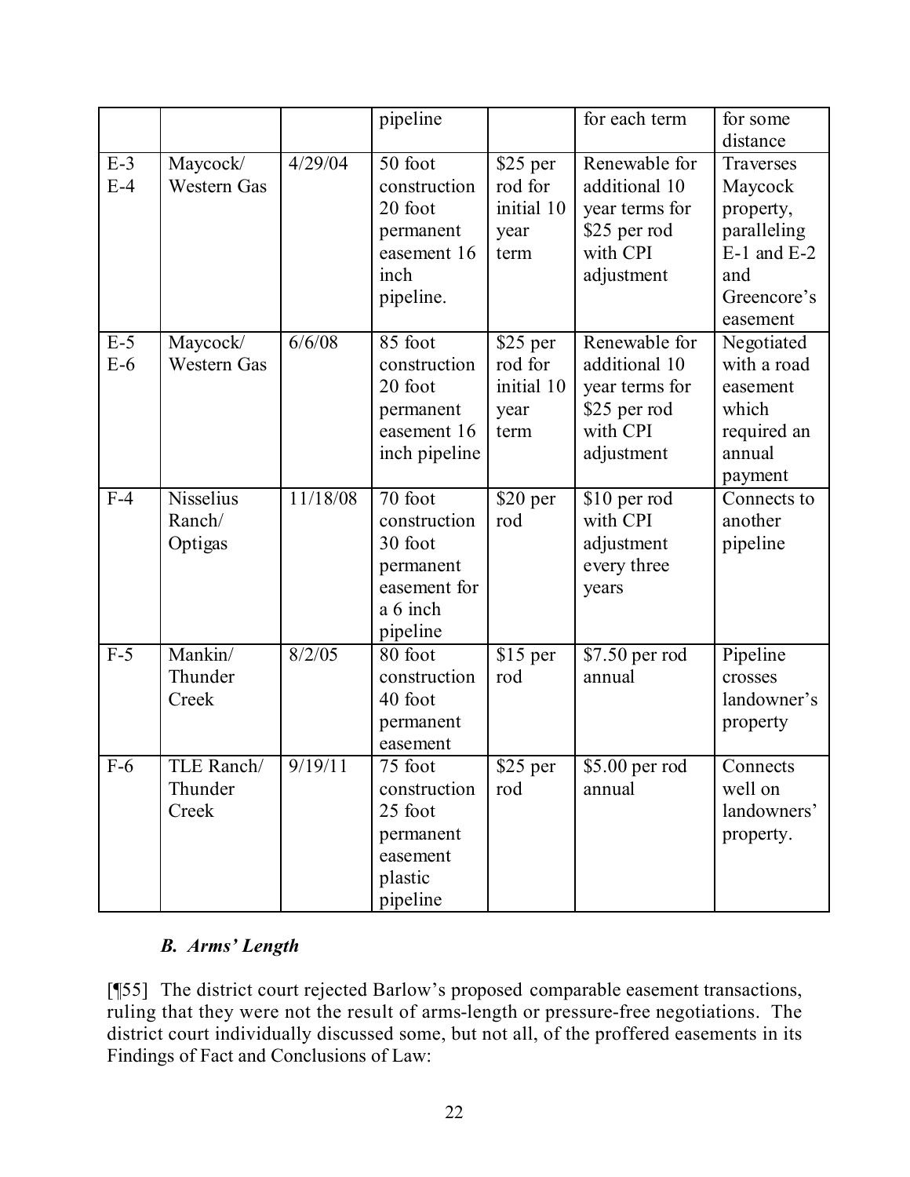| | | | pipeline | | for each term | for some distance |
|---|---|---|---|---|---|---|
| E-3 E-4 | Maycock/ Western Gas | 4/29/04 | 50 foot construction 20 foot permanent easement 16 inch pipeline. | $25 per rod for initial 10 year term | Renewable for additional 10 year terms for $25 per rod with CPI adjustment | Traverses Maycock property, paralleling E-1 and E-2 and Greencore's easement |
| E-5 E-6 | Maycock/ Western Gas | 6/6/08 | 85 foot construction 20 foot permanent easement 16 inch pipeline | $25 per rod for initial 10 year term | Renewable for additional 10 year terms for $25 per rod with CPI adjustment | Negotiated with a road easement which required an annual payment |
| F-4 | Nisselius Ranch/ Optigas | 11/18/08 | 70 foot construction 30 foot permanent easement for a 6 inch pipeline | $20 per rod | $10 per rod with CPI adjustment every three years | Connects to another pipeline |
| F-5 | Mankin/ Thunder Creek | 8/2/05 | 80 foot construction 40 foot permanent easement | $15 per rod | $7.50 per rod annual | Pipeline crosses landowner's property |
| F-6 | TLE Ranch/ Thunder Creek | 9/19/11 | 75 foot construction 25 foot permanent easement plastic pipeline | $25 per rod | $5.00 per rod annual | Connects well on landowners' property. |

### *B. Arms' Length*

[¶55] The district court rejected Barlow's proposed comparable easement transactions, ruling that they were not the result of arms-length or pressure-free negotiations. The district court individually discussed some, but not all, of the proffered easements in its Findings of Fact and Conclusions of Law: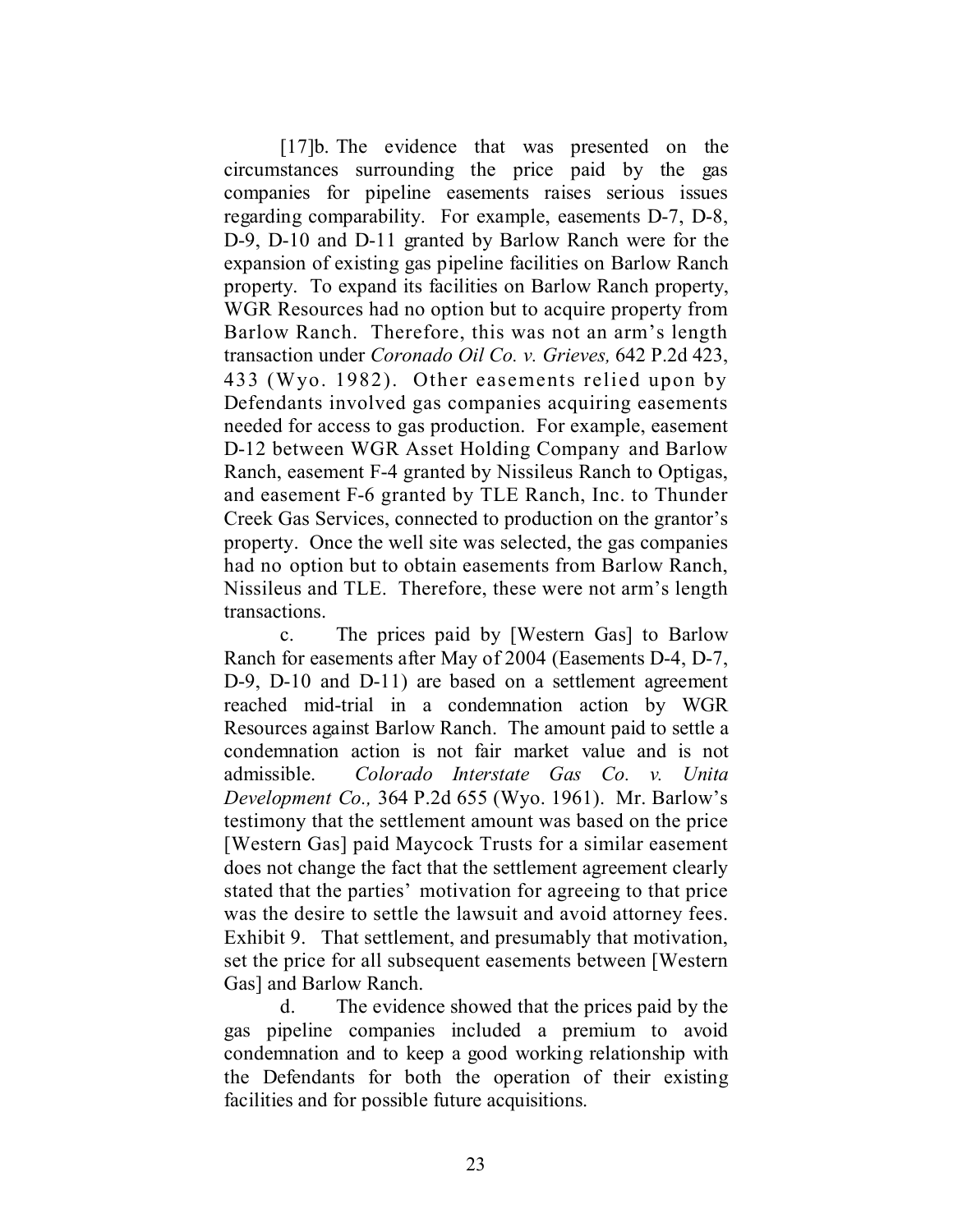[17]b. The evidence that was presented on the circumstances surrounding the price paid by the gas companies for pipeline easements raises serious issues regarding comparability. For example, easements D-7, D-8, D-9, D-10 and D-11 granted by Barlow Ranch were for the expansion of existing gas pipeline facilities on Barlow Ranch property. To expand its facilities on Barlow Ranch property, WGR Resources had no option but to acquire property from Barlow Ranch. Therefore, this was not an arm's length transaction under *Coronado Oil Co. v. Grieves,* 642 P.2d 423, 433 (Wyo. 1982). Other easements relied upon by Defendants involved gas companies acquiring easements needed for access to gas production. For example, easement D-12 between WGR Asset Holding Company and Barlow Ranch, easement F-4 granted by Nissileus Ranch to Optigas, and easement F-6 granted by TLE Ranch, Inc. to Thunder Creek Gas Services, connected to production on the grantor's property. Once the well site was selected, the gas companies had no option but to obtain easements from Barlow Ranch, Nissileus and TLE. Therefore, these were not arm's length transactions.

c. The prices paid by [Western Gas] to Barlow Ranch for easements after May of 2004 (Easements D-4, D-7, D-9, D-10 and D-11) are based on a settlement agreement reached mid-trial in a condemnation action by WGR Resources against Barlow Ranch. The amount paid to settle a condemnation action is not fair market value and is not admissible. *Colorado Interstate Gas Co. v. Unita Development Co.,* 364 P.2d 655 (Wyo. 1961). Mr. Barlow's testimony that the settlement amount was based on the price [Western Gas] paid Maycock Trusts for a similar easement does not change the fact that the settlement agreement clearly stated that the parties' motivation for agreeing to that price was the desire to settle the lawsuit and avoid attorney fees. Exhibit 9. That settlement, and presumably that motivation, set the price for all subsequent easements between [Western Gas] and Barlow Ranch.

d. The evidence showed that the prices paid by the gas pipeline companies included a premium to avoid condemnation and to keep a good working relationship with the Defendants for both the operation of their existing facilities and for possible future acquisitions.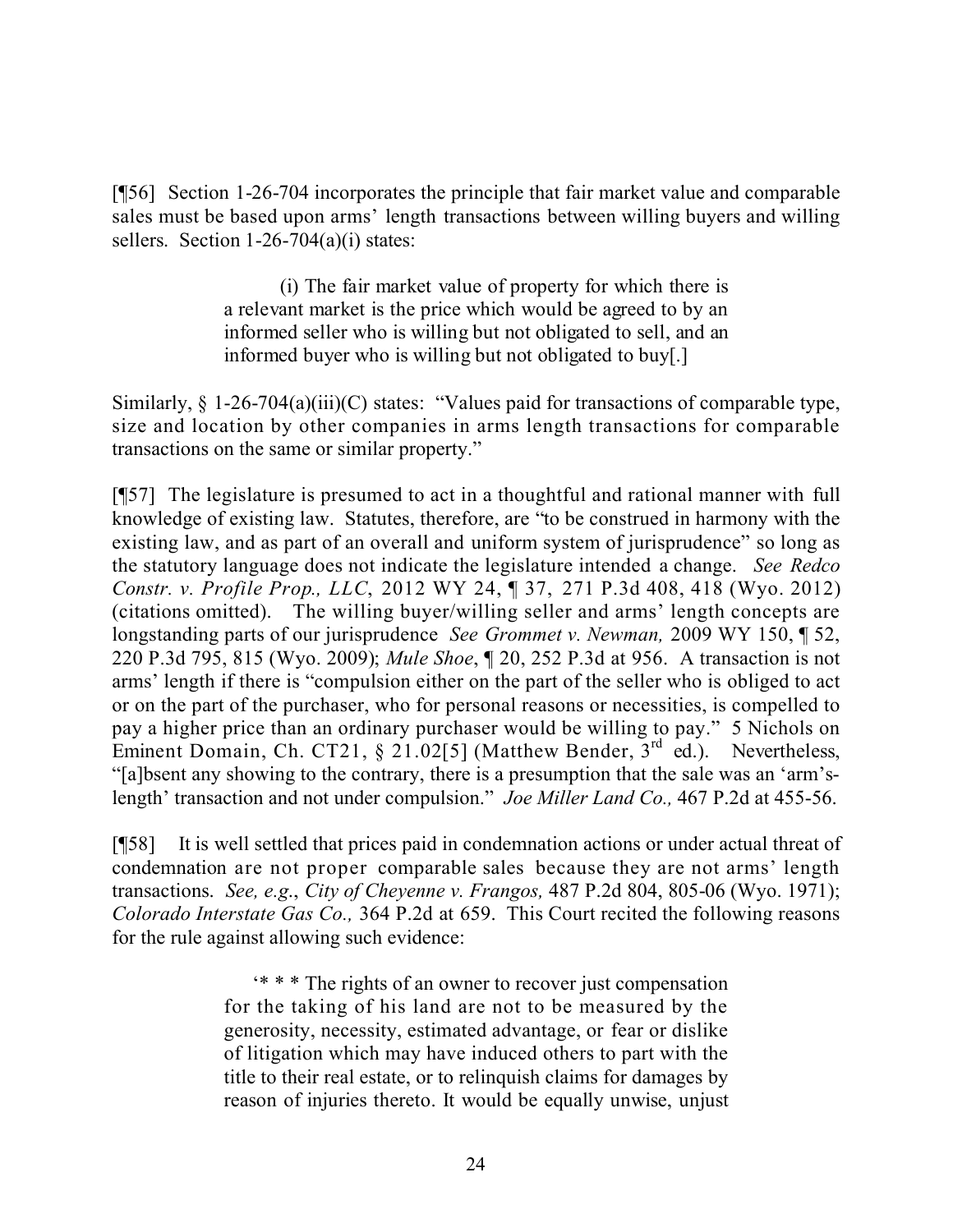[¶56] Section 1-26-704 incorporates the principle that fair market value and comparable sales must be based upon arms' length transactions between willing buyers and willing sellers. Section 1-26-704(a)(i) states:

> (i) The fair market value of property for which there is a relevant market is the price which would be agreed to by an informed seller who is willing but not obligated to sell, and an informed buyer who is willing but not obligated to buy[.]

Similarly, § 1-26-704(a)(iii)(C) states: "Values paid for transactions of comparable type, size and location by other companies in arms length transactions for comparable transactions on the same or similar property."

[¶57] The legislature is presumed to act in a thoughtful and rational manner with full knowledge of existing law. Statutes, therefore, are "to be construed in harmony with the existing law, and as part of an overall and uniform system of jurisprudence" so long as the statutory language does not indicate the legislature intended a change. *See Redco Constr. v. Profile Prop., LLC*, 2012 WY 24, ¶ 37, 271 P.3d 408, 418 (Wyo. 2012) (citations omitted). The willing buyer/willing seller and arms' length concepts are longstanding parts of our jurisprudence *See Grommet v. Newman,* 2009 WY 150, ¶ 52, 220 P.3d 795, 815 (Wyo. 2009); *Mule Shoe*, ¶ 20, 252 P.3d at 956. A transaction is not arms' length if there is "compulsion either on the part of the seller who is obliged to act or on the part of the purchaser, who for personal reasons or necessities, is compelled to pay a higher price than an ordinary purchaser would be willing to pay." 5 Nichols on Eminent Domain, Ch. CT21, § 21.02[5] (Matthew Bender, 3rd ed.). Nevertheless, "[a]bsent any showing to the contrary, there is a presumption that the sale was an 'arm's-length' transaction and not under compulsion." *Joe Miller Land Co.,* 467 P.2d at 455-56.

[¶58] It is well settled that prices paid in condemnation actions or under actual threat of condemnation are not proper comparable sales because they are not arms' length transactions. *See, e.g.*, *City of Cheyenne v. Frangos,* 487 P.2d 804, 805-06 (Wyo. 1971); *Colorado Interstate Gas Co.,* 364 P.2d at 659. This Court recited the following reasons for the rule against allowing such evidence:

> '* * * The rights of an owner to recover just compensation for the taking of his land are not to be measured by the generosity, necessity, estimated advantage, or fear or dislike of litigation which may have induced others to part with the title to their real estate, or to relinquish claims for damages by reason of injuries thereto. It would be equally unwise, unjust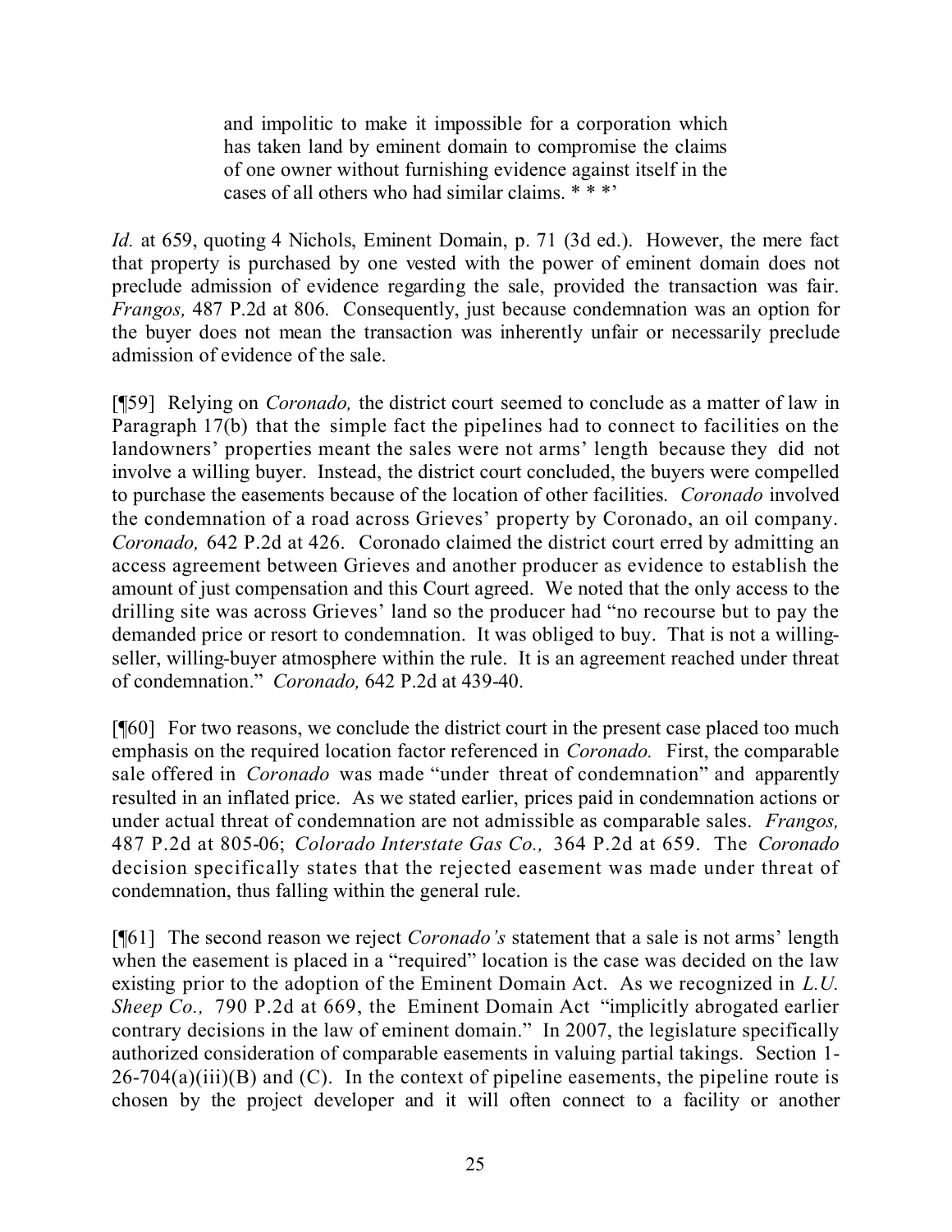> and impolitic to make it impossible for a corporation which has taken land by eminent domain to compromise the claims of one owner without furnishing evidence against itself in the cases of all others who had similar claims. * * *'

*Id.* at 659, quoting 4 Nichols, Eminent Domain, p. 71 (3d ed.). However, the mere fact that property is purchased by one vested with the power of eminent domain does not preclude admission of evidence regarding the sale, provided the transaction was fair. *Frangos,* 487 P.2d at 806. Consequently, just because condemnation was an option for the buyer does not mean the transaction was inherently unfair or necessarily preclude admission of evidence of the sale.

[¶59] Relying on *Coronado,* the district court seemed to conclude as a matter of law in Paragraph 17(b) that the simple fact the pipelines had to connect to facilities on the landowners' properties meant the sales were not arms' length because they did not involve a willing buyer. Instead, the district court concluded, the buyers were compelled to purchase the easements because of the location of other facilities. *Coronado* involved the condemnation of a road across Grieves' property by Coronado, an oil company. *Coronado,* 642 P.2d at 426. Coronado claimed the district court erred by admitting an access agreement between Grieves and another producer as evidence to establish the amount of just compensation and this Court agreed. We noted that the only access to the drilling site was across Grieves' land so the producer had "no recourse but to pay the demanded price or resort to condemnation. It was obliged to buy. That is not a willing-seller, willing-buyer atmosphere within the rule. It is an agreement reached under threat of condemnation." *Coronado,* 642 P.2d at 439-40.

[¶60] For two reasons, we conclude the district court in the present case placed too much emphasis on the required location factor referenced in *Coronado.* First, the comparable sale offered in *Coronado* was made "under threat of condemnation" and apparently resulted in an inflated price. As we stated earlier, prices paid in condemnation actions or under actual threat of condemnation are not admissible as comparable sales. *Frangos,* 487 P.2d at 805-06; *Colorado Interstate Gas Co.,* 364 P.2d at 659. The *Coronado* decision specifically states that the rejected easement was made under threat of condemnation, thus falling within the general rule.

[¶61] The second reason we reject *Coronado's* statement that a sale is not arms' length when the easement is placed in a "required" location is the case was decided on the law existing prior to the adoption of the Eminent Domain Act. As we recognized in *L.U. Sheep Co.,* 790 P.2d at 669, the Eminent Domain Act "implicitly abrogated earlier contrary decisions in the law of eminent domain." In 2007, the legislature specifically authorized consideration of comparable easements in valuing partial takings. Section 1-26-704(a)(iii)(B) and (C). In the context of pipeline easements, the pipeline route is chosen by the project developer and it will often connect to a facility or another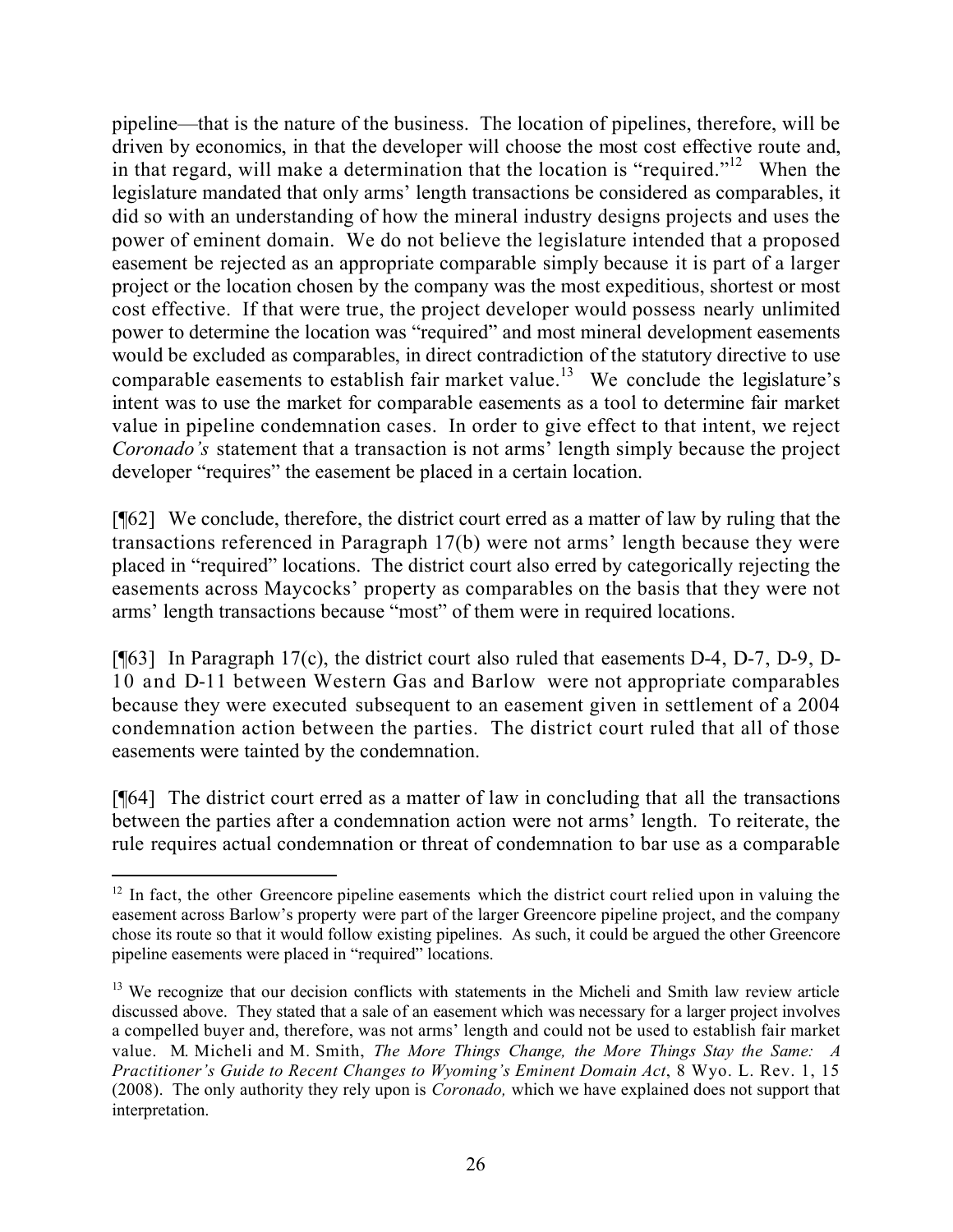pipeline—that is the nature of the business. The location of pipelines, therefore, will be driven by economics, in that the developer will choose the most cost effective route and, in that regard, will make a determination that the location is "required."[12] When the legislature mandated that only arms' length transactions be considered as comparables, it did so with an understanding of how the mineral industry designs projects and uses the power of eminent domain. We do not believe the legislature intended that a proposed easement be rejected as an appropriate comparable simply because it is part of a larger project or the location chosen by the company was the most expeditious, shortest or most cost effective. If that were true, the project developer would possess nearly unlimited power to determine the location was "required" and most mineral development easements would be excluded as comparables, in direct contradiction of the statutory directive to use comparable easements to establish fair market value.[13] We conclude the legislature's intent was to use the market for comparable easements as a tool to determine fair market value in pipeline condemnation cases. In order to give effect to that intent, we reject *Coronado's* statement that a transaction is not arms' length simply because the project developer "requires" the easement be placed in a certain location.

[¶62] We conclude, therefore, the district court erred as a matter of law by ruling that the transactions referenced in Paragraph 17(b) were not arms' length because they were placed in "required" locations. The district court also erred by categorically rejecting the easements across Maycocks' property as comparables on the basis that they were not arms' length transactions because "most" of them were in required locations.

[¶63] In Paragraph 17(c), the district court also ruled that easements D-4, D-7, D-9, D-10 and D-11 between Western Gas and Barlow were not appropriate comparables because they were executed subsequent to an easement given in settlement of a 2004 condemnation action between the parties. The district court ruled that all of those easements were tainted by the condemnation.

[¶64] The district court erred as a matter of law in concluding that all the transactions between the parties after a condemnation action were not arms' length. To reiterate, the rule requires actual condemnation or threat of condemnation to bar use as a comparable

---

[12] In fact, the other Greencore pipeline easements which the district court relied upon in valuing the easement across Barlow's property were part of the larger Greencore pipeline project, and the company chose its route so that it would follow existing pipelines. As such, it could be argued the other Greencore pipeline easements were placed in "required" locations.

[13] We recognize that our decision conflicts with statements in the Micheli and Smith law review article discussed above. They stated that a sale of an easement which was necessary for a larger project involves a compelled buyer and, therefore, was not arms' length and could not be used to establish fair market value. M. Micheli and M. Smith, *The More Things Change, the More Things Stay the Same: A Practitioner's Guide to Recent Changes to Wyoming's Eminent Domain Act*, 8 Wyo. L. Rev. 1, 15 (2008). The only authority they rely upon is *Coronado,* which we have explained does not support that interpretation.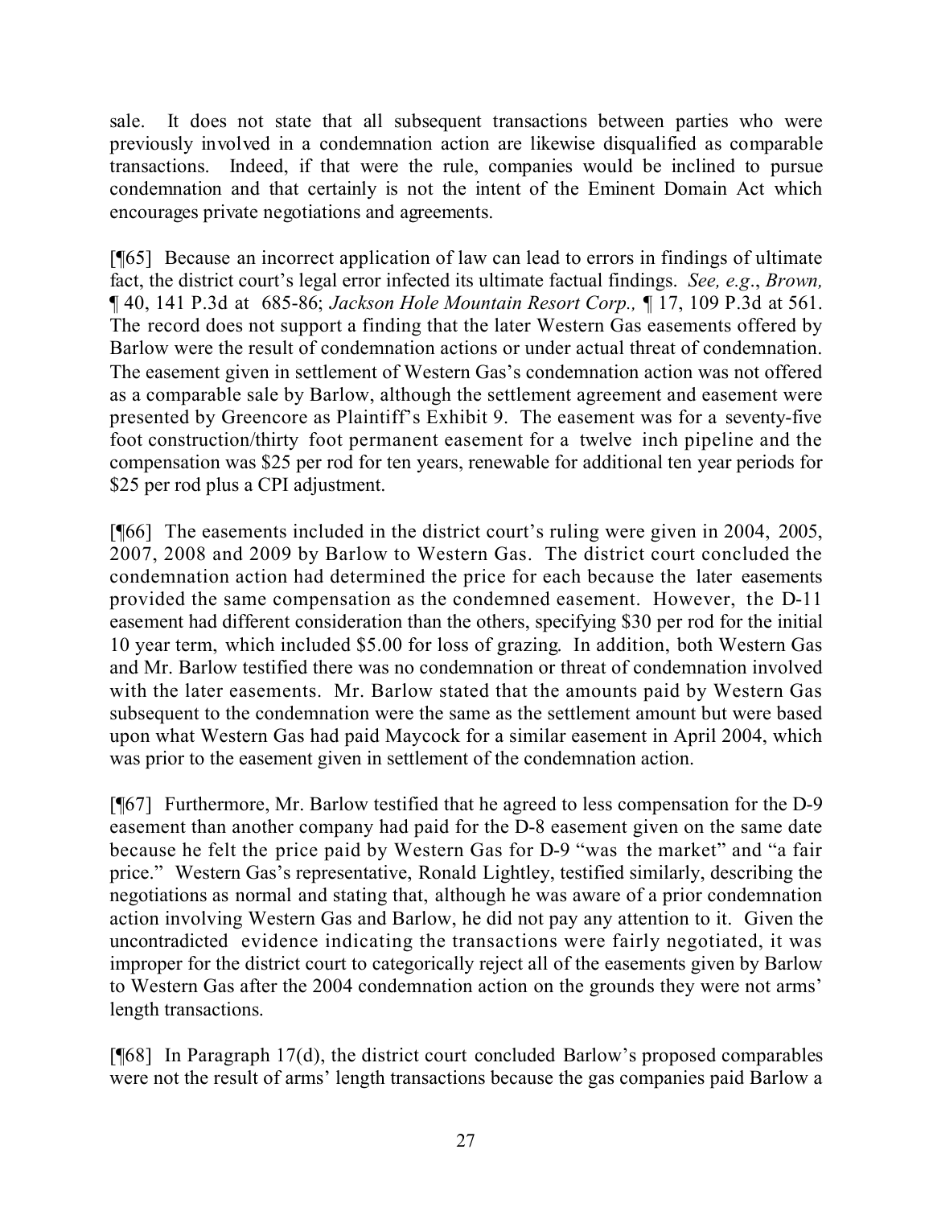sale. It does not state that all subsequent transactions between parties who were previously involved in a condemnation action are likewise disqualified as comparable transactions. Indeed, if that were the rule, companies would be inclined to pursue condemnation and that certainly is not the intent of the Eminent Domain Act which encourages private negotiations and agreements.

[¶65] Because an incorrect application of law can lead to errors in findings of ultimate fact, the district court's legal error infected its ultimate factual findings. *See, e.g.*, *Brown,* ¶ 40, 141 P.3d at 685-86; *Jackson Hole Mountain Resort Corp.,* ¶ 17, 109 P.3d at 561. The record does not support a finding that the later Western Gas easements offered by Barlow were the result of condemnation actions or under actual threat of condemnation. The easement given in settlement of Western Gas's condemnation action was not offered as a comparable sale by Barlow, although the settlement agreement and easement were presented by Greencore as Plaintiff's Exhibit 9. The easement was for a seventy-five foot construction/thirty foot permanent easement for a twelve inch pipeline and the compensation was $25 per rod for ten years, renewable for additional ten year periods for $25 per rod plus a CPI adjustment.

[¶66] The easements included in the district court's ruling were given in 2004, 2005, 2007, 2008 and 2009 by Barlow to Western Gas. The district court concluded the condemnation action had determined the price for each because the later easements provided the same compensation as the condemned easement. However, the D-11 easement had different consideration than the others, specifying $30 per rod for the initial 10 year term, which included $5.00 for loss of grazing. In addition, both Western Gas and Mr. Barlow testified there was no condemnation or threat of condemnation involved with the later easements. Mr. Barlow stated that the amounts paid by Western Gas subsequent to the condemnation were the same as the settlement amount but were based upon what Western Gas had paid Maycock for a similar easement in April 2004, which was prior to the easement given in settlement of the condemnation action.

[¶67] Furthermore, Mr. Barlow testified that he agreed to less compensation for the D-9 easement than another company had paid for the D-8 easement given on the same date because he felt the price paid by Western Gas for D-9 "was the market" and "a fair price." Western Gas's representative, Ronald Lightley, testified similarly, describing the negotiations as normal and stating that, although he was aware of a prior condemnation action involving Western Gas and Barlow, he did not pay any attention to it. Given the uncontradicted evidence indicating the transactions were fairly negotiated, it was improper for the district court to categorically reject all of the easements given by Barlow to Western Gas after the 2004 condemnation action on the grounds they were not arms' length transactions.

[¶68] In Paragraph 17(d), the district court concluded Barlow's proposed comparables were not the result of arms' length transactions because the gas companies paid Barlow a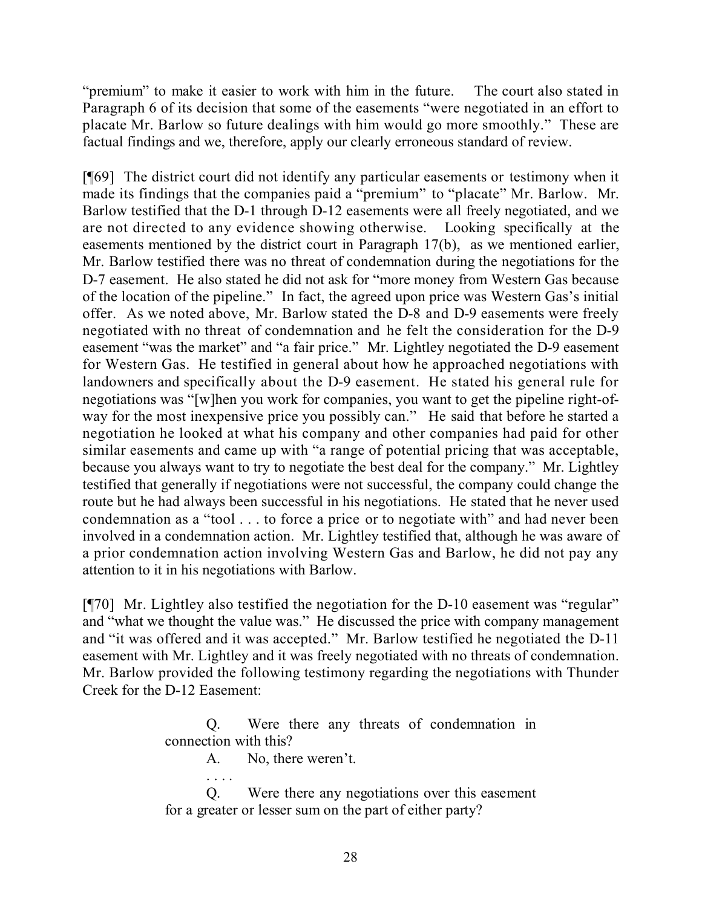"premium" to make it easier to work with him in the future. The court also stated in Paragraph 6 of its decision that some of the easements "were negotiated in an effort to placate Mr. Barlow so future dealings with him would go more smoothly." These are factual findings and we, therefore, apply our clearly erroneous standard of review.

[¶69] The district court did not identify any particular easements or testimony when it made its findings that the companies paid a "premium" to "placate" Mr. Barlow. Mr. Barlow testified that the D-1 through D-12 easements were all freely negotiated, and we are not directed to any evidence showing otherwise. Looking specifically at the easements mentioned by the district court in Paragraph 17(b), as we mentioned earlier, Mr. Barlow testified there was no threat of condemnation during the negotiations for the D-7 easement. He also stated he did not ask for "more money from Western Gas because of the location of the pipeline." In fact, the agreed upon price was Western Gas's initial offer. As we noted above, Mr. Barlow stated the D-8 and D-9 easements were freely negotiated with no threat of condemnation and he felt the consideration for the D-9 easement "was the market" and "a fair price." Mr. Lightley negotiated the D-9 easement for Western Gas. He testified in general about how he approached negotiations with landowners and specifically about the D-9 easement. He stated his general rule for negotiations was "[w]hen you work for companies, you want to get the pipeline right-of-way for the most inexpensive price you possibly can." He said that before he started a negotiation he looked at what his company and other companies had paid for other similar easements and came up with "a range of potential pricing that was acceptable, because you always want to try to negotiate the best deal for the company." Mr. Lightley testified that generally if negotiations were not successful, the company could change the route but he had always been successful in his negotiations. He stated that he never used condemnation as a "tool . . . to force a price or to negotiate with" and had never been involved in a condemnation action. Mr. Lightley testified that, although he was aware of a prior condemnation action involving Western Gas and Barlow, he did not pay any attention to it in his negotiations with Barlow.

[¶70] Mr. Lightley also testified the negotiation for the D-10 easement was "regular" and "what we thought the value was." He discussed the price with company management and "it was offered and it was accepted." Mr. Barlow testified he negotiated the D-11 easement with Mr. Lightley and it was freely negotiated with no threats of condemnation. Mr. Barlow provided the following testimony regarding the negotiations with Thunder Creek for the D-12 Easement:

> Q. Were there any threats of condemnation in connection with this?
>
> A. No, there weren't.
>
> . . . .
>
> Q. Were there any negotiations over this easement for a greater or lesser sum on the part of either party?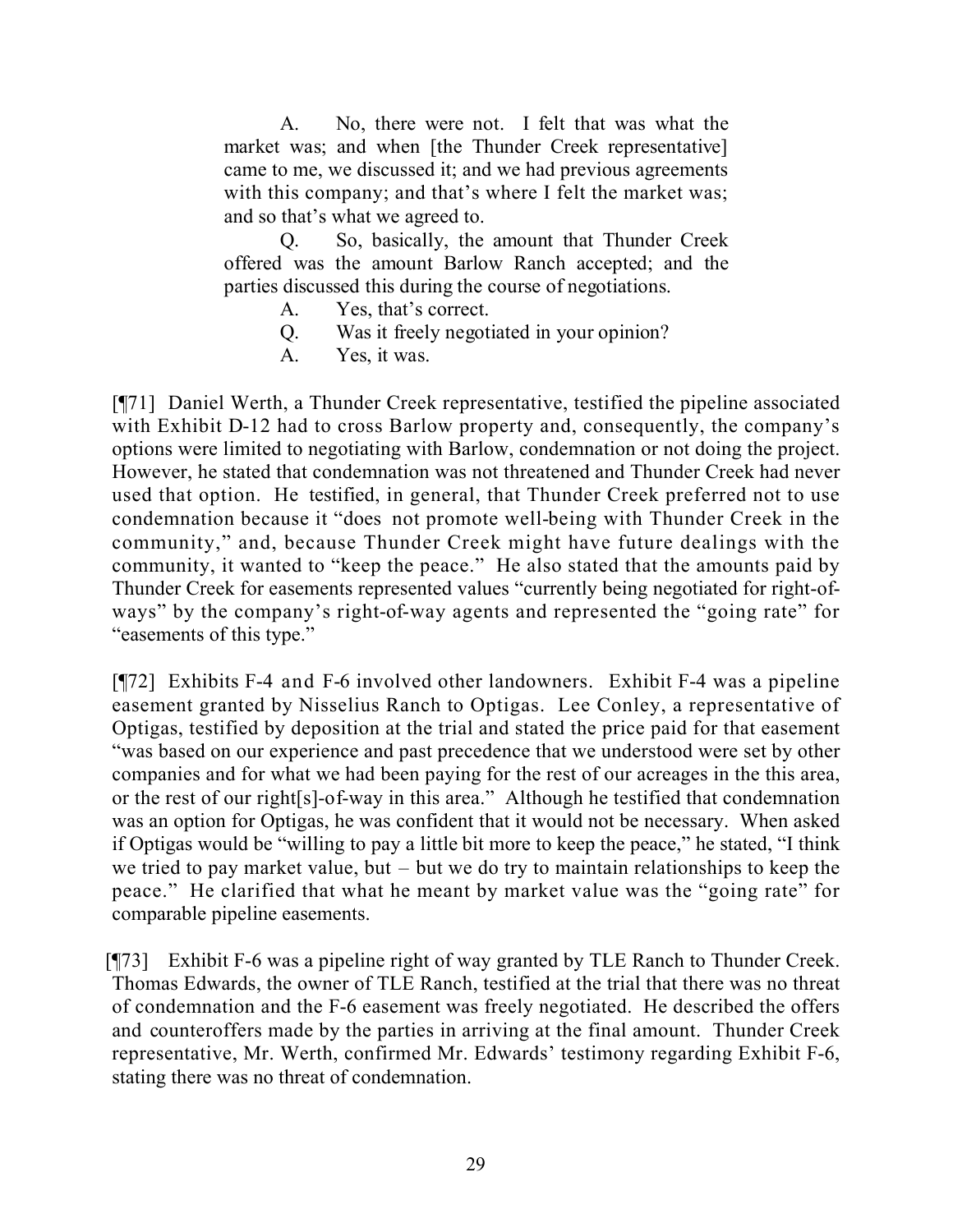> A. No, there were not. I felt that was what the market was; and when [the Thunder Creek representative] came to me, we discussed it; and we had previous agreements with this company; and that's where I felt the market was; and so that's what we agreed to.
>
> Q. So, basically, the amount that Thunder Creek offered was the amount Barlow Ranch accepted; and the parties discussed this during the course of negotiations.
>
> A. Yes, that's correct.
>
> Q. Was it freely negotiated in your opinion?
>
> A. Yes, it was.

[¶71] Daniel Werth, a Thunder Creek representative, testified the pipeline associated with Exhibit D-12 had to cross Barlow property and, consequently, the company's options were limited to negotiating with Barlow, condemnation or not doing the project. However, he stated that condemnation was not threatened and Thunder Creek had never used that option. He testified, in general, that Thunder Creek preferred not to use condemnation because it "does not promote well-being with Thunder Creek in the community," and, because Thunder Creek might have future dealings with the community, it wanted to "keep the peace." He also stated that the amounts paid by Thunder Creek for easements represented values "currently being negotiated for right-of-ways" by the company's right-of-way agents and represented the "going rate" for "easements of this type."

[¶72] Exhibits F-4 and F-6 involved other landowners. Exhibit F-4 was a pipeline easement granted by Nisselius Ranch to Optigas. Lee Conley, a representative of Optigas, testified by deposition at the trial and stated the price paid for that easement "was based on our experience and past precedence that we understood were set by other companies and for what we had been paying for the rest of our acreages in the this area, or the rest of our right[s]-of-way in this area." Although he testified that condemnation was an option for Optigas, he was confident that it would not be necessary. When asked if Optigas would be "willing to pay a little bit more to keep the peace," he stated, "I think we tried to pay market value, but – but we do try to maintain relationships to keep the peace." He clarified that what he meant by market value was the "going rate" for comparable pipeline easements.

[¶73] Exhibit F-6 was a pipeline right of way granted by TLE Ranch to Thunder Creek. Thomas Edwards, the owner of TLE Ranch, testified at the trial that there was no threat of condemnation and the F-6 easement was freely negotiated. He described the offers and counteroffers made by the parties in arriving at the final amount. Thunder Creek representative, Mr. Werth, confirmed Mr. Edwards' testimony regarding Exhibit F-6, stating there was no threat of condemnation.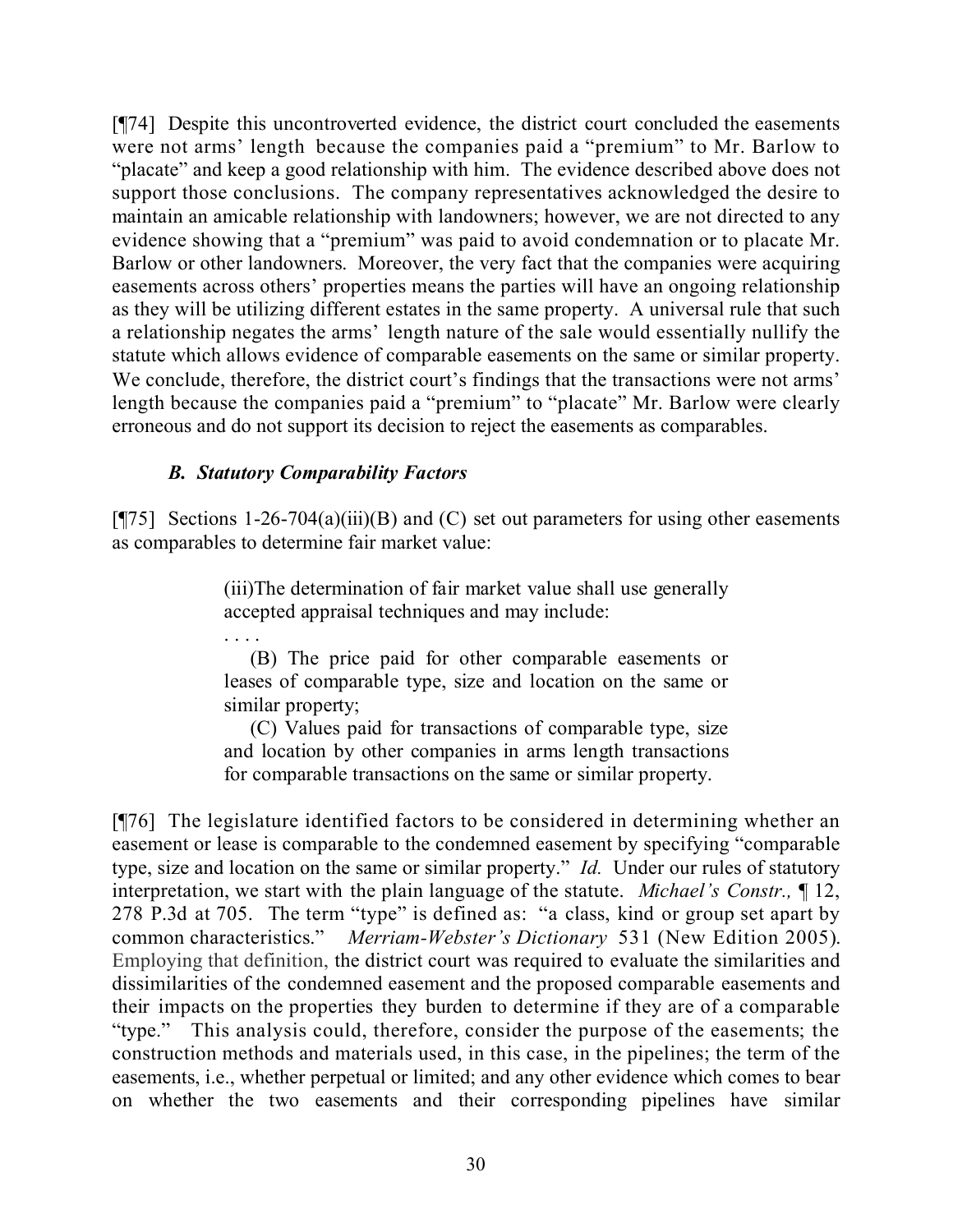[¶74] Despite this uncontroverted evidence, the district court concluded the easements were not arms' length because the companies paid a "premium" to Mr. Barlow to "placate" and keep a good relationship with him. The evidence described above does not support those conclusions. The company representatives acknowledged the desire to maintain an amicable relationship with landowners; however, we are not directed to any evidence showing that a "premium" was paid to avoid condemnation or to placate Mr. Barlow or other landowners. Moreover, the very fact that the companies were acquiring easements across others' properties means the parties will have an ongoing relationship as they will be utilizing different estates in the same property. A universal rule that such a relationship negates the arms' length nature of the sale would essentially nullify the statute which allows evidence of comparable easements on the same or similar property. We conclude, therefore, the district court's findings that the transactions were not arms' length because the companies paid a "premium" to "placate" Mr. Barlow were clearly erroneous and do not support its decision to reject the easements as comparables.

### *B. Statutory Comparability Factors*

[¶75] Sections 1-26-704(a)(iii)(B) and (C) set out parameters for using other easements as comparables to determine fair market value:

> (iii)The determination of fair market value shall use generally accepted appraisal techniques and may include:
>
> . . . .
>
> (B) The price paid for other comparable easements or leases of comparable type, size and location on the same or similar property;
>
> (C) Values paid for transactions of comparable type, size and location by other companies in arms length transactions for comparable transactions on the same or similar property.

[¶76] The legislature identified factors to be considered in determining whether an easement or lease is comparable to the condemned easement by specifying "comparable type, size and location on the same or similar property." *Id.* Under our rules of statutory interpretation, we start with the plain language of the statute. *Michael's Constr.,* ¶ 12, 278 P.3d at 705. The term "type" is defined as: "a class, kind or group set apart by common characteristics." *Merriam-Webster's Dictionary* 531 (New Edition 2005). Employing that definition, the district court was required to evaluate the similarities and dissimilarities of the condemned easement and the proposed comparable easements and their impacts on the properties they burden to determine if they are of a comparable "type." This analysis could, therefore, consider the purpose of the easements; the construction methods and materials used, in this case, in the pipelines; the term of the easements, i.e., whether perpetual or limited; and any other evidence which comes to bear on whether the two easements and their corresponding pipelines have similar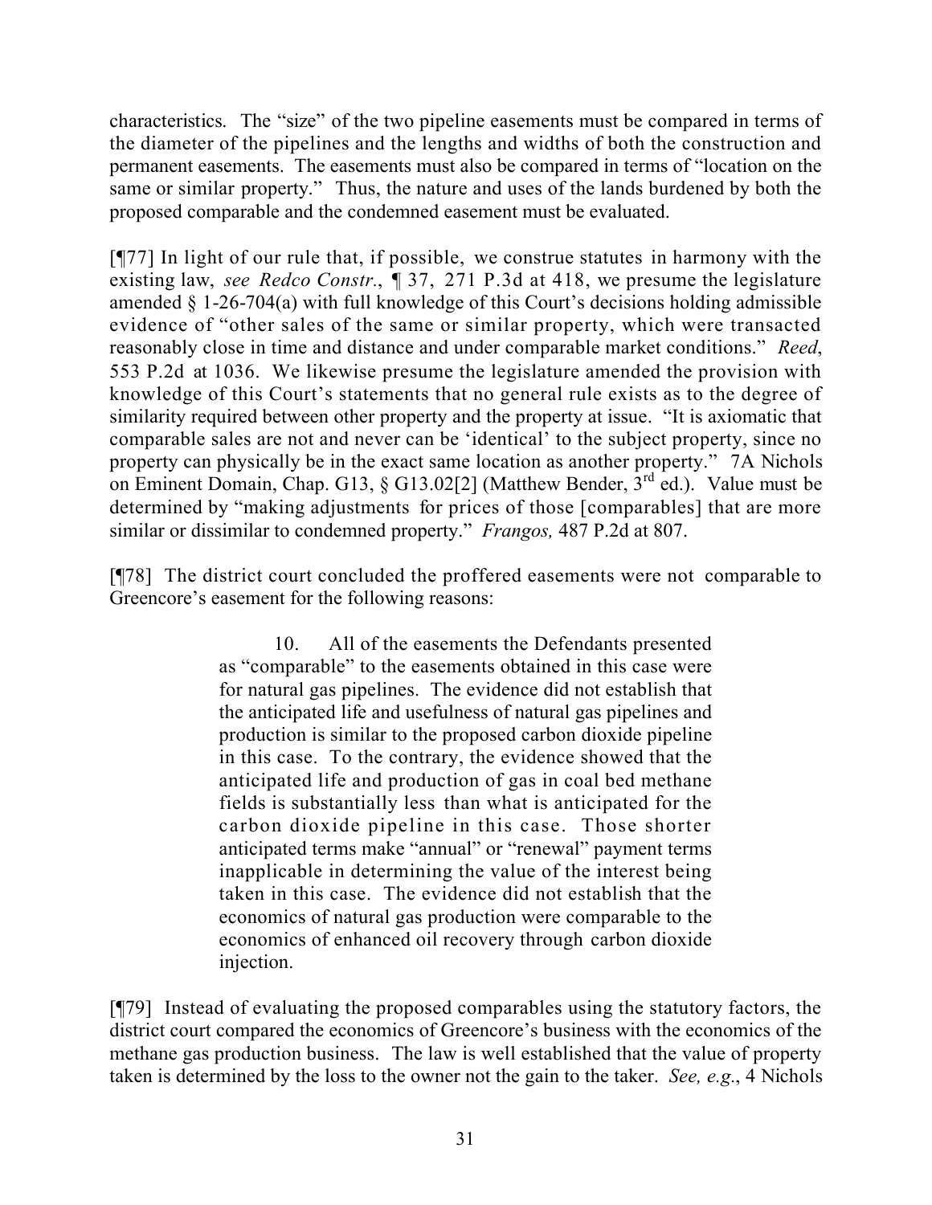characteristics. The "size" of the two pipeline easements must be compared in terms of the diameter of the pipelines and the lengths and widths of both the construction and permanent easements. The easements must also be compared in terms of "location on the same or similar property." Thus, the nature and uses of the lands burdened by both the proposed comparable and the condemned easement must be evaluated.

[¶77] In light of our rule that, if possible, we construe statutes in harmony with the existing law, *see Redco Constr.*, ¶ 37, 271 P.3d at 418, we presume the legislature amended § 1-26-704(a) with full knowledge of this Court's decisions holding admissible evidence of "other sales of the same or similar property, which were transacted reasonably close in time and distance and under comparable market conditions." *Reed*, 553 P.2d at 1036. We likewise presume the legislature amended the provision with knowledge of this Court's statements that no general rule exists as to the degree of similarity required between other property and the property at issue. "It is axiomatic that comparable sales are not and never can be 'identical' to the subject property, since no property can physically be in the exact same location as another property." 7A Nichols on Eminent Domain, Chap. G13, § G13.02[2] (Matthew Bender, 3rd ed.). Value must be determined by "making adjustments for prices of those [comparables] that are more similar or dissimilar to condemned property." *Frangos,* 487 P.2d at 807.

[¶78] The district court concluded the proffered easements were not comparable to Greencore's easement for the following reasons:

> 10. All of the easements the Defendants presented as "comparable" to the easements obtained in this case were for natural gas pipelines. The evidence did not establish that the anticipated life and usefulness of natural gas pipelines and production is similar to the proposed carbon dioxide pipeline in this case. To the contrary, the evidence showed that the anticipated life and production of gas in coal bed methane fields is substantially less than what is anticipated for the carbon dioxide pipeline in this case. Those shorter anticipated terms make "annual" or "renewal" payment terms inapplicable in determining the value of the interest being taken in this case. The evidence did not establish that the economics of natural gas production were comparable to the economics of enhanced oil recovery through carbon dioxide injection.

[¶79] Instead of evaluating the proposed comparables using the statutory factors, the district court compared the economics of Greencore's business with the economics of the methane gas production business. The law is well established that the value of property taken is determined by the loss to the owner not the gain to the taker. *See, e.g.*, 4 Nichols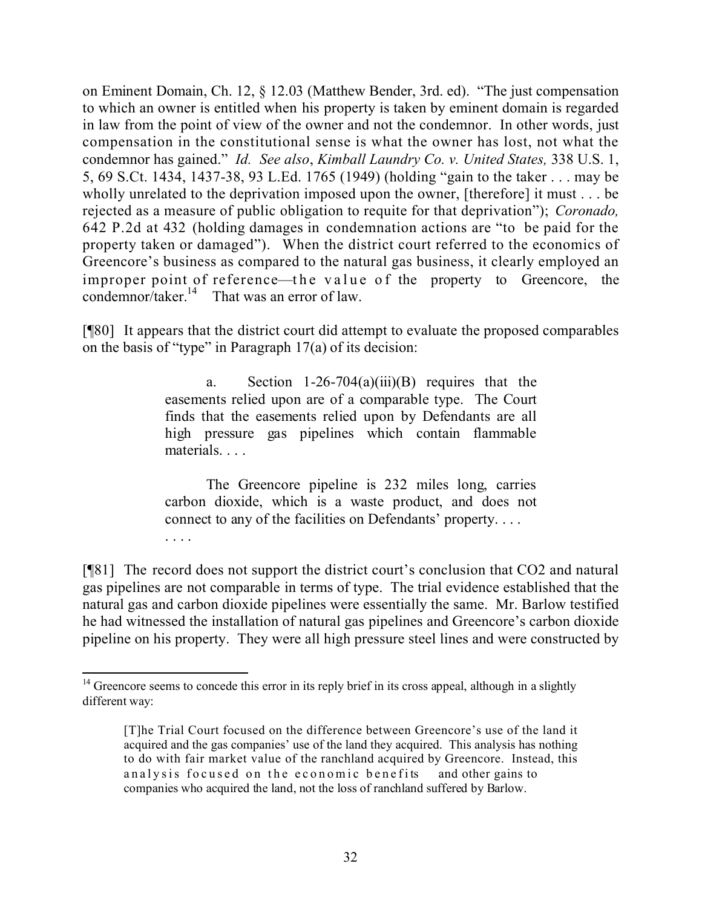on Eminent Domain, Ch. 12, § 12.03 (Matthew Bender, 3rd. ed). "The just compensation to which an owner is entitled when his property is taken by eminent domain is regarded in law from the point of view of the owner and not the condemnor. In other words, just compensation in the constitutional sense is what the owner has lost, not what the condemnor has gained." *Id. See also*, *Kimball Laundry Co. v. United States,* 338 U.S. 1, 5, 69 S.Ct. 1434, 1437-38, 93 L.Ed. 1765 (1949) (holding "gain to the taker . . . may be wholly unrelated to the deprivation imposed upon the owner, [therefore] it must . . . be rejected as a measure of public obligation to requite for that deprivation"); *Coronado,* 642 P.2d at 432 (holding damages in condemnation actions are "to be paid for the property taken or damaged"). When the district court referred to the economics of Greencore's business as compared to the natural gas business, it clearly employed an improper point of reference—the value of the property to Greencore, the condemnor/taker.[14] That was an error of law.

[¶80] It appears that the district court did attempt to evaluate the proposed comparables on the basis of "type" in Paragraph 17(a) of its decision:

> a. Section 1-26-704(a)(iii)(B) requires that the easements relied upon are of a comparable type. The Court finds that the easements relied upon by Defendants are all high pressure gas pipelines which contain flammable materials. . . .
>
> The Greencore pipeline is 232 miles long, carries carbon dioxide, which is a waste product, and does not connect to any of the facilities on Defendants' property. . . .
>
> . . . .

[¶81] The record does not support the district court's conclusion that CO2 and natural gas pipelines are not comparable in terms of type. The trial evidence established that the natural gas and carbon dioxide pipelines were essentially the same. Mr. Barlow testified he had witnessed the installation of natural gas pipelines and Greencore's carbon dioxide pipeline on his property. They were all high pressure steel lines and were constructed by

---

[14] Greencore seems to concede this error in its reply brief in its cross appeal, although in a slightly different way:

> [T]he Trial Court focused on the difference between Greencore's use of the land it acquired and the gas companies' use of the land they acquired. This analysis has nothing to do with fair market value of the ranchland acquired by Greencore. Instead, this analysis focused on the economic benefits and other gains to companies who acquired the land, not the loss of ranchland suffered by Barlow.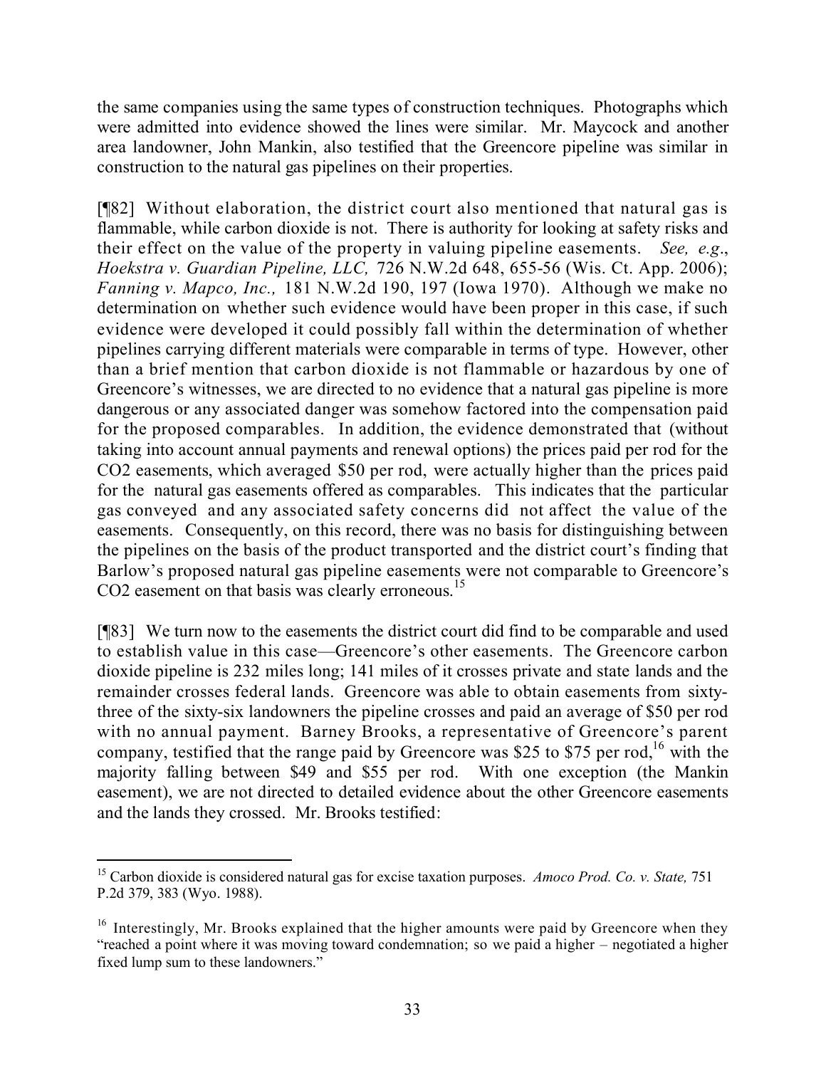the same companies using the same types of construction techniques. Photographs which were admitted into evidence showed the lines were similar. Mr. Maycock and another area landowner, John Mankin, also testified that the Greencore pipeline was similar in construction to the natural gas pipelines on their properties.

[¶82] Without elaboration, the district court also mentioned that natural gas is flammable, while carbon dioxide is not. There is authority for looking at safety risks and their effect on the value of the property in valuing pipeline easements. *See, e.g.*, *Hoekstra v. Guardian Pipeline, LLC,* 726 N.W.2d 648, 655-56 (Wis. Ct. App. 2006); *Fanning v. Mapco, Inc.,* 181 N.W.2d 190, 197 (Iowa 1970). Although we make no determination on whether such evidence would have been proper in this case, if such evidence were developed it could possibly fall within the determination of whether pipelines carrying different materials were comparable in terms of type. However, other than a brief mention that carbon dioxide is not flammable or hazardous by one of Greencore's witnesses, we are directed to no evidence that a natural gas pipeline is more dangerous or any associated danger was somehow factored into the compensation paid for the proposed comparables. In addition, the evidence demonstrated that (without taking into account annual payments and renewal options) the prices paid per rod for the $CO_2$ easements, which averaged \$50 per rod, were actually higher than the prices paid for the natural gas easements offered as comparables. This indicates that the particular gas conveyed and any associated safety concerns did not affect the value of the easements. Consequently, on this record, there was no basis for distinguishing between the pipelines on the basis of the product transported and the district court's finding that Barlow's proposed natural gas pipeline easements were not comparable to Greencore's $CO_2$ easement on that basis was clearly erroneous.[15]

[¶83] We turn now to the easements the district court did find to be comparable and used to establish value in this case—Greencore's other easements. The Greencore carbon dioxide pipeline is 232 miles long; 141 miles of it crosses private and state lands and the remainder crosses federal lands. Greencore was able to obtain easements from sixty-three of the sixty-six landowners the pipeline crosses and paid an average of \$50 per rod with no annual payment. Barney Brooks, a representative of Greencore's parent company, testified that the range paid by Greencore was \$25 to \$75 per rod,[16] with the majority falling between \$49 and \$55 per rod. With one exception (the Mankin easement), we are not directed to detailed evidence about the other Greencore easements and the lands they crossed. Mr. Brooks testified:

---

[15] Carbon dioxide is considered natural gas for excise taxation purposes. *Amoco Prod. Co. v. State,* 751 P.2d 379, 383 (Wyo. 1988).

[16] Interestingly, Mr. Brooks explained that the higher amounts were paid by Greencore when they "reached a point where it was moving toward condemnation; so we paid a higher – negotiated a higher fixed lump sum to these landowners."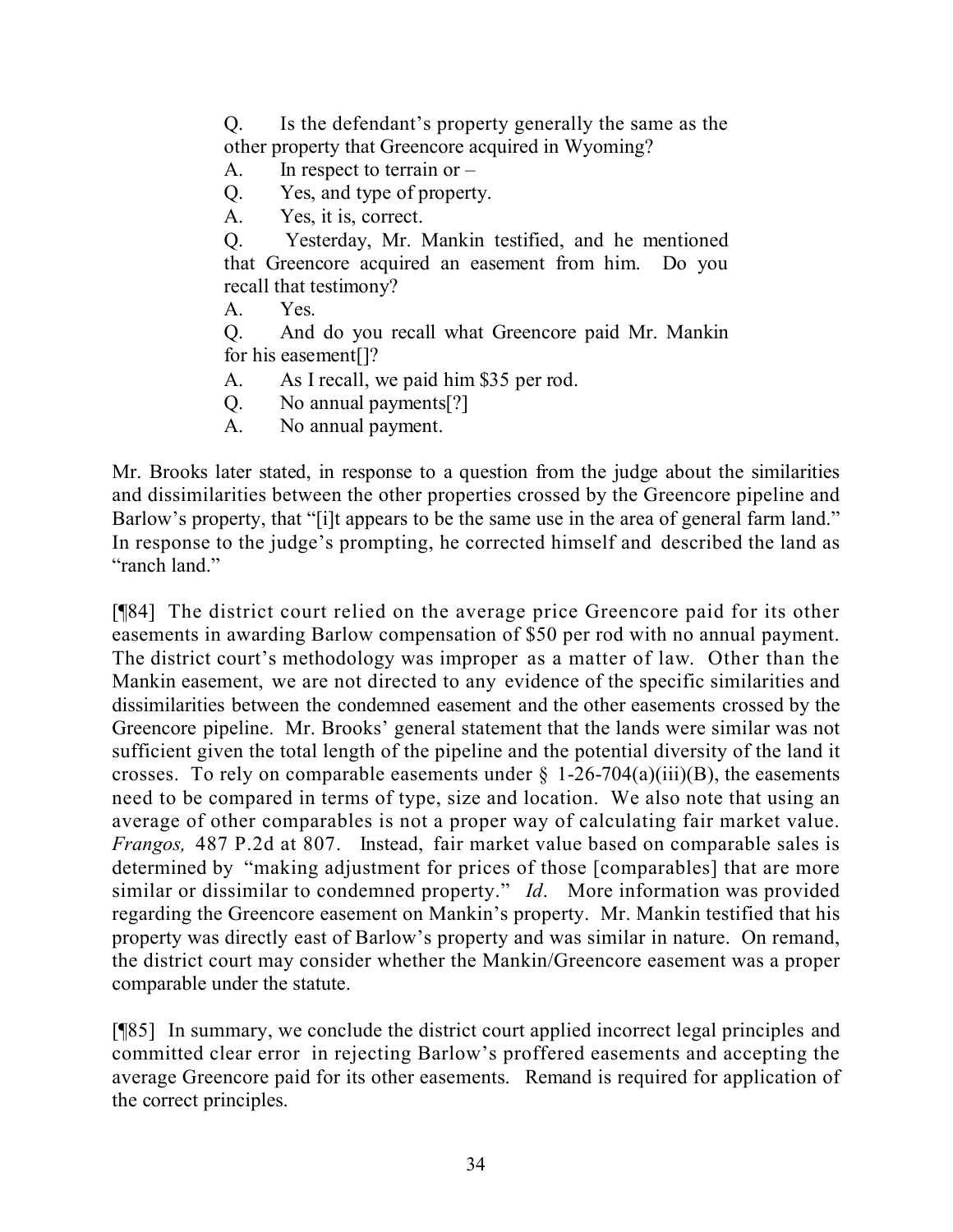> Q. Is the defendant's property generally the same as the other property that Greencore acquired in Wyoming?
>
> A. In respect to terrain or –
>
> Q. Yes, and type of property.
>
> A. Yes, it is, correct.
>
> Q. Yesterday, Mr. Mankin testified, and he mentioned that Greencore acquired an easement from him. Do you recall that testimony?
>
> A. Yes.
>
> Q. And do you recall what Greencore paid Mr. Mankin for his easement[]?
>
> A. As I recall, we paid him $35 per rod.
>
> Q. No annual payments[?]
>
> A. No annual payment.

Mr. Brooks later stated, in response to a question from the judge about the similarities and dissimilarities between the other properties crossed by the Greencore pipeline and Barlow's property, that "[i]t appears to be the same use in the area of general farm land." In response to the judge's prompting, he corrected himself and described the land as "ranch land."

[¶84] The district court relied on the average price Greencore paid for its other easements in awarding Barlow compensation of $50 per rod with no annual payment. The district court's methodology was improper as a matter of law. Other than the Mankin easement, we are not directed to any evidence of the specific similarities and dissimilarities between the condemned easement and the other easements crossed by the Greencore pipeline. Mr. Brooks' general statement that the lands were similar was not sufficient given the total length of the pipeline and the potential diversity of the land it crosses. To rely on comparable easements under § 1-26-704(a)(iii)(B), the easements need to be compared in terms of type, size and location. We also note that using an average of other comparables is not a proper way of calculating fair market value. *Frangos,* 487 P.2d at 807. Instead, fair market value based on comparable sales is determined by "making adjustment for prices of those [comparables] that are more similar or dissimilar to condemned property." *Id*. More information was provided regarding the Greencore easement on Mankin's property. Mr. Mankin testified that his property was directly east of Barlow's property and was similar in nature. On remand, the district court may consider whether the Mankin/Greencore easement was a proper comparable under the statute.

[¶85] In summary, we conclude the district court applied incorrect legal principles and committed clear error in rejecting Barlow's proffered easements and accepting the average Greencore paid for its other easements. Remand is required for application of the correct principles.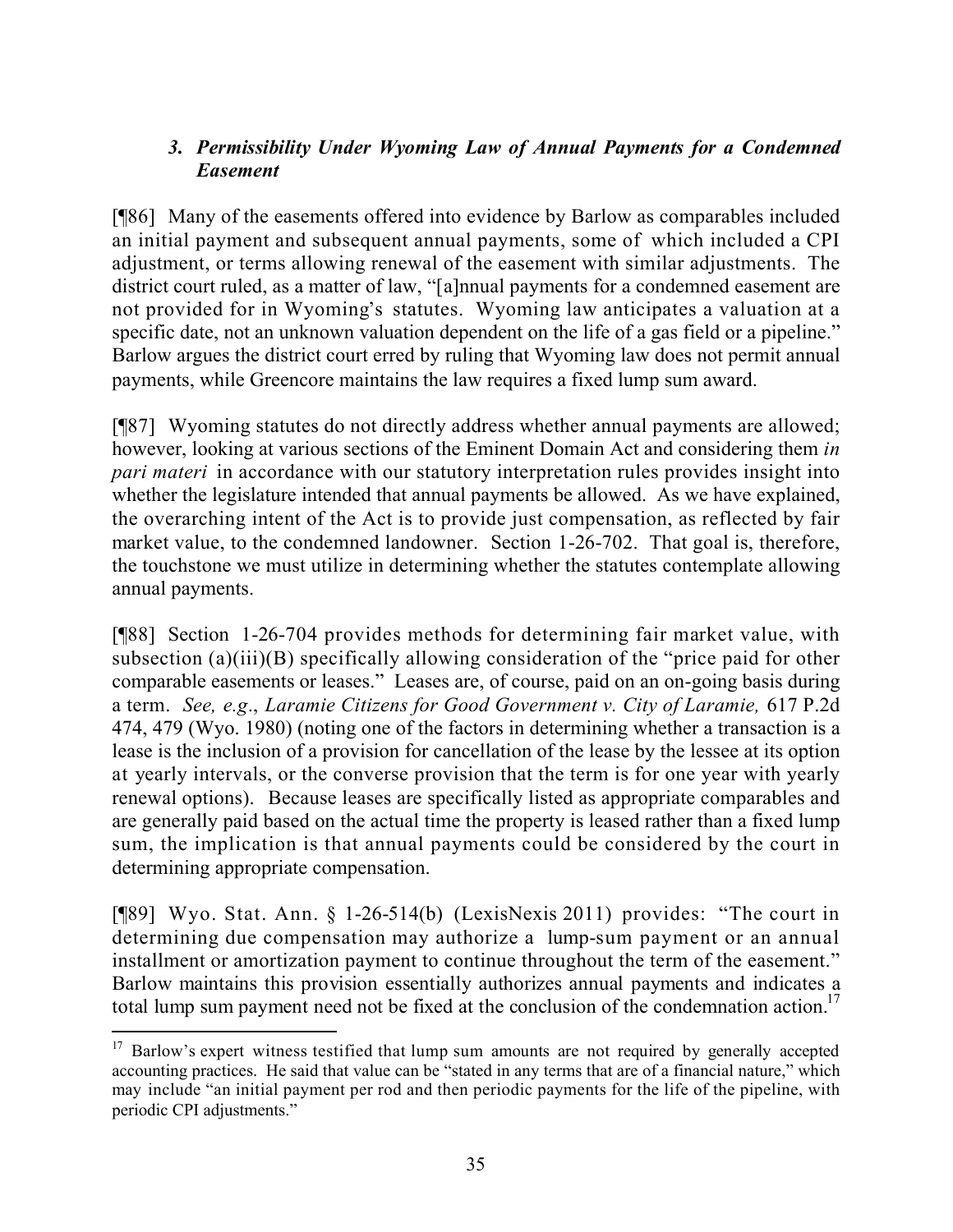### *3. Permissibility Under Wyoming Law of Annual Payments for a Condemned Easement*

[¶86] Many of the easements offered into evidence by Barlow as comparables included an initial payment and subsequent annual payments, some of which included a CPI adjustment, or terms allowing renewal of the easement with similar adjustments. The district court ruled, as a matter of law, "[a]nnual payments for a condemned easement are not provided for in Wyoming's statutes. Wyoming law anticipates a valuation at a specific date, not an unknown valuation dependent on the life of a gas field or a pipeline." Barlow argues the district court erred by ruling that Wyoming law does not permit annual payments, while Greencore maintains the law requires a fixed lump sum award.

[¶87] Wyoming statutes do not directly address whether annual payments are allowed; however, looking at various sections of the Eminent Domain Act and considering them *in pari materi* in accordance with our statutory interpretation rules provides insight into whether the legislature intended that annual payments be allowed. As we have explained, the overarching intent of the Act is to provide just compensation, as reflected by fair market value, to the condemned landowner. Section 1-26-702. That goal is, therefore, the touchstone we must utilize in determining whether the statutes contemplate allowing annual payments.

[¶88] Section 1-26-704 provides methods for determining fair market value, with subsection (a)(iii)(B) specifically allowing consideration of the "price paid for other comparable easements or leases." Leases are, of course, paid on an on-going basis during a term. *See, e.g*., *Laramie Citizens for Good Government v. City of Laramie,* 617 P.2d 474, 479 (Wyo. 1980) (noting one of the factors in determining whether a transaction is a lease is the inclusion of a provision for cancellation of the lease by the lessee at its option at yearly intervals, or the converse provision that the term is for one year with yearly renewal options). Because leases are specifically listed as appropriate comparables and are generally paid based on the actual time the property is leased rather than a fixed lump sum, the implication is that annual payments could be considered by the court in determining appropriate compensation.

[¶89] Wyo. Stat. Ann. § 1-26-514(b) (LexisNexis 2011) provides: "The court in determining due compensation may authorize a lump-sum payment or an annual installment or amortization payment to continue throughout the term of the easement." Barlow maintains this provision essentially authorizes annual payments and indicates a total lump sum payment need not be fixed at the conclusion of the condemnation action.[17]

[17] Barlow's expert witness testified that lump sum amounts are not required by generally accepted accounting practices. He said that value can be "stated in any terms that are of a financial nature," which may include "an initial payment per rod and then periodic payments for the life of the pipeline, with periodic CPI adjustments."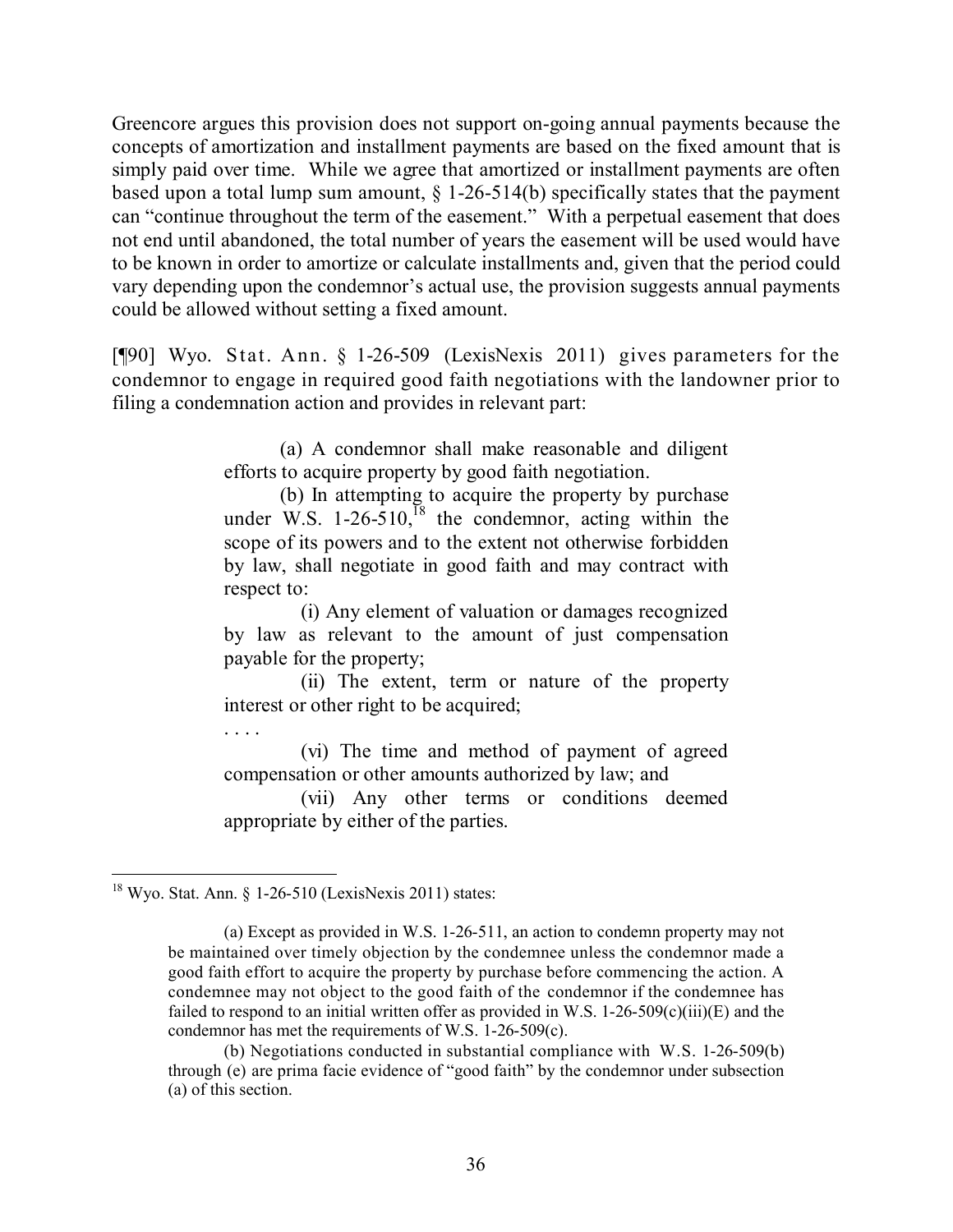Greencore argues this provision does not support on-going annual payments because the concepts of amortization and installment payments are based on the fixed amount that is simply paid over time. While we agree that amortized or installment payments are often based upon a total lump sum amount, § 1-26-514(b) specifically states that the payment can "continue throughout the term of the easement." With a perpetual easement that does not end until abandoned, the total number of years the easement will be used would have to be known in order to amortize or calculate installments and, given that the period could vary depending upon the condemnor's actual use, the provision suggests annual payments could be allowed without setting a fixed amount.

[¶90] Wyo. Stat. Ann. § 1-26-509 (LexisNexis 2011) gives parameters for the condemnor to engage in required good faith negotiations with the landowner prior to filing a condemnation action and provides in relevant part:

> (a) A condemnor shall make reasonable and diligent efforts to acquire property by good faith negotiation.
>
> (b) In attempting to acquire the property by purchase under W.S. 1-26-510,[18] the condemnor, acting within the scope of its powers and to the extent not otherwise forbidden by law, shall negotiate in good faith and may contract with respect to:
>
> (i) Any element of valuation or damages recognized by law as relevant to the amount of just compensation payable for the property;
>
> (ii) The extent, term or nature of the property interest or other right to be acquired;
>
> . . . .
>
> (vi) The time and method of payment of agreed compensation or other amounts authorized by law; and
>
> (vii) Any other terms or conditions deemed appropriate by either of the parties.

---

[18] Wyo. Stat. Ann. § 1-26-510 (LexisNexis 2011) states:

> (a) Except as provided in W.S. 1-26-511, an action to condemn property may not be maintained over timely objection by the condemnee unless the condemnor made a good faith effort to acquire the property by purchase before commencing the action. A condemnee may not object to the good faith of the condemnor if the condemnee has failed to respond to an initial written offer as provided in W.S. 1-26-509(c)(iii)(E) and the condemnor has met the requirements of W.S. 1-26-509(c).
>
> (b) Negotiations conducted in substantial compliance with W.S. 1-26-509(b) through (e) are prima facie evidence of "good faith" by the condemnor under subsection (a) of this section.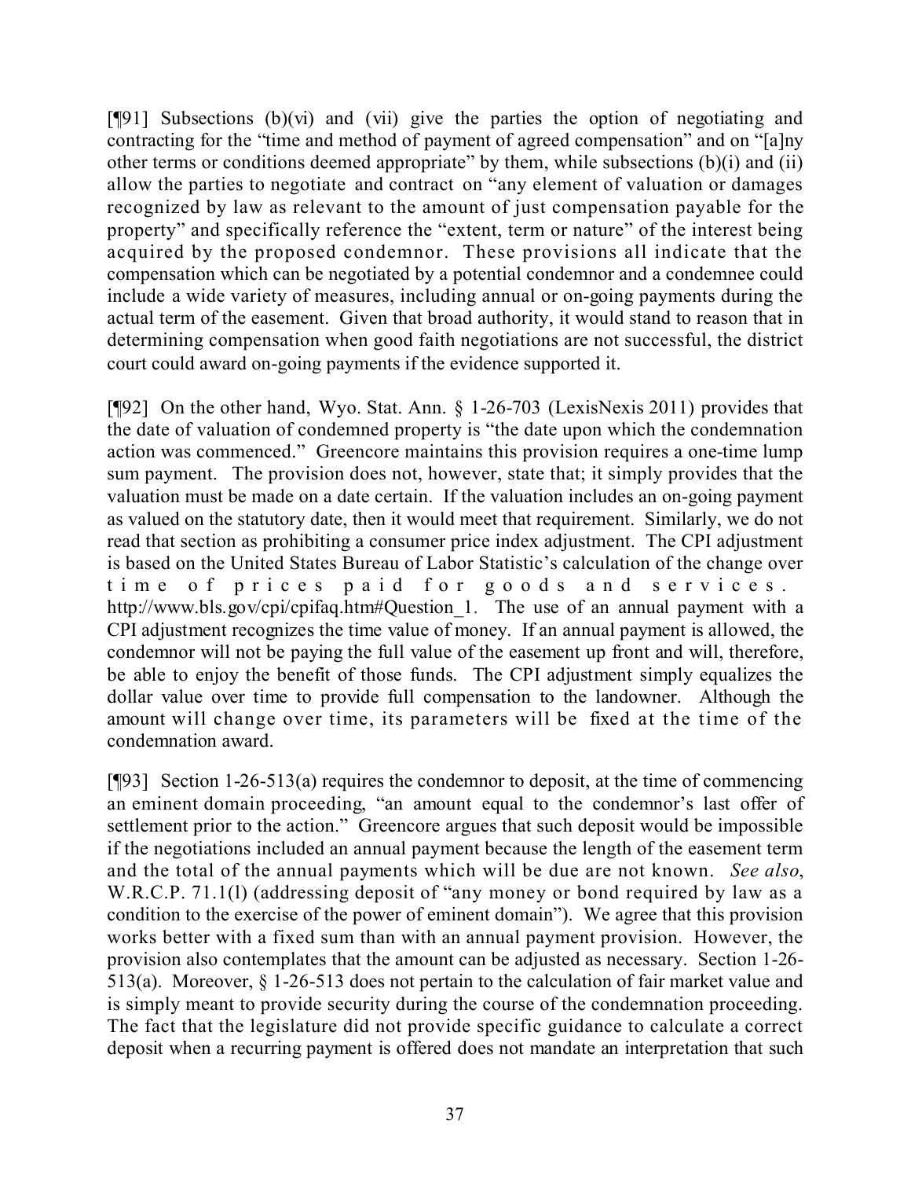[¶91] Subsections (b)(vi) and (vii) give the parties the option of negotiating and contracting for the "time and method of payment of agreed compensation" and on "[a]ny other terms or conditions deemed appropriate" by them, while subsections (b)(i) and (ii) allow the parties to negotiate and contract on "any element of valuation or damages recognized by law as relevant to the amount of just compensation payable for the property" and specifically reference the "extent, term or nature" of the interest being acquired by the proposed condemnor. These provisions all indicate that the compensation which can be negotiated by a potential condemnor and a condemnee could include a wide variety of measures, including annual or on-going payments during the actual term of the easement. Given that broad authority, it would stand to reason that in determining compensation when good faith negotiations are not successful, the district court could award on-going payments if the evidence supported it.

[¶92] On the other hand, Wyo. Stat. Ann. § 1-26-703 (LexisNexis 2011) provides that the date of valuation of condemned property is "the date upon which the condemnation action was commenced." Greencore maintains this provision requires a one-time lump sum payment. The provision does not, however, state that; it simply provides that the valuation must be made on a date certain. If the valuation includes an on-going payment as valued on the statutory date, then it would meet that requirement. Similarly, we do not read that section as prohibiting a consumer price index adjustment. The CPI adjustment is based on the United States Bureau of Labor Statistic's calculation of the change over time of prices paid for goods and services. http://www.bls.gov/cpi/cpifaq.htm#Question_1. The use of an annual payment with a CPI adjustment recognizes the time value of money. If an annual payment is allowed, the condemnor will not be paying the full value of the easement up front and will, therefore, be able to enjoy the benefit of those funds. The CPI adjustment simply equalizes the dollar value over time to provide full compensation to the landowner. Although the amount will change over time, its parameters will be fixed at the time of the condemnation award.

[¶93] Section 1-26-513(a) requires the condemnor to deposit, at the time of commencing an eminent domain proceeding, "an amount equal to the condemnor's last offer of settlement prior to the action." Greencore argues that such deposit would be impossible if the negotiations included an annual payment because the length of the easement term and the total of the annual payments which will be due are not known. *See also*, W.R.C.P. 71.1(l) (addressing deposit of "any money or bond required by law as a condition to the exercise of the power of eminent domain"). We agree that this provision works better with a fixed sum than with an annual payment provision. However, the provision also contemplates that the amount can be adjusted as necessary. Section 1-26-513(a). Moreover, § 1-26-513 does not pertain to the calculation of fair market value and is simply meant to provide security during the course of the condemnation proceeding. The fact that the legislature did not provide specific guidance to calculate a correct deposit when a recurring payment is offered does not mandate an interpretation that such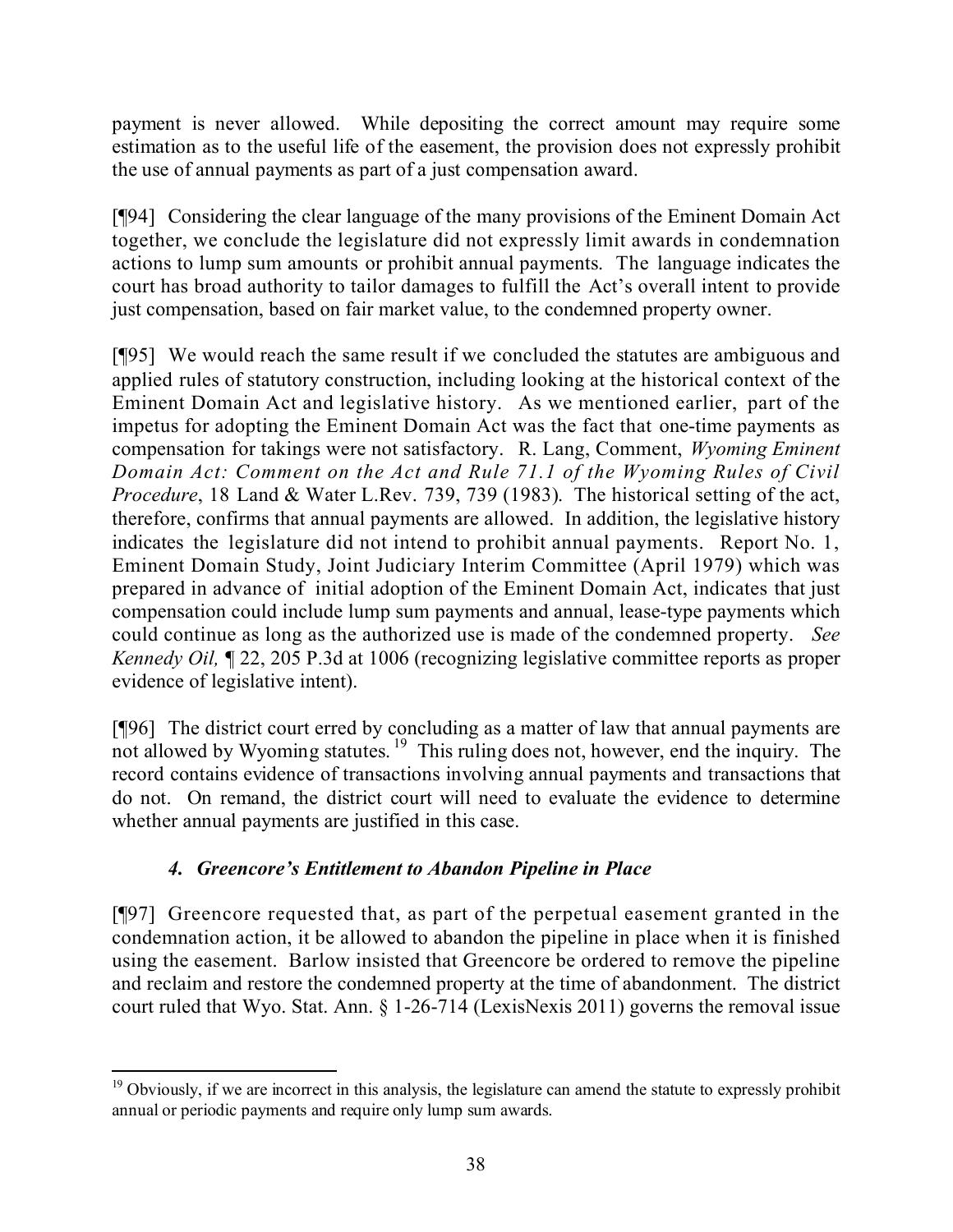payment is never allowed. While depositing the correct amount may require some estimation as to the useful life of the easement, the provision does not expressly prohibit the use of annual payments as part of a just compensation award.

[¶94] Considering the clear language of the many provisions of the Eminent Domain Act together, we conclude the legislature did not expressly limit awards in condemnation actions to lump sum amounts or prohibit annual payments. The language indicates the court has broad authority to tailor damages to fulfill the Act's overall intent to provide just compensation, based on fair market value, to the condemned property owner.

[¶95] We would reach the same result if we concluded the statutes are ambiguous and applied rules of statutory construction, including looking at the historical context of the Eminent Domain Act and legislative history. As we mentioned earlier, part of the impetus for adopting the Eminent Domain Act was the fact that one-time payments as compensation for takings were not satisfactory. R. Lang, Comment, *Wyoming Eminent Domain Act: Comment on the Act and Rule 71.1 of the Wyoming Rules of Civil Procedure*, 18 Land & Water L.Rev. 739, 739 (1983). The historical setting of the act, therefore, confirms that annual payments are allowed. In addition, the legislative history indicates the legislature did not intend to prohibit annual payments. Report No. 1, Eminent Domain Study, Joint Judiciary Interim Committee (April 1979) which was prepared in advance of initial adoption of the Eminent Domain Act, indicates that just compensation could include lump sum payments and annual, lease-type payments which could continue as long as the authorized use is made of the condemned property. *See Kennedy Oil,* ¶ 22, 205 P.3d at 1006 (recognizing legislative committee reports as proper evidence of legislative intent).

[¶96] The district court erred by concluding as a matter of law that annual payments are not allowed by Wyoming statutes.[19] This ruling does not, however, end the inquiry. The record contains evidence of transactions involving annual payments and transactions that do not. On remand, the district court will need to evaluate the evidence to determine whether annual payments are justified in this case.

### *4. Greencore's Entitlement to Abandon Pipeline in Place*

[¶97] Greencore requested that, as part of the perpetual easement granted in the condemnation action, it be allowed to abandon the pipeline in place when it is finished using the easement. Barlow insisted that Greencore be ordered to remove the pipeline and reclaim and restore the condemned property at the time of abandonment. The district court ruled that Wyo. Stat. Ann. § 1-26-714 (LexisNexis 2011) governs the removal issue

---

[19] Obviously, if we are incorrect in this analysis, the legislature can amend the statute to expressly prohibit annual or periodic payments and require only lump sum awards.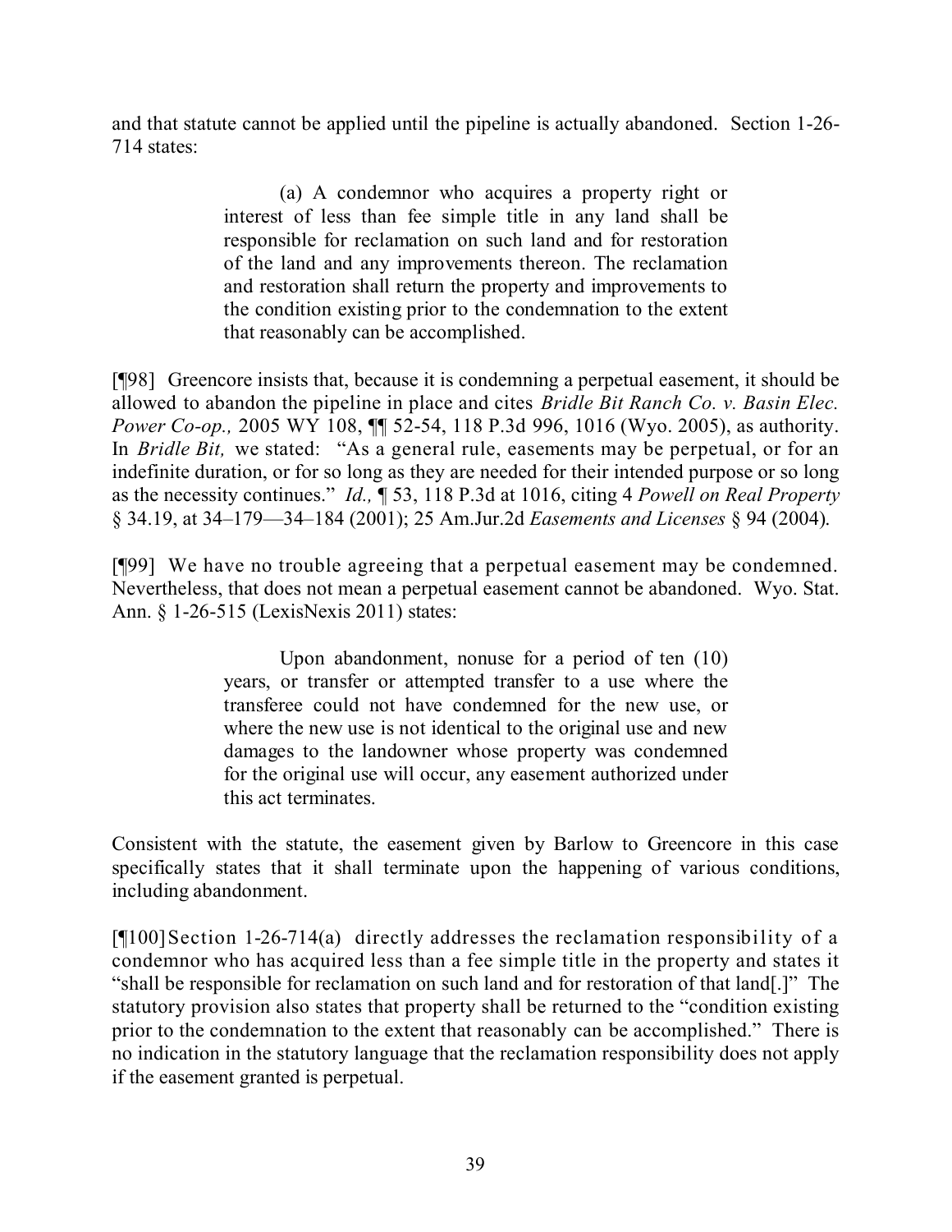and that statute cannot be applied until the pipeline is actually abandoned. Section 1-26-714 states:

> (a) A condemnor who acquires a property right or interest of less than fee simple title in any land shall be responsible for reclamation on such land and for restoration of the land and any improvements thereon. The reclamation and restoration shall return the property and improvements to the condition existing prior to the condemnation to the extent that reasonably can be accomplished.

[¶98] Greencore insists that, because it is condemning a perpetual easement, it should be allowed to abandon the pipeline in place and cites *Bridle Bit Ranch Co. v. Basin Elec. Power Co-op.,* 2005 WY 108, ¶¶ 52-54, 118 P.3d 996, 1016 (Wyo. 2005), as authority. In *Bridle Bit,* we stated: "As a general rule, easements may be perpetual, or for an indefinite duration, or for so long as they are needed for their intended purpose or so long as the necessity continues." *Id.,* ¶ 53, 118 P.3d at 1016, citing 4 *Powell on Real Property* § 34.19, at 34–179—34–184 (2001); 25 Am.Jur.2d *Easements and Licenses* § 94 (2004).

[¶99] We have no trouble agreeing that a perpetual easement may be condemned. Nevertheless, that does not mean a perpetual easement cannot be abandoned. Wyo. Stat. Ann. § 1-26-515 (LexisNexis 2011) states:

> Upon abandonment, nonuse for a period of ten (10) years, or transfer or attempted transfer to a use where the transferee could not have condemned for the new use, or where the new use is not identical to the original use and new damages to the landowner whose property was condemned for the original use will occur, any easement authorized under this act terminates.

Consistent with the statute, the easement given by Barlow to Greencore in this case specifically states that it shall terminate upon the happening of various conditions, including abandonment.

[¶100] Section 1-26-714(a) directly addresses the reclamation responsibility of a condemnor who has acquired less than a fee simple title in the property and states it "shall be responsible for reclamation on such land and for restoration of that land[.]" The statutory provision also states that property shall be returned to the "condition existing prior to the condemnation to the extent that reasonably can be accomplished." There is no indication in the statutory language that the reclamation responsibility does not apply if the easement granted is perpetual.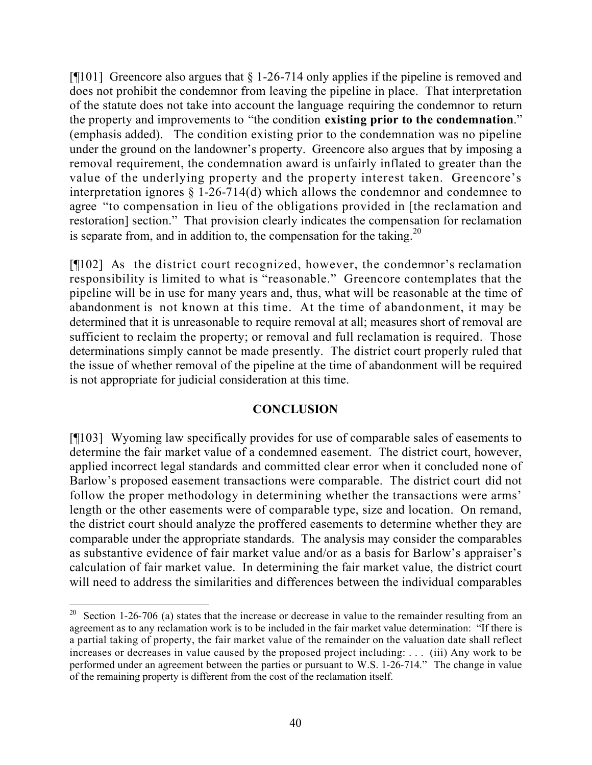[¶101] Greencore also argues that § 1-26-714 only applies if the pipeline is removed and does not prohibit the condemnor from leaving the pipeline in place. That interpretation of the statute does not take into account the language requiring the condemnor to return the property and improvements to "the condition **existing prior to the condemnation**." (emphasis added). The condition existing prior to the condemnation was no pipeline under the ground on the landowner's property. Greencore also argues that by imposing a removal requirement, the condemnation award is unfairly inflated to greater than the value of the underlying property and the property interest taken. Greencore's interpretation ignores § 1-26-714(d) which allows the condemnor and condemnee to agree "to compensation in lieu of the obligations provided in [the reclamation and restoration] section." That provision clearly indicates the compensation for reclamation is separate from, and in addition to, the compensation for the taking.[20]

[¶102] As the district court recognized, however, the condemnor's reclamation responsibility is limited to what is "reasonable." Greencore contemplates that the pipeline will be in use for many years and, thus, what will be reasonable at the time of abandonment is not known at this time. At the time of abandonment, it may be determined that it is unreasonable to require removal at all; measures short of removal are sufficient to reclaim the property; or removal and full reclamation is required. Those determinations simply cannot be made presently. The district court properly ruled that the issue of whether removal of the pipeline at the time of abandonment will be required is not appropriate for judicial consideration at this time.

## CONCLUSION

[¶103] Wyoming law specifically provides for use of comparable sales of easements to determine the fair market value of a condemned easement. The district court, however, applied incorrect legal standards and committed clear error when it concluded none of Barlow's proposed easement transactions were comparable. The district court did not follow the proper methodology in determining whether the transactions were arms' length or the other easements were of comparable type, size and location. On remand, the district court should analyze the proffered easements to determine whether they are comparable under the appropriate standards. The analysis may consider the comparables as substantive evidence of fair market value and/or as a basis for Barlow's appraiser's calculation of fair market value. In determining the fair market value, the district court will need to address the similarities and differences between the individual comparables

---

[20] Section 1-26-706 (a) states that the increase or decrease in value to the remainder resulting from an agreement as to any reclamation work is to be included in the fair market value determination: "If there is a partial taking of property, the fair market value of the remainder on the valuation date shall reflect increases or decreases in value caused by the proposed project including: . . . (iii) Any work to be performed under an agreement between the parties or pursuant to W.S. 1-26-714." The change in value of the remaining property is different from the cost of the reclamation itself.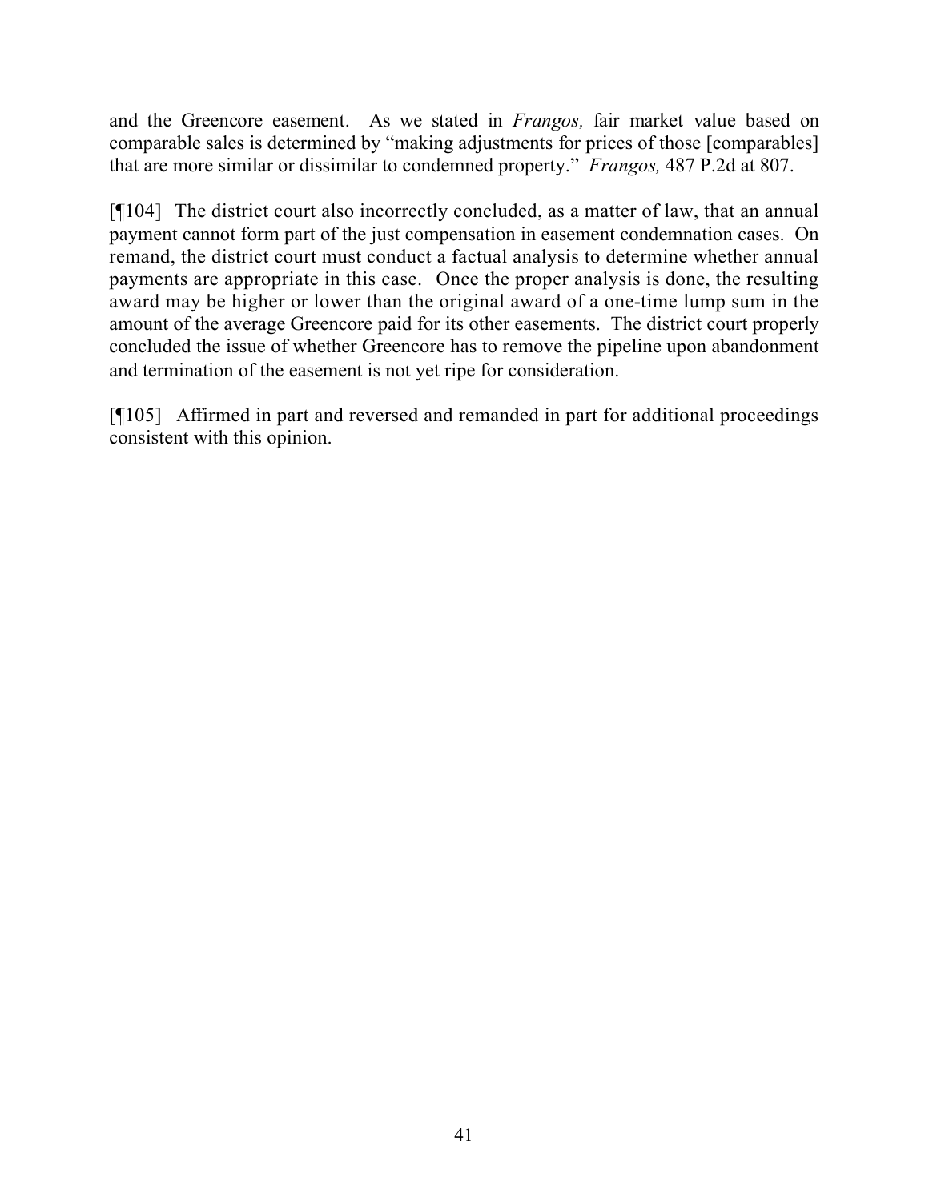and the Greencore easement. As we stated in *Frangos,* fair market value based on comparable sales is determined by "making adjustments for prices of those [comparables] that are more similar or dissimilar to condemned property." *Frangos,* 487 P.2d at 807.

[¶104] The district court also incorrectly concluded, as a matter of law, that an annual payment cannot form part of the just compensation in easement condemnation cases. On remand, the district court must conduct a factual analysis to determine whether annual payments are appropriate in this case. Once the proper analysis is done, the resulting award may be higher or lower than the original award of a one-time lump sum in the amount of the average Greencore paid for its other easements. The district court properly concluded the issue of whether Greencore has to remove the pipeline upon abandonment and termination of the easement is not yet ripe for consideration.

[¶105] Affirmed in part and reversed and remanded in part for additional proceedings consistent with this opinion.